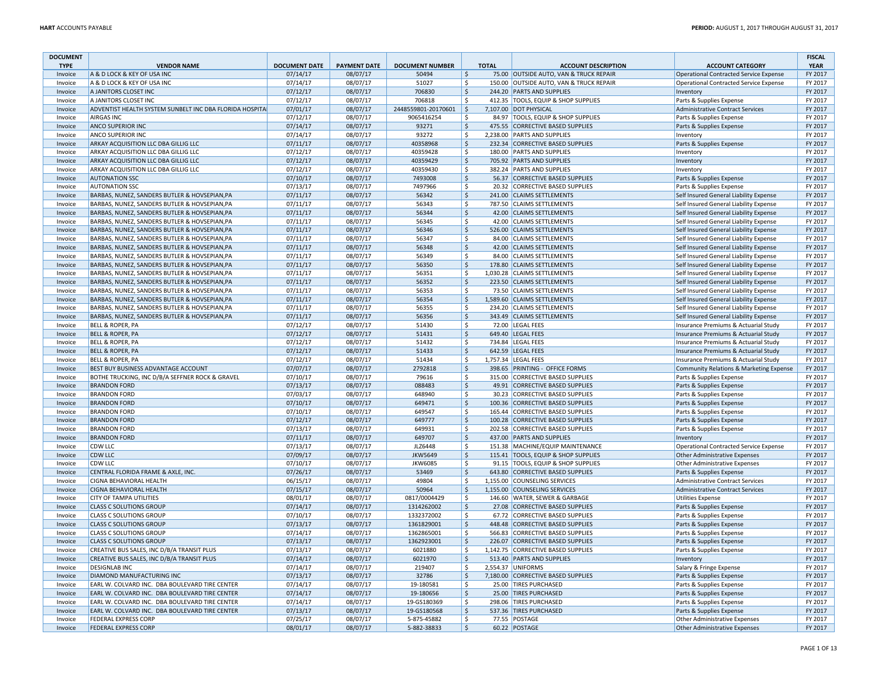**HART** ACCOUNTS PAYABLE

**PERIOD:** AUGUST 1, 2017 THROUGH AUGUST 31, 2017

| DOCUMENT TYPE | VENDOR NAME | DOCUMENT DATE | PAYMENT DATE | DOCUMENT NUMBER | TOTAL | ACCOUNT DESCRIPTION | ACCOUNT CATEGORY | FISCAL YEAR |
|---|---|---|---|---|---|---|---|---|
| Invoice | A & D LOCK & KEY OF USA INC | 07/14/17 | 08/07/17 | 50494 | $ 75.00 | OUTSIDE AUTO, VAN & TRUCK REPAIR | Operational Contracted Service Expense | FY 2017 |
| Invoice | A & D LOCK & KEY OF USA INC | 07/14/17 | 08/07/17 | 51027 | $ 150.00 | OUTSIDE AUTO, VAN & TRUCK REPAIR | Operational Contracted Service Expense | FY 2017 |
| Invoice | A JANITORS CLOSET INC | 07/12/17 | 08/07/17 | 706830 | $ 244.20 | PARTS AND SUPPLIES | Inventory | FY 2017 |
| Invoice | A JANITORS CLOSET INC | 07/12/17 | 08/07/17 | 706818 | $ 412.35 | TOOLS, EQUIP & SHOP SUPPLIES | Parts & Supplies Expense | FY 2017 |
| Invoice | ADVENTIST HEALTH SYSTEM SUNBELT INC DBA FLORIDA HOSPITA | 07/01/17 | 08/07/17 | 2448559801-20170601 | $ 7,107.00 | DOT PHYSICAL | Administrative Contract Services | FY 2017 |
| Invoice | AIRGAS INC | 07/12/17 | 08/07/17 | 9065416254 | $ 84.97 | TOOLS, EQUIP & SHOP SUPPLIES | Parts & Supplies Expense | FY 2017 |
| Invoice | ANCO SUPERIOR INC | 07/14/17 | 08/07/17 | 93271 | $ 475.55 | CORRECTIVE BASED SUPPLIES | Parts & Supplies Expense | FY 2017 |
| Invoice | ANCO SUPERIOR INC | 07/14/17 | 08/07/17 | 93272 | $ 2,238.00 | PARTS AND SUPPLIES | Inventory | FY 2017 |
| Invoice | ARKAY ACQUISITION LLC DBA GILLIG LLC | 07/11/17 | 08/07/17 | 40358968 | $ 232.34 | CORRECTIVE BASED SUPPLIES | Parts & Supplies Expense | FY 2017 |
| Invoice | ARKAY ACQUISITION LLC DBA GILLIG LLC | 07/12/17 | 08/07/17 | 40359428 | $ 180.00 | PARTS AND SUPPLIES | Inventory | FY 2017 |
| Invoice | ARKAY ACQUISITION LLC DBA GILLIG LLC | 07/12/17 | 08/07/17 | 40359429 | $ 705.92 | PARTS AND SUPPLIES | Inventory | FY 2017 |
| Invoice | ARKAY ACQUISITION LLC DBA GILLIG LLC | 07/12/17 | 08/07/17 | 40359430 | $ 382.24 | PARTS AND SUPPLIES | Inventory | FY 2017 |
| Invoice | AUTONATION SSC | 07/10/17 | 08/07/17 | 7493008 | $ 56.37 | CORRECTIVE BASED SUPPLIES | Parts & Supplies Expense | FY 2017 |
| Invoice | AUTONATION SSC | 07/13/17 | 08/07/17 | 7497966 | $ 20.32 | CORRECTIVE BASED SUPPLIES | Parts & Supplies Expense | FY 2017 |
| Invoice | BARBAS, NUNEZ, SANDERS BUTLER & HOVSEPIAN,PA | 07/11/17 | 08/07/17 | 56342 | $ 241.00 | CLAIMS SETTLEMENTS | Self Insured General Liability Expense | FY 2017 |
| Invoice | BARBAS, NUNEZ, SANDERS BUTLER & HOVSEPIAN,PA | 07/11/17 | 08/07/17 | 56343 | $ 787.50 | CLAIMS SETTLEMENTS | Self Insured General Liability Expense | FY 2017 |
| Invoice | BARBAS, NUNEZ, SANDERS BUTLER & HOVSEPIAN,PA | 07/11/17 | 08/07/17 | 56344 | $ 42.00 | CLAIMS SETTLEMENTS | Self Insured General Liability Expense | FY 2017 |
| Invoice | BARBAS, NUNEZ, SANDERS BUTLER & HOVSEPIAN,PA | 07/11/17 | 08/07/17 | 56345 | $ 42.00 | CLAIMS SETTLEMENTS | Self Insured General Liability Expense | FY 2017 |
| Invoice | BARBAS, NUNEZ, SANDERS BUTLER & HOVSEPIAN,PA | 07/11/17 | 08/07/17 | 56346 | $ 526.00 | CLAIMS SETTLEMENTS | Self Insured General Liability Expense | FY 2017 |
| Invoice | BARBAS, NUNEZ, SANDERS BUTLER & HOVSEPIAN,PA | 07/11/17 | 08/07/17 | 56347 | $ 84.00 | CLAIMS SETTLEMENTS | Self Insured General Liability Expense | FY 2017 |
| Invoice | BARBAS, NUNEZ, SANDERS BUTLER & HOVSEPIAN,PA | 07/11/17 | 08/07/17 | 56348 | $ 42.00 | CLAIMS SETTLEMENTS | Self Insured General Liability Expense | FY 2017 |
| Invoice | BARBAS, NUNEZ, SANDERS BUTLER & HOVSEPIAN,PA | 07/11/17 | 08/07/17 | 56349 | $ 84.00 | CLAIMS SETTLEMENTS | Self Insured General Liability Expense | FY 2017 |
| Invoice | BARBAS, NUNEZ, SANDERS BUTLER & HOVSEPIAN,PA | 07/11/17 | 08/07/17 | 56350 | $ 178.80 | CLAIMS SETTLEMENTS | Self Insured General Liability Expense | FY 2017 |
| Invoice | BARBAS, NUNEZ, SANDERS BUTLER & HOVSEPIAN,PA | 07/11/17 | 08/07/17 | 56351 | $ 1,030.28 | CLAIMS SETTLEMENTS | Self Insured General Liability Expense | FY 2017 |
| Invoice | BARBAS, NUNEZ, SANDERS BUTLER & HOVSEPIAN,PA | 07/11/17 | 08/07/17 | 56352 | $ 223.50 | CLAIMS SETTLEMENTS | Self Insured General Liability Expense | FY 2017 |
| Invoice | BARBAS, NUNEZ, SANDERS BUTLER & HOVSEPIAN,PA | 07/11/17 | 08/07/17 | 56353 | $ 73.50 | CLAIMS SETTLEMENTS | Self Insured General Liability Expense | FY 2017 |
| Invoice | BARBAS, NUNEZ, SANDERS BUTLER & HOVSEPIAN,PA | 07/11/17 | 08/07/17 | 56354 | $ 1,589.60 | CLAIMS SETTLEMENTS | Self Insured General Liability Expense | FY 2017 |
| Invoice | BARBAS, NUNEZ, SANDERS BUTLER & HOVSEPIAN,PA | 07/11/17 | 08/07/17 | 56355 | $ 234.20 | CLAIMS SETTLEMENTS | Self Insured General Liability Expense | FY 2017 |
| Invoice | BARBAS, NUNEZ, SANDERS BUTLER & HOVSEPIAN,PA | 07/11/17 | 08/07/17 | 56356 | $ 343.49 | CLAIMS SETTLEMENTS | Self Insured General Liability Expense | FY 2017 |
| Invoice | BELL & ROPER, PA | 07/12/17 | 08/07/17 | 51430 | $ 72.00 | LEGAL FEES | Insurance Premiums & Actuarial Study | FY 2017 |
| Invoice | BELL & ROPER, PA | 07/12/17 | 08/07/17 | 51431 | $ 649.40 | LEGAL FEES | Insurance Premiums & Actuarial Study | FY 2017 |
| Invoice | BELL & ROPER, PA | 07/12/17 | 08/07/17 | 51432 | $ 734.84 | LEGAL FEES | Insurance Premiums & Actuarial Study | FY 2017 |
| Invoice | BELL & ROPER, PA | 07/12/17 | 08/07/17 | 51433 | $ 642.59 | LEGAL FEES | Insurance Premiums & Actuarial Study | FY 2017 |
| Invoice | BELL & ROPER, PA | 07/12/17 | 08/07/17 | 51434 | $ 1,757.34 | LEGAL FEES | Insurance Premiums & Actuarial Study | FY 2017 |
| Invoice | BEST BUY BUSINESS ADVANTAGE ACCOUNT | 07/07/17 | 08/07/17 | 2792818 | $ 398.65 | PRINTING - OFFICE FORMS | Community Relations & Marketing Expense | FY 2017 |
| Invoice | BOTHE TRUCKING, INC D/B/A SEFFNER ROCK & GRAVEL | 07/10/17 | 08/07/17 | 79616 | $ 315.00 | CORRECTIVE BASED SUPPLIES | Parts & Supplies Expense | FY 2017 |
| Invoice | BRANDON FORD | 07/13/17 | 08/07/17 | 088483 | $ 49.91 | CORRECTIVE BASED SUPPLIES | Parts & Supplies Expense | FY 2017 |
| Invoice | BRANDON FORD | 07/03/17 | 08/07/17 | 648940 | $ 30.23 | CORRECTIVE BASED SUPPLIES | Parts & Supplies Expense | FY 2017 |
| Invoice | BRANDON FORD | 07/10/17 | 08/07/17 | 649471 | $ 100.36 | CORRECTIVE BASED SUPPLIES | Parts & Supplies Expense | FY 2017 |
| Invoice | BRANDON FORD | 07/10/17 | 08/07/17 | 649547 | $ 165.44 | CORRECTIVE BASED SUPPLIES | Parts & Supplies Expense | FY 2017 |
| Invoice | BRANDON FORD | 07/12/17 | 08/07/17 | 649777 | $ 100.28 | CORRECTIVE BASED SUPPLIES | Parts & Supplies Expense | FY 2017 |
| Invoice | BRANDON FORD | 07/13/17 | 08/07/17 | 649931 | $ 202.58 | CORRECTIVE BASED SUPPLIES | Parts & Supplies Expense | FY 2017 |
| Invoice | BRANDON FORD | 07/11/17 | 08/07/17 | 649707 | $ 437.00 | PARTS AND SUPPLIES | Inventory | FY 2017 |
| Invoice | CDW LLC | 07/13/17 | 08/07/17 | JLZ6448 | $ 151.38 | MACHINE/EQUIP MAINTENANCE | Operational Contracted Service Expense | FY 2017 |
| Invoice | CDW LLC | 07/09/17 | 08/07/17 | JKW5649 | $ 115.41 | TOOLS, EQUIP & SHOP SUPPLIES | Other Administrative Expenses | FY 2017 |
| Invoice | CDW LLC | 07/10/17 | 08/07/17 | JKW6085 | $ 91.15 | TOOLS, EQUIP & SHOP SUPPLIES | Other Administrative Expenses | FY 2017 |
| Invoice | CENTRAL FLORIDA FRAME & AXLE, INC. | 07/26/17 | 08/07/17 | 53469 | $ 643.80 | CORRECTIVE BASED SUPPLIES | Parts & Supplies Expense | FY 2017 |
| Invoice | CIGNA BEHAVIORAL HEALTH | 06/15/17 | 08/07/17 | 49804 | $ 1,155.00 | COUNSELING SERVICES | Administrative Contract Services | FY 2017 |
| Invoice | CIGNA BEHAVIORAL HEALTH | 07/15/17 | 08/07/17 | 50964 | $ 1,155.00 | COUNSELING SERVICES | Administrative Contract Services | FY 2017 |
| Invoice | CITY OF TAMPA UTILITIES | 08/01/17 | 08/07/17 | 0817/0004429 | $ 146.60 | WATER, SEWER & GARBAGE | Utilities Expense | FY 2017 |
| Invoice | CLASS C SOLUTIONS GROUP | 07/14/17 | 08/07/17 | 1314262002 | $ 27.08 | CORRECTIVE BASED SUPPLIES | Parts & Supplies Expense | FY 2017 |
| Invoice | CLASS C SOLUTIONS GROUP | 07/10/17 | 08/07/17 | 1332372002 | $ 67.72 | CORRECTIVE BASED SUPPLIES | Parts & Supplies Expense | FY 2017 |
| Invoice | CLASS C SOLUTIONS GROUP | 07/13/17 | 08/07/17 | 1361829001 | $ 448.48 | CORRECTIVE BASED SUPPLIES | Parts & Supplies Expense | FY 2017 |
| Invoice | CLASS C SOLUTIONS GROUP | 07/14/17 | 08/07/17 | 1362865001 | $ 566.83 | CORRECTIVE BASED SUPPLIES | Parts & Supplies Expense | FY 2017 |
| Invoice | CLASS C SOLUTIONS GROUP | 07/13/17 | 08/07/17 | 1362923001 | $ 226.07 | CORRECTIVE BASED SUPPLIES | Parts & Supplies Expense | FY 2017 |
| Invoice | CREATIVE BUS SALES, INC D/B/A TRANSIT PLUS | 07/13/17 | 08/07/17 | 6021880 | $ 1,142.75 | CORRECTIVE BASED SUPPLIES | Parts & Supplies Expense | FY 2017 |
| Invoice | CREATIVE BUS SALES, INC D/B/A TRANSIT PLUS | 07/14/17 | 08/07/17 | 6021970 | $ 513.40 | PARTS AND SUPPLIES | Inventory | FY 2017 |
| Invoice | DESIGNLAB INC | 07/14/17 | 08/07/17 | 219407 | $ 2,554.37 | UNIFORMS | Salary & Fringe Expense | FY 2017 |
| Invoice | DIAMOND MANUFACTURING INC | 07/13/17 | 08/07/17 | 32786 | $ 7,180.00 | CORRECTIVE BASED SUPPLIES | Parts & Supplies Expense | FY 2017 |
| Invoice | EARL W. COLVARD INC. DBA BOULEVARD TIRE CENTER | 07/14/17 | 08/07/17 | 19-180581 | $ 25.00 | TIRES PURCHASED | Parts & Supplies Expense | FY 2017 |
| Invoice | EARL W. COLVARD INC. DBA BOULEVARD TIRE CENTER | 07/14/17 | 08/07/17 | 19-180656 | $ 25.00 | TIRES PURCHASED | Parts & Supplies Expense | FY 2017 |
| Invoice | EARL W. COLVARD INC. DBA BOULEVARD TIRE CENTER | 07/14/17 | 08/07/17 | 19-GS180369 | $ 298.06 | TIRES PURCHASED | Parts & Supplies Expense | FY 2017 |
| Invoice | EARL W. COLVARD INC. DBA BOULEVARD TIRE CENTER | 07/13/17 | 08/07/17 | 19-GS180568 | $ 537.36 | TIRES PURCHASED | Parts & Supplies Expense | FY 2017 |
| Invoice | FEDERAL EXPRESS CORP | 07/25/17 | 08/07/17 | 5-875-45882 | $ 77.55 | POSTAGE | Other Administrative Expenses | FY 2017 |
| Invoice | FEDERAL EXPRESS CORP | 08/01/17 | 08/07/17 | 5-882-38833 | $ 60.22 | POSTAGE | Other Administrative Expenses | FY 2017 |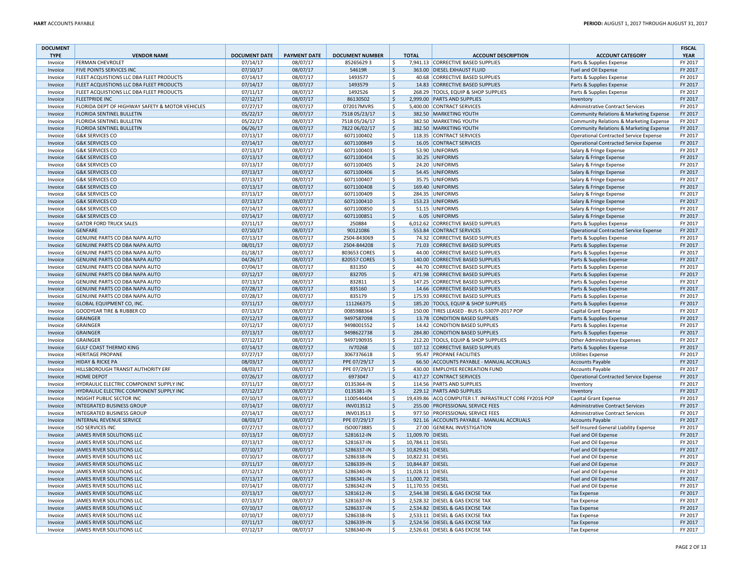| DOCUMENT TYPE | VENDOR NAME | DOCUMENT DATE | PAYMENT DATE | DOCUMENT NUMBER | TOTAL | ACCOUNT DESCRIPTION | ACCOUNT CATEGORY | FISCAL YEAR |
|---|---|---|---|---|---|---|---|---|
| Invoice | FERMAN CHEVROLET | 07/14/17 | 08/07/17 | 85265629 3 | $ 7,941.13 | CORRECTIVE BASED SUPPLIES | Parts & Supplies Expense | FY 2017 |
| Invoice | FIVE POINTS SERVICES INC | 07/10/17 | 08/07/17 | 54619R | $ 363.00 | DIESEL EXHAUST FLUID | Fuel and Oil Expense | FY 2017 |
| Invoice | FLEET ACQUISTIONS LLC DBA FLEET PRODUCTS | 07/14/17 | 08/07/17 | 1493577 | $ 40.68 | CORRECTIVE BASED SUPPLIES | Parts & Supplies Expense | FY 2017 |
| Invoice | FLEET ACQUISTIONS LLC DBA FLEET PRODUCTS | 07/14/17 | 08/07/17 | 1493579 | $ 14.83 | CORRECTIVE BASED SUPPLIES | Parts & Supplies Expense | FY 2017 |
| Invoice | FLEET ACQUISTIONS LLC DBA FLEET PRODUCTS | 07/11/17 | 08/07/17 | 1492526 | $ 268.29 | TOOLS, EQUIP & SHOP SUPPLIES | Parts & Supplies Expense | FY 2017 |
| Invoice | FLEETPRIDE INC | 07/12/17 | 08/07/17 | 86130502 | $ 2,999.00 | PARTS AND SUPPLIES | Inventory | FY 2017 |
| Invoice | FLORIDA DEPT OF HIGHWAY SAFETY & MOTOR VEHICLES | 07/27/17 | 08/07/17 | 072017MVRS | $ 5,400.00 | CONTRACT SERVICES | Administrative Contract Services | FY 2017 |
| Invoice | FLORIDA SENTINEL BULLETIN | 05/22/17 | 08/07/17 | 7518 05/23/17 | $ 382.50 | MARKETING YOUTH | Community Relations & Marketing Expense | FY 2017 |
| Invoice | FLORIDA SENTINEL BULLETIN | 05/22/17 | 08/07/17 | 7518 05/26/17 | $ 382.50 | MARKETING YOUTH | Community Relations & Marketing Expense | FY 2017 |
| Invoice | FLORIDA SENTINEL BULLETIN | 06/26/17 | 08/07/17 | 7822 06/02/17 | $ 382.50 | MARKETING YOUTH | Community Relations & Marketing Expense | FY 2017 |
| Invoice | G&K SERVICES CO | 07/13/17 | 08/07/17 | 6071100402 | $ 118.35 | CONTRACT SERVICES | Operational Contracted Service Expense | FY 2017 |
| Invoice | G&K SERVICES CO | 07/14/17 | 08/07/17 | 6071100849 | $ 16.05 | CONTRACT SERVICES | Operational Contracted Service Expense | FY 2017 |
| Invoice | G&K SERVICES CO | 07/13/17 | 08/07/17 | 6071100403 | $ 53.90 | UNIFORMS | Salary & Fringe Expense | FY 2017 |
| Invoice | G&K SERVICES CO | 07/13/17 | 08/07/17 | 6071100404 | $ 30.25 | UNIFORMS | Salary & Fringe Expense | FY 2017 |
| Invoice | G&K SERVICES CO | 07/13/17 | 08/07/17 | 6071100405 | $ 24.20 | UNIFORMS | Salary & Fringe Expense | FY 2017 |
| Invoice | G&K SERVICES CO | 07/13/17 | 08/07/17 | 6071100406 | $ 54.45 | UNIFORMS | Salary & Fringe Expense | FY 2017 |
| Invoice | G&K SERVICES CO | 07/13/17 | 08/07/17 | 6071100407 | $ 35.75 | UNIFORMS | Salary & Fringe Expense | FY 2017 |
| Invoice | G&K SERVICES CO | 07/13/17 | 08/07/17 | 6071100408 | $ 169.40 | UNIFORMS | Salary & Fringe Expense | FY 2017 |
| Invoice | G&K SERVICES CO | 07/13/17 | 08/07/17 | 6071100409 | $ 284.35 | UNIFORMS | Salary & Fringe Expense | FY 2017 |
| Invoice | G&K SERVICES CO | 07/13/17 | 08/07/17 | 6071100410 | $ 153.23 | UNIFORMS | Salary & Fringe Expense | FY 2017 |
| Invoice | G&K SERVICES CO | 07/14/17 | 08/07/17 | 6071100850 | $ 51.15 | UNIFORMS | Salary & Fringe Expense | FY 2017 |
| Invoice | G&K SERVICES CO | 07/14/17 | 08/07/17 | 6071100851 | $ 6.05 | UNIFORMS | Salary & Fringe Expense | FY 2017 |
| Invoice | GATOR FORD TRUCK SALES | 07/11/17 | 08/07/17 | 250884 | $ 6,012.62 | CORRECTIVE BASED SUPPLIES | Parts & Supplies Expense | FY 2017 |
| Invoice | GENFARE | 07/10/17 | 08/07/17 | 90121086 | $ 553.84 | CONTRACT SERVICES | Operational Contracted Service Expense | FY 2017 |
| Invoice | GENUINE PARTS CO DBA NAPA AUTO | 07/13/17 | 08/07/17 | 2504-843069 | $ 74.32 | CORRECTIVE BASED SUPPLIES | Parts & Supplies Expense | FY 2017 |
| Invoice | GENUINE PARTS CO DBA NAPA AUTO | 08/01/17 | 08/07/17 | 2504-844208 | $ 71.03 | CORRECTIVE BASED SUPPLIES | Parts & Supplies Expense | FY 2017 |
| Invoice | GENUINE PARTS CO DBA NAPA AUTO | 01/18/17 | 08/07/17 | 803653 CORES | $ 44.00 | CORRECTIVE BASED SUPPLIES | Parts & Supplies Expense | FY 2017 |
| Invoice | GENUINE PARTS CO DBA NAPA AUTO | 04/26/17 | 08/07/17 | 820557 CORES | $ 140.00 | CORRECTIVE BASED SUPPLIES | Parts & Supplies Expense | FY 2017 |
| Invoice | GENUINE PARTS CO DBA NAPA AUTO | 07/04/17 | 08/07/17 | 831350 | $ 44.70 | CORRECTIVE BASED SUPPLIES | Parts & Supplies Expense | FY 2017 |
| Invoice | GENUINE PARTS CO DBA NAPA AUTO | 07/12/17 | 08/07/17 | 832705 | $ 471.98 | CORRECTIVE BASED SUPPLIES | Parts & Supplies Expense | FY 2017 |
| Invoice | GENUINE PARTS CO DBA NAPA AUTO | 07/13/17 | 08/07/17 | 832811 | $ 147.25 | CORRECTIVE BASED SUPPLIES | Parts & Supplies Expense | FY 2017 |
| Invoice | GENUINE PARTS CO DBA NAPA AUTO | 07/28/17 | 08/07/17 | 835160 | $ 14.66 | CORRECTIVE BASED SUPPLIES | Parts & Supplies Expense | FY 2017 |
| Invoice | GENUINE PARTS CO DBA NAPA AUTO | 07/28/17 | 08/07/17 | 835179 | $ 175.93 | CORRECTIVE BASED SUPPLIES | Parts & Supplies Expense | FY 2017 |
| Invoice | GLOBAL EQUIPMENT CO, INC. | 07/11/17 | 08/07/17 | 111266375 | $ 185.20 | TOOLS, EQUIP & SHOP SUPPLIES | Parts & Supplies Expense | FY 2017 |
| Invoice | GOODYEAR TIRE & RUBBER CO | 07/13/17 | 08/07/17 | 0085988364 | $ 150.00 | TIRES LEASED - BUS FL-5307P-2017 POP | Capital Grant Expense | FY 2017 |
| Invoice | GRAINGER | 07/12/17 | 08/07/17 | 9497587098 | $ 13.78 | CONDITION BASED SUPPLIES | Parts & Supplies Expense | FY 2017 |
| Invoice | GRAINGER | 07/12/17 | 08/07/17 | 9498001552 | $ 14.42 | CONDITION BASED SUPPLIES | Parts & Supplies Expense | FY 2017 |
| Invoice | GRAINGER | 07/13/17 | 08/07/17 | 9498622738 | $ 284.80 | CONDITION BASED SUPPLIES | Parts & Supplies Expense | FY 2017 |
| Invoice | GRAINGER | 07/12/17 | 08/07/17 | 9497190935 | $ 212.20 | TOOLS, EQUIP & SHOP SUPPLIES | Other Administrative Expenses | FY 2017 |
| Invoice | GULF COAST THERMO KING | 07/14/17 | 08/07/17 | IV70268 | $ 107.12 | CORRECTIVE BASED SUPPLIES | Parts & Supplies Expense | FY 2017 |
| Invoice | HERITAGE PROPANE | 07/27/17 | 08/07/17 | 3067376618 | $ 95.47 | PROPANE FACILITIES | Utilities Expense | FY 2017 |
| Invoice | HIDAY & RICKE PA | 08/03/17 | 08/07/17 | PPE 07/29/17 | $ 66.50 | ACCOUNTS PAYABLE - MANUAL ACCRUALS | Accounts Payable | FY 2017 |
| Invoice | HILLSBOROUGH TRANSIT AUTHORITY ERF | 08/03/17 | 08/07/17 | PPE 07/29/17 | $ 430.00 | EMPLOYEE RECREATION FUND | Accounts Payable | FY 2017 |
| Invoice | HOME DEPOT | 07/26/17 | 08/07/17 | 6973047 | $ 417.27 | CONTRACT SERVICES | Operational Contracted Service Expense | FY 2017 |
| Invoice | HYDRAULIC ELECTRIC COMPONENT SUPPLY INC | 07/11/17 | 08/07/17 | 0135364-IN | $ 114.56 | PARTS AND SUPPLIES | Inventory | FY 2017 |
| Invoice | HYDRAULIC ELECTRIC COMPONENT SUPPLY INC | 07/12/17 | 08/07/17 | 0135381-IN | $ 229.12 | PARTS AND SUPPLIES | Inventory | FY 2017 |
| Invoice | INSIGHT PUBLIC SECTOR INC | 07/10/17 | 08/07/17 | 1100544404 | $ 19,439.86 | ACQ COMPUTER I.T. INFRASTRUCT CORE FY2016 POP | Capital Grant Expense | FY 2017 |
| Invoice | INTEGRATED BUSINESS GROUP | 07/14/17 | 08/07/17 | INV013512 | $ 255.00 | PROFESSIONAL SERVICE FEES | Administrative Contract Services | FY 2017 |
| Invoice | INTEGRATED BUSINESS GROUP | 07/14/17 | 08/07/17 | INV013513 | $ 977.50 | PROFESSIONAL SERVICE FEES | Administrative Contract Services | FY 2017 |
| Invoice | INTERNAL REVENUE SERVICE | 08/03/17 | 08/07/17 | PPE 07/29/17 | $ 921.16 | ACCOUNTS PAYABLE - MANUAL ACCRUALS | Accounts Payable | FY 2017 |
| Invoice | ISO SERVICES INC | 07/27/17 | 08/07/17 | ISO0073885 | $ 27.00 | GENERAL INVESTIGATION | Self Insured General Liability Expense | FY 2017 |
| Invoice | JAMES RIVER SOLUTIONS LLC | 07/13/17 | 08/07/17 | S281612-IN | $ 11,009.70 | DIESEL | Fuel and Oil Expense | FY 2017 |
| Invoice | JAMES RIVER SOLUTIONS LLC | 07/13/17 | 08/07/17 | S281637-IN | $ 10,784.11 | DIESEL | Fuel and Oil Expense | FY 2017 |
| Invoice | JAMES RIVER SOLUTIONS LLC | 07/10/17 | 08/07/17 | S286337-IN | $ 10,829.61 | DIESEL | Fuel and Oil Expense | FY 2017 |
| Invoice | JAMES RIVER SOLUTIONS LLC | 07/10/17 | 08/07/17 | S286338-IN | $ 10,822.31 | DIESEL | Fuel and Oil Expense | FY 2017 |
| Invoice | JAMES RIVER SOLUTIONS LLC | 07/11/17 | 08/07/17 | S286339-IN | $ 10,844.87 | DIESEL | Fuel and Oil Expense | FY 2017 |
| Invoice | JAMES RIVER SOLUTIONS LLC | 07/12/17 | 08/07/17 | S286340-IN | $ 11,028.11 | DIESEL | Fuel and Oil Expense | FY 2017 |
| Invoice | JAMES RIVER SOLUTIONS LLC | 07/13/17 | 08/07/17 | S286341-IN | $ 11,000.72 | DIESEL | Fuel and Oil Expense | FY 2017 |
| Invoice | JAMES RIVER SOLUTIONS LLC | 07/14/17 | 08/07/17 | S286342-IN | $ 11,170.55 | DIESEL | Fuel and Oil Expense | FY 2017 |
| Invoice | JAMES RIVER SOLUTIONS LLC | 07/13/17 | 08/07/17 | S281612-IN | $ 2,544.38 | DIESEL & GAS EXCISE TAX | Tax Expense | FY 2017 |
| Invoice | JAMES RIVER SOLUTIONS LLC | 07/13/17 | 08/07/17 | S281637-IN | $ 2,528.32 | DIESEL & GAS EXCISE TAX | Tax Expense | FY 2017 |
| Invoice | JAMES RIVER SOLUTIONS LLC | 07/10/17 | 08/07/17 | S286337-IN | $ 2,534.82 | DIESEL & GAS EXCISE TAX | Tax Expense | FY 2017 |
| Invoice | JAMES RIVER SOLUTIONS LLC | 07/10/17 | 08/07/17 | S286338-IN | $ 2,533.11 | DIESEL & GAS EXCISE TAX | Tax Expense | FY 2017 |
| Invoice | JAMES RIVER SOLUTIONS LLC | 07/11/17 | 08/07/17 | S286339-IN | $ 2,524.56 | DIESEL & GAS EXCISE TAX | Tax Expense | FY 2017 |
| Invoice | JAMES RIVER SOLUTIONS LLC | 07/12/17 | 08/07/17 | S286340-IN | $ 2,526.61 | DIESEL & GAS EXCISE TAX | Tax Expense | FY 2017 |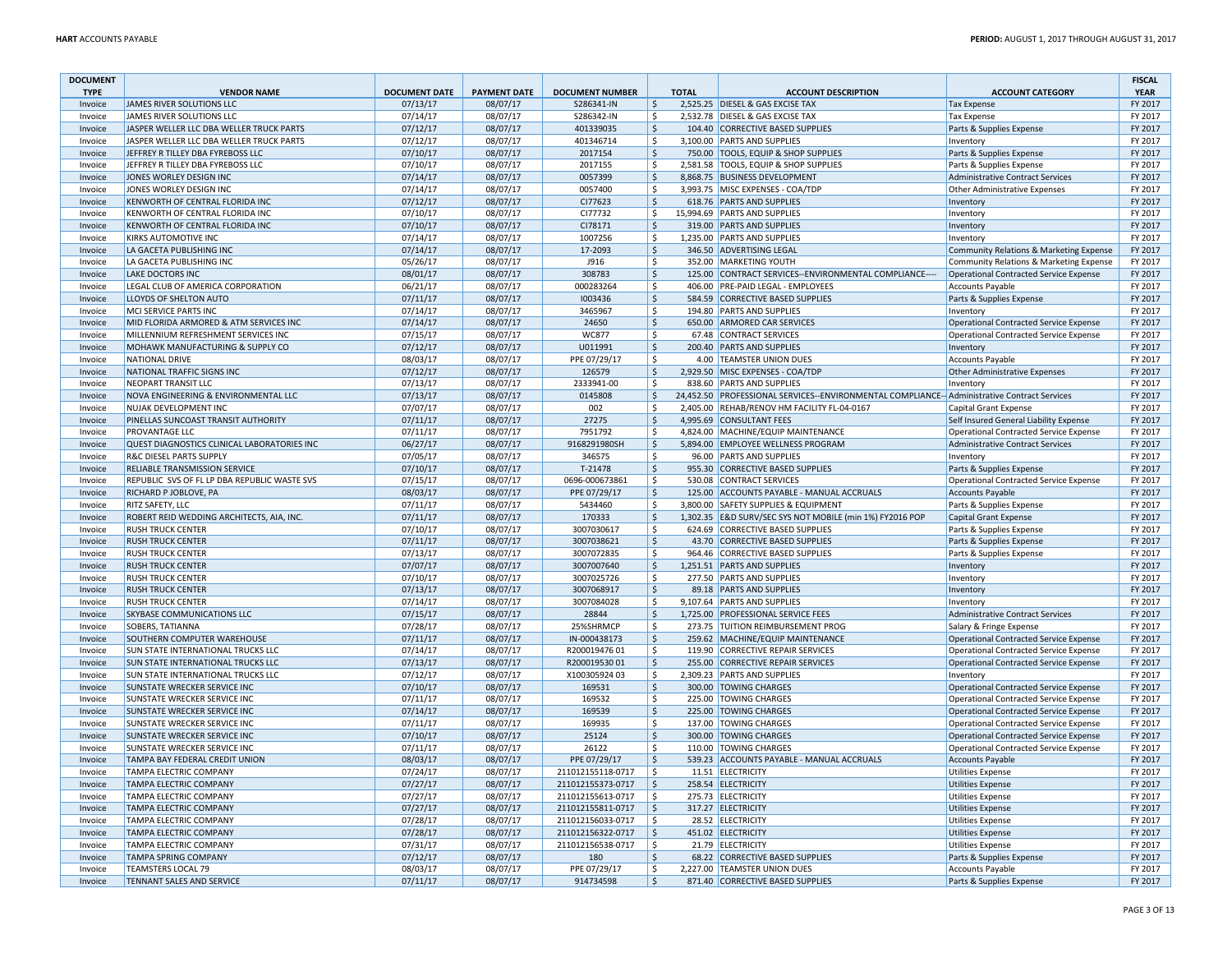| DOCUMENT TYPE | VENDOR NAME | DOCUMENT DATE | PAYMENT DATE | DOCUMENT NUMBER | TOTAL | ACCOUNT DESCRIPTION | ACCOUNT CATEGORY | FISCAL YEAR |
|---|---|---|---|---|---|---|---|---|
| Invoice | JAMES RIVER SOLUTIONS LLC | 07/13/17 | 08/07/17 | S286341-IN | $ 2,525.25 | DIESEL & GAS EXCISE TAX | Tax Expense | FY 2017 |
| Invoice | JAMES RIVER SOLUTIONS LLC | 07/14/17 | 08/07/17 | S286342-IN | $ 2,532.78 | DIESEL & GAS EXCISE TAX | Tax Expense | FY 2017 |
| Invoice | JASPER WELLER LLC DBA WELLER TRUCK PARTS | 07/12/17 | 08/07/17 | 401339035 | $ 104.40 | CORRECTIVE BASED SUPPLIES | Parts & Supplies Expense | FY 2017 |
| Invoice | JASPER WELLER LLC DBA WELLER TRUCK PARTS | 07/12/17 | 08/07/17 | 401346714 | $ 3,100.00 | PARTS AND SUPPLIES | Inventory | FY 2017 |
| Invoice | JEFFREY R TILLEY DBA FYREBOSS LLC | 07/10/17 | 08/07/17 | 2017154 | $ 750.00 | TOOLS, EQUIP & SHOP SUPPLIES | Parts & Supplies Expense | FY 2017 |
| Invoice | JEFFREY R TILLEY DBA FYREBOSS LLC | 07/10/17 | 08/07/17 | 2017155 | $ 2,581.58 | TOOLS, EQUIP & SHOP SUPPLIES | Parts & Supplies Expense | FY 2017 |
| Invoice | JONES WORLEY DESIGN INC | 07/14/17 | 08/07/17 | 0057399 | $ 8,868.75 | BUSINESS DEVELOPMENT | Administrative Contract Services | FY 2017 |
| Invoice | JONES WORLEY DESIGN INC | 07/14/17 | 08/07/17 | 0057400 | $ 3,993.75 | MISC EXPENSES - COA/TDP | Other Administrative Expenses | FY 2017 |
| Invoice | KENWORTH OF CENTRAL FLORIDA INC | 07/12/17 | 08/07/17 | CI77623 | $ 618.76 | PARTS AND SUPPLIES | Inventory | FY 2017 |
| Invoice | KENWORTH OF CENTRAL FLORIDA INC | 07/10/17 | 08/07/17 | CI77732 | $ 15,994.69 | PARTS AND SUPPLIES | Inventory | FY 2017 |
| Invoice | KENWORTH OF CENTRAL FLORIDA INC | 07/10/17 | 08/07/17 | CI78171 | $ 319.00 | PARTS AND SUPPLIES | Inventory | FY 2017 |
| Invoice | KIRKS AUTOMOTIVE INC | 07/14/17 | 08/07/17 | 1007256 | $ 1,235.00 | PARTS AND SUPPLIES | Inventory | FY 2017 |
| Invoice | LA GACETA PUBLISHING INC | 07/14/17 | 08/07/17 | 17-2093 | $ 346.50 | ADVERTISING LEGAL | Community Relations & Marketing Expense | FY 2017 |
| Invoice | LA GACETA PUBLISHING INC | 05/26/17 | 08/07/17 | J916 | $ 352.00 | MARKETING YOUTH | Community Relations & Marketing Expense | FY 2017 |
| Invoice | LAKE DOCTORS INC | 08/01/17 | 08/07/17 | 308783 | $ 125.00 | CONTRACT SERVICES--ENVIRONMENTAL COMPLIANCE---- | Operational Contracted Service Expense | FY 2017 |
| Invoice | LEGAL CLUB OF AMERICA CORPORATION | 06/21/17 | 08/07/17 | 000283264 | $ 406.00 | PRE-PAID LEGAL - EMPLOYEES | Accounts Payable | FY 2017 |
| Invoice | LLOYDS OF SHELTON AUTO | 07/11/17 | 08/07/17 | I003436 | $ 584.59 | CORRECTIVE BASED SUPPLIES | Parts & Supplies Expense | FY 2017 |
| Invoice | MCI SERVICE PARTS INC | 07/14/17 | 08/07/17 | 3465967 | $ 194.80 | PARTS AND SUPPLIES | Inventory | FY 2017 |
| Invoice | MID FLORIDA ARMORED & ATM SERVICES INC | 07/14/17 | 08/07/17 | 24650 | $ 650.00 | ARMORED CAR SERVICES | Operational Contracted Service Expense | FY 2017 |
| Invoice | MILLENNIUM REFRESHMENT SERVICES INC | 07/15/17 | 08/07/17 | WC877 | $ 67.48 | CONTRACT SERVICES | Operational Contracted Service Expense | FY 2017 |
| Invoice | MOHAWK MANUFACTURING & SUPPLY CO | 07/12/17 | 08/07/17 | U011991 | $ 200.40 | PARTS AND SUPPLIES | Inventory | FY 2017 |
| Invoice | NATIONAL DRIVE | 08/03/17 | 08/07/17 | PPE 07/29/17 | $ 4.00 | TEAMSTER UNION DUES | Accounts Payable | FY 2017 |
| Invoice | NATIONAL TRAFFIC SIGNS INC | 07/12/17 | 08/07/17 | 126579 | $ 2,929.50 | MISC EXPENSES - COA/TDP | Other Administrative Expenses | FY 2017 |
| Invoice | NEOPART TRANSIT LLC | 07/13/17 | 08/07/17 | 2333941-00 | $ 838.60 | PARTS AND SUPPLIES | Inventory | FY 2017 |
| Invoice | NOVA ENGINEERING & ENVIRONMENTAL LLC | 07/13/17 | 08/07/17 | 0145808 | $ 24,452.50 | PROFESSIONAL SERVICES--ENVIRONMENTAL COMPLIANCE-- | Administrative Contract Services | FY 2017 |
| Invoice | NUJAK DEVELOPMENT INC | 07/07/17 | 08/07/17 | 002 | $ 2,405.00 | REHAB/RENOV HM FACILITY FL-04-0167 | Capital Grant Expense | FY 2017 |
| Invoice | PINELLAS SUNCOAST TRANSIT AUTHORITY | 07/11/17 | 08/07/17 | 27275 | $ 4,995.69 | CONSULTANT FEES | Self Insured General Liability Expense | FY 2017 |
| Invoice | PROVANTAGE LLC | 07/11/17 | 08/07/17 | 7951792 | $ 4,824.00 | MACHINE/EQUIP MAINTENANCE | Operational Contracted Service Expense | FY 2017 |
| Invoice | QUEST DIAGNOSTICS CLINICAL LABORATORIES INC | 06/27/17 | 08/07/17 | 9168291980SH | $ 5,894.00 | EMPLOYEE WELLNESS PROGRAM | Administrative Contract Services | FY 2017 |
| Invoice | R&C DIESEL PARTS SUPPLY | 07/05/17 | 08/07/17 | 346575 | $ 96.00 | PARTS AND SUPPLIES | Inventory | FY 2017 |
| Invoice | RELIABLE TRANSMISSION SERVICE | 07/10/17 | 08/07/17 | T-21478 | $ 955.30 | CORRECTIVE BASED SUPPLIES | Parts & Supplies Expense | FY 2017 |
| Invoice | REPUBLIC SVS OF FL LP DBA REPUBLIC WASTE SVS | 07/15/17 | 08/07/17 | 0696-000673861 | $ 530.08 | CONTRACT SERVICES | Operational Contracted Service Expense | FY 2017 |
| Invoice | RICHARD P JOBLOVE, PA | 08/03/17 | 08/07/17 | PPE 07/29/17 | $ 125.00 | ACCOUNTS PAYABLE - MANUAL ACCRUALS | Accounts Payable | FY 2017 |
| Invoice | RITZ SAFETY, LLC | 07/11/17 | 08/07/17 | 5434460 | $ 3,800.00 | SAFETY SUPPLIES & EQUIPMENT | Parts & Supplies Expense | FY 2017 |
| Invoice | ROBERT REID WEDDING ARCHITECTS, AIA, INC. | 07/11/17 | 08/07/17 | 170333 | $ 1,302.35 | E&D SURV/SEC SYS NOT MOBILE (min 1%) FY2016 POP | Capital Grant Expense | FY 2017 |
| Invoice | RUSH TRUCK CENTER | 07/10/17 | 08/07/17 | 3007030617 | $ 624.69 | CORRECTIVE BASED SUPPLIES | Parts & Supplies Expense | FY 2017 |
| Invoice | RUSH TRUCK CENTER | 07/11/17 | 08/07/17 | 3007038621 | $ 43.70 | CORRECTIVE BASED SUPPLIES | Parts & Supplies Expense | FY 2017 |
| Invoice | RUSH TRUCK CENTER | 07/13/17 | 08/07/17 | 3007072835 | $ 964.46 | CORRECTIVE BASED SUPPLIES | Parts & Supplies Expense | FY 2017 |
| Invoice | RUSH TRUCK CENTER | 07/07/17 | 08/07/17 | 3007007640 | $ 1,251.51 | PARTS AND SUPPLIES | Inventory | FY 2017 |
| Invoice | RUSH TRUCK CENTER | 07/10/17 | 08/07/17 | 3007025726 | $ 277.50 | PARTS AND SUPPLIES | Inventory | FY 2017 |
| Invoice | RUSH TRUCK CENTER | 07/13/17 | 08/07/17 | 3007068917 | $ 89.18 | PARTS AND SUPPLIES | Inventory | FY 2017 |
| Invoice | RUSH TRUCK CENTER | 07/14/17 | 08/07/17 | 3007084028 | $ 9,107.64 | PARTS AND SUPPLIES | Inventory | FY 2017 |
| Invoice | SKYBASE COMMUNICATIONS LLC | 07/15/17 | 08/07/17 | 28844 | $ 1,725.00 | PROFESSIONAL SERVICE FEES | Administrative Contract Services | FY 2017 |
| Invoice | SOBERS, TATIANNA | 07/28/17 | 08/07/17 | 25%SHRMCP | $ 273.75 | TUITION REIMBURSEMENT PROG | Salary & Fringe Expense | FY 2017 |
| Invoice | SOUTHERN COMPUTER WAREHOUSE | 07/11/17 | 08/07/17 | IN-000438173 | $ 259.62 | MACHINE/EQUIP MAINTENANCE | Operational Contracted Service Expense | FY 2017 |
| Invoice | SUN STATE INTERNATIONAL TRUCKS LLC | 07/14/17 | 08/07/17 | R200019476 01 | $ 119.90 | CORRECTIVE REPAIR SERVICES | Operational Contracted Service Expense | FY 2017 |
| Invoice | SUN STATE INTERNATIONAL TRUCKS LLC | 07/13/17 | 08/07/17 | R200019530 01 | $ 255.00 | CORRECTIVE REPAIR SERVICES | Operational Contracted Service Expense | FY 2017 |
| Invoice | SUN STATE INTERNATIONAL TRUCKS LLC | 07/12/17 | 08/07/17 | X100305924 03 | $ 2,309.23 | PARTS AND SUPPLIES | Inventory | FY 2017 |
| Invoice | SUNSTATE WRECKER SERVICE INC | 07/10/17 | 08/07/17 | 169531 | $ 300.00 | TOWING CHARGES | Operational Contracted Service Expense | FY 2017 |
| Invoice | SUNSTATE WRECKER SERVICE INC | 07/11/17 | 08/07/17 | 169532 | $ 225.00 | TOWING CHARGES | Operational Contracted Service Expense | FY 2017 |
| Invoice | SUNSTATE WRECKER SERVICE INC | 07/14/17 | 08/07/17 | 169539 | $ 225.00 | TOWING CHARGES | Operational Contracted Service Expense | FY 2017 |
| Invoice | SUNSTATE WRECKER SERVICE INC | 07/11/17 | 08/07/17 | 169935 | $ 137.00 | TOWING CHARGES | Operational Contracted Service Expense | FY 2017 |
| Invoice | SUNSTATE WRECKER SERVICE INC | 07/10/17 | 08/07/17 | 25124 | $ 300.00 | TOWING CHARGES | Operational Contracted Service Expense | FY 2017 |
| Invoice | SUNSTATE WRECKER SERVICE INC | 07/11/17 | 08/07/17 | 26122 | $ 110.00 | TOWING CHARGES | Operational Contracted Service Expense | FY 2017 |
| Invoice | TAMPA BAY FEDERAL CREDIT UNION | 08/03/17 | 08/07/17 | PPE 07/29/17 | $ 539.23 | ACCOUNTS PAYABLE - MANUAL ACCRUALS | Accounts Payable | FY 2017 |
| Invoice | TAMPA ELECTRIC COMPANY | 07/24/17 | 08/07/17 | 211012155118-0717 | $ 11.51 | ELECTRICITY | Utilities Expense | FY 2017 |
| Invoice | TAMPA ELECTRIC COMPANY | 07/27/17 | 08/07/17 | 211012155373-0717 | $ 258.54 | ELECTRICITY | Utilities Expense | FY 2017 |
| Invoice | TAMPA ELECTRIC COMPANY | 07/27/17 | 08/07/17 | 211012155613-0717 | $ 275.73 | ELECTRICITY | Utilities Expense | FY 2017 |
| Invoice | TAMPA ELECTRIC COMPANY | 07/27/17 | 08/07/17 | 211012155811-0717 | $ 317.27 | ELECTRICITY | Utilities Expense | FY 2017 |
| Invoice | TAMPA ELECTRIC COMPANY | 07/28/17 | 08/07/17 | 211012156033-0717 | $ 28.52 | ELECTRICITY | Utilities Expense | FY 2017 |
| Invoice | TAMPA ELECTRIC COMPANY | 07/28/17 | 08/07/17 | 211012156322-0717 | $ 451.02 | ELECTRICITY | Utilities Expense | FY 2017 |
| Invoice | TAMPA ELECTRIC COMPANY | 07/31/17 | 08/07/17 | 211012156538-0717 | $ 21.79 | ELECTRICITY | Utilities Expense | FY 2017 |
| Invoice | TAMPA SPRING COMPANY | 07/12/17 | 08/07/17 | 180 | $ 68.22 | CORRECTIVE BASED SUPPLIES | Parts & Supplies Expense | FY 2017 |
| Invoice | TEAMSTERS LOCAL 79 | 08/03/17 | 08/07/17 | PPE 07/29/17 | $ 2,227.00 | TEAMSTER UNION DUES | Accounts Payable | FY 2017 |
| Invoice | TENNANT SALES AND SERVICE | 07/11/17 | 08/07/17 | 914734598 | $ 871.40 | CORRECTIVE BASED SUPPLIES | Parts & Supplies Expense | FY 2017 |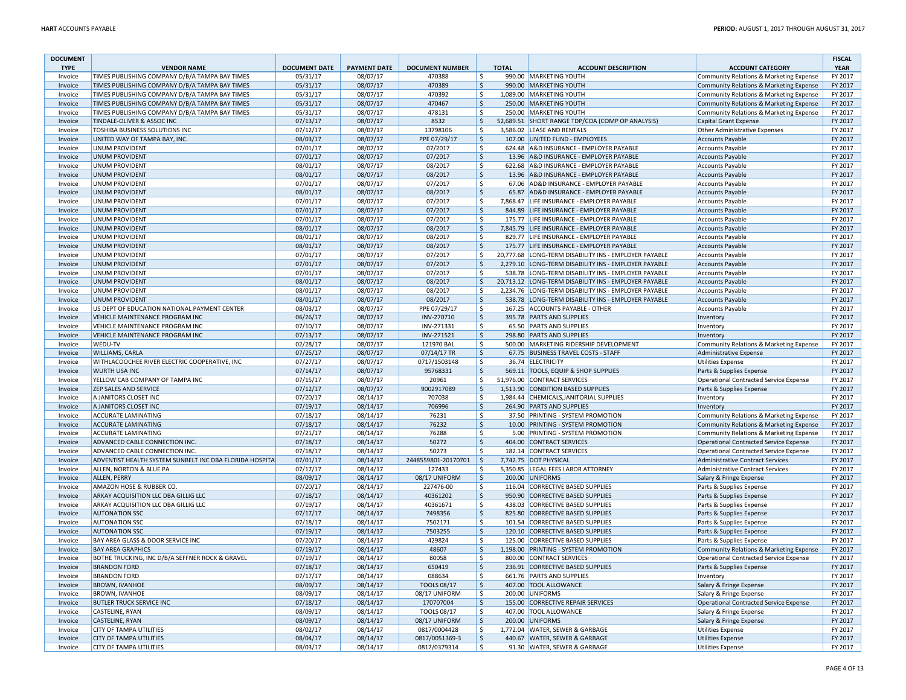| DOCUMENT TYPE | VENDOR NAME | DOCUMENT DATE | PAYMENT DATE | DOCUMENT NUMBER | TOTAL | ACCOUNT DESCRIPTION | ACCOUNT CATEGORY | FISCAL YEAR |
|---|---|---|---|---|---|---|---|---|
| Invoice | TIMES PUBLISHING COMPANY D/B/A TAMPA BAY TIMES | 05/31/17 | 08/07/17 | 470388 | $ 990.00 | MARKETING YOUTH | Community Relations & Marketing Expense | FY 2017 |
| Invoice | TIMES PUBLISHING COMPANY D/B/A TAMPA BAY TIMES | 05/31/17 | 08/07/17 | 470389 | $ 990.00 | MARKETING YOUTH | Community Relations & Marketing Expense | FY 2017 |
| Invoice | TIMES PUBLISHING COMPANY D/B/A TAMPA BAY TIMES | 05/31/17 | 08/07/17 | 470392 | $ 1,089.00 | MARKETING YOUTH | Community Relations & Marketing Expense | FY 2017 |
| Invoice | TIMES PUBLISHING COMPANY D/B/A TAMPA BAY TIMES | 05/31/17 | 08/07/17 | 470467 | $ 250.00 | MARKETING YOUTH | Community Relations & Marketing Expense | FY 2017 |
| Invoice | TIMES PUBLISHING COMPANY D/B/A TAMPA BAY TIMES | 05/31/17 | 08/07/17 | 478131 | $ 250.00 | MARKETING YOUTH | Community Relations & Marketing Expense | FY 2017 |
| Invoice | TINDALE-OLIVER & ASSOC INC | 07/13/17 | 08/07/17 | 8532 | $ 52,689.51 | SHORT RANGE TDP/COA (COMP OP ANALYSIS) | Capital Grant Expense | FY 2017 |
| Invoice | TOSHIBA BUSINESS SOLUTIONS INC | 07/12/17 | 08/07/17 | 13798106 | $ 3,586.02 | LEASE AND RENTALS | Other Administrative Expenses | FY 2017 |
| Invoice | UNITED WAY OF TAMPA BAY, INC. | 08/03/17 | 08/07/17 | PPE 07/29/17 | $ 107.00 | UNITED FUND - EMPLOYEES | Accounts Payable | FY 2017 |
| Invoice | UNUM PROVIDENT | 07/01/17 | 08/07/17 | 07/2017 | $ 624.48 | A&D INSURANCE - EMPLOYER PAYABLE | Accounts Payable | FY 2017 |
| Invoice | UNUM PROVIDENT | 07/01/17 | 08/07/17 | 07/2017 | $ 13.96 | A&D INSURANCE - EMPLOYER PAYABLE | Accounts Payable | FY 2017 |
| Invoice | UNUM PROVIDENT | 08/01/17 | 08/07/17 | 08/2017 | $ 622.68 | A&D INSURANCE - EMPLOYER PAYABLE | Accounts Payable | FY 2017 |
| Invoice | UNUM PROVIDENT | 08/01/17 | 08/07/17 | 08/2017 | $ 13.96 | A&D INSURANCE - EMPLOYER PAYABLE | Accounts Payable | FY 2017 |
| Invoice | UNUM PROVIDENT | 07/01/17 | 08/07/17 | 07/2017 | $ 67.06 | AD&D INSURANCE - EMPLOYER PAYABLE | Accounts Payable | FY 2017 |
| Invoice | UNUM PROVIDENT | 08/01/17 | 08/07/17 | 08/2017 | $ 65.87 | AD&D INSURANCE - EMPLOYER PAYABLE | Accounts Payable | FY 2017 |
| Invoice | UNUM PROVIDENT | 07/01/17 | 08/07/17 | 07/2017 | $ 7,868.47 | LIFE INSURANCE - EMPLOYER PAYABLE | Accounts Payable | FY 2017 |
| Invoice | UNUM PROVIDENT | 07/01/17 | 08/07/17 | 07/2017 | $ 844.89 | LIFE INSURANCE - EMPLOYER PAYABLE | Accounts Payable | FY 2017 |
| Invoice | UNUM PROVIDENT | 07/01/17 | 08/07/17 | 07/2017 | $ 175.77 | LIFE INSURANCE - EMPLOYER PAYABLE | Accounts Payable | FY 2017 |
| Invoice | UNUM PROVIDENT | 08/01/17 | 08/07/17 | 08/2017 | $ 7,845.79 | LIFE INSURANCE - EMPLOYER PAYABLE | Accounts Payable | FY 2017 |
| Invoice | UNUM PROVIDENT | 08/01/17 | 08/07/17 | 08/2017 | $ 829.77 | LIFE INSURANCE - EMPLOYER PAYABLE | Accounts Payable | FY 2017 |
| Invoice | UNUM PROVIDENT | 08/01/17 | 08/07/17 | 08/2017 | $ 175.77 | LIFE INSURANCE - EMPLOYER PAYABLE | Accounts Payable | FY 2017 |
| Invoice | UNUM PROVIDENT | 07/01/17 | 08/07/17 | 07/2017 | $ 20,777.68 | LONG-TERM DISABILITY INS - EMPLOYER PAYABLE | Accounts Payable | FY 2017 |
| Invoice | UNUM PROVIDENT | 07/01/17 | 08/07/17 | 07/2017 | $ 2,279.10 | LONG-TERM DISABILITY INS - EMPLOYER PAYABLE | Accounts Payable | FY 2017 |
| Invoice | UNUM PROVIDENT | 07/01/17 | 08/07/17 | 07/2017 | $ 538.78 | LONG-TERM DISABILITY INS - EMPLOYER PAYABLE | Accounts Payable | FY 2017 |
| Invoice | UNUM PROVIDENT | 08/01/17 | 08/07/17 | 08/2017 | $ 20,713.12 | LONG-TERM DISABILITY INS - EMPLOYER PAYABLE | Accounts Payable | FY 2017 |
| Invoice | UNUM PROVIDENT | 08/01/17 | 08/07/17 | 08/2017 | $ 2,234.76 | LONG-TERM DISABILITY INS - EMPLOYER PAYABLE | Accounts Payable | FY 2017 |
| Invoice | UNUM PROVIDENT | 08/01/17 | 08/07/17 | 08/2017 | $ 538.78 | LONG-TERM DISABILITY INS - EMPLOYER PAYABLE | Accounts Payable | FY 2017 |
| Invoice | US DEPT OF EDUCATION NATIONAL PAYMENT CENTER | 08/03/17 | 08/07/17 | PPE 07/29/17 | $ 167.25 | ACCOUNTS PAYABLE - OTHER | Accounts Payable | FY 2017 |
| Invoice | VEHICLE MAINTENANCE PROGRAM INC | 06/26/17 | 08/07/17 | INV-270710 | $ 395.78 | PARTS AND SUPPLIES | Inventory | FY 2017 |
| Invoice | VEHICLE MAINTENANCE PROGRAM INC | 07/10/17 | 08/07/17 | INV-271331 | $ 65.50 | PARTS AND SUPPLIES | Inventory | FY 2017 |
| Invoice | VEHICLE MAINTENANCE PROGRAM INC | 07/13/17 | 08/07/17 | INV-271521 | $ 298.80 | PARTS AND SUPPLIES | Inventory | FY 2017 |
| Invoice | WEDU-TV | 02/28/17 | 08/07/17 | 121970 BAL | $ 500.00 | MARKETING RIDERSHIP DEVELOPMENT | Community Relations & Marketing Expense | FY 2017 |
| Invoice | WILLIAMS, CARLA | 07/25/17 | 08/07/17 | 07/14/17 TR | $ 67.75 | BUSINESS TRAVEL COSTS - STAFF | Administrative Expense | FY 2017 |
| Invoice | WITHLACOOCHEE RIVER ELECTRIC COOPERATIVE, INC | 07/27/17 | 08/07/17 | 0717/1503148 | $ 36.74 | ELECTRICITY | Utilities Expense | FY 2017 |
| Invoice | WURTH USA INC | 07/14/17 | 08/07/17 | 95768331 | $ 569.11 | TOOLS, EQUIP & SHOP SUPPLIES | Parts & Supplies Expense | FY 2017 |
| Invoice | YELLOW CAB COMPANY OF TAMPA INC | 07/15/17 | 08/07/17 | 20961 | $ 51,976.00 | CONTRACT SERVICES | Operational Contracted Service Expense | FY 2017 |
| Invoice | ZEP SALES AND SERVICE | 07/12/17 | 08/07/17 | 9002917089 | $ 1,513.90 | CONDITION BASED SUPPLIES | Parts & Supplies Expense | FY 2017 |
| Invoice | A JANITORS CLOSET INC | 07/20/17 | 08/14/17 | 707038 | $ 1,984.44 | CHEMICALS,JANITORIAL SUPPLIES | Inventory | FY 2017 |
| Invoice | A JANITORS CLOSET INC | 07/19/17 | 08/14/17 | 706996 | $ 264.90 | PARTS AND SUPPLIES | Inventory | FY 2017 |
| Invoice | ACCURATE LAMINATING | 07/18/17 | 08/14/17 | 76231 | $ 37.50 | PRINTING - SYSTEM PROMOTION | Community Relations & Marketing Expense | FY 2017 |
| Invoice | ACCURATE LAMINATING | 07/18/17 | 08/14/17 | 76232 | $ 10.00 | PRINTING - SYSTEM PROMOTION | Community Relations & Marketing Expense | FY 2017 |
| Invoice | ACCURATE LAMINATING | 07/21/17 | 08/14/17 | 76288 | $ 5.00 | PRINTING - SYSTEM PROMOTION | Community Relations & Marketing Expense | FY 2017 |
| Invoice | ADVANCED CABLE CONNECTION INC. | 07/18/17 | 08/14/17 | 50272 | $ 404.00 | CONTRACT SERVICES | Operational Contracted Service Expense | FY 2017 |
| Invoice | ADVANCED CABLE CONNECTION INC. | 07/18/17 | 08/14/17 | 50273 | $ 182.14 | CONTRACT SERVICES | Operational Contracted Service Expense | FY 2017 |
| Invoice | ADVENTIST HEALTH SYSTEM SUNBELT INC DBA FLORIDA HOSPITA | 07/01/17 | 08/14/17 | 2448559801-20170701 | $ 7,742.75 | DOT PHYSICAL | Administrative Contract Services | FY 2017 |
| Invoice | ALLEN, NORTON & BLUE PA | 07/17/17 | 08/14/17 | 127433 | $ 5,350.85 | LEGAL FEES LABOR ATTORNEY | Administrative Contract Services | FY 2017 |
| Invoice | ALLEN, PERRY | 08/09/17 | 08/14/17 | 08/17 UNIFORM | $ 200.00 | UNIFORMS | Salary & Fringe Expense | FY 2017 |
| Invoice | AMAZON HOSE & RUBBER CO. | 07/20/17 | 08/14/17 | 227476-00 | $ 116.04 | CORRECTIVE BASED SUPPLIES | Parts & Supplies Expense | FY 2017 |
| Invoice | ARKAY ACQUISITION LLC DBA GILLIG LLC | 07/18/17 | 08/14/17 | 40361202 | $ 950.90 | CORRECTIVE BASED SUPPLIES | Parts & Supplies Expense | FY 2017 |
| Invoice | ARKAY ACQUISITION LLC DBA GILLIG LLC | 07/19/17 | 08/14/17 | 40361671 | $ 438.03 | CORRECTIVE BASED SUPPLIES | Parts & Supplies Expense | FY 2017 |
| Invoice | AUTONATION SSC | 07/17/17 | 08/14/17 | 7498356 | $ 825.80 | CORRECTIVE BASED SUPPLIES | Parts & Supplies Expense | FY 2017 |
| Invoice | AUTONATION SSC | 07/18/17 | 08/14/17 | 7502171 | $ 101.54 | CORRECTIVE BASED SUPPLIES | Parts & Supplies Expense | FY 2017 |
| Invoice | AUTONATION SSC | 07/19/17 | 08/14/17 | 7503255 | $ 120.10 | CORRECTIVE BASED SUPPLIES | Parts & Supplies Expense | FY 2017 |
| Invoice | BAY AREA GLASS & DOOR SERVICE INC | 07/20/17 | 08/14/17 | 429824 | $ 125.00 | CORRECTIVE BASED SUPPLIES | Parts & Supplies Expense | FY 2017 |
| Invoice | BAY AREA GRAPHICS | 07/19/17 | 08/14/17 | 48607 | $ 1,198.00 | PRINTING - SYSTEM PROMOTION | Community Relations & Marketing Expense | FY 2017 |
| Invoice | BOTHE TRUCKING, INC D/B/A SEFFNER ROCK & GRAVEL | 07/19/17 | 08/14/17 | 80058 | $ 800.00 | CONTRACT SERVICES | Operational Contracted Service Expense | FY 2017 |
| Invoice | BRANDON FORD | 07/18/17 | 08/14/17 | 650419 | $ 236.91 | CORRECTIVE BASED SUPPLIES | Parts & Supplies Expense | FY 2017 |
| Invoice | BRANDON FORD | 07/17/17 | 08/14/17 | 088634 | $ 661.76 | PARTS AND SUPPLIES | Inventory | FY 2017 |
| Invoice | BROWN, IVANHOE | 08/09/17 | 08/14/17 | TOOLS 08/17 | $ 407.00 | TOOL ALLOWANCE | Salary & Fringe Expense | FY 2017 |
| Invoice | BROWN, IVANHOE | 08/09/17 | 08/14/17 | 08/17 UNIFORM | $ 200.00 | UNIFORMS | Salary & Fringe Expense | FY 2017 |
| Invoice | BUTLER TRUCK SERVICE INC | 07/18/17 | 08/14/17 | 170707004 | $ 155.00 | CORRECTIVE REPAIR SERVICES | Operational Contracted Service Expense | FY 2017 |
| Invoice | CASTELINE, RYAN | 08/09/17 | 08/14/17 | TOOLS 08/17 | $ 407.00 | TOOL ALLOWANCE | Salary & Fringe Expense | FY 2017 |
| Invoice | CASTELINE, RYAN | 08/09/17 | 08/14/17 | 08/17 UNIFORM | $ 200.00 | UNIFORMS | Salary & Fringe Expense | FY 2017 |
| Invoice | CITY OF TAMPA UTILITIES | 08/02/17 | 08/14/17 | 0817/0004428 | $ 1,772.04 | WATER, SEWER & GARBAGE | Utilities Expense | FY 2017 |
| Invoice | CITY OF TAMPA UTILITIES | 08/04/17 | 08/14/17 | 0817/0051369-3 | $ 440.67 | WATER, SEWER & GARBAGE | Utilities Expense | FY 2017 |
| Invoice | CITY OF TAMPA UTILITIES | 08/03/17 | 08/14/17 | 0817/0379314 | $ 91.30 | WATER, SEWER & GARBAGE | Utilities Expense | FY 2017 |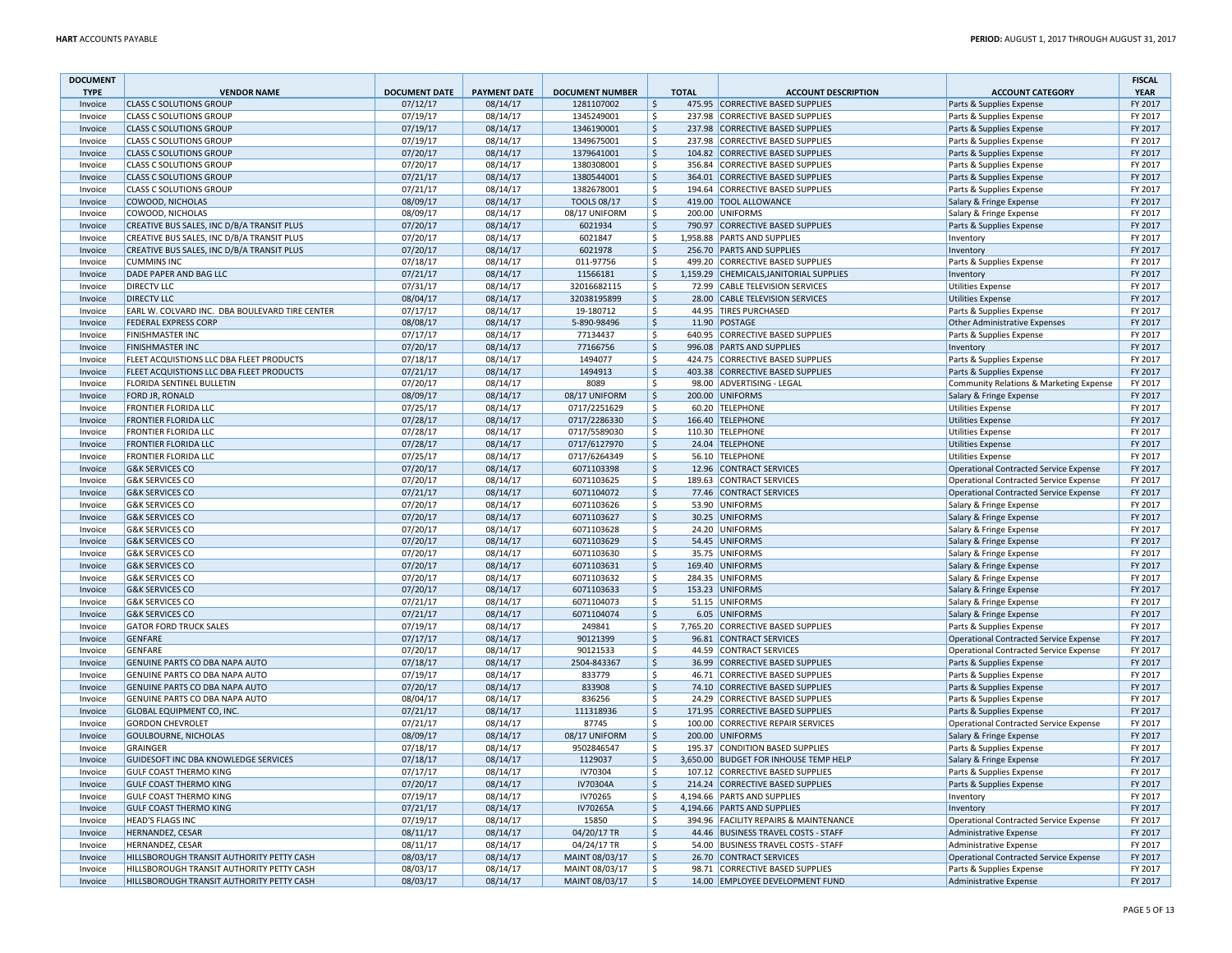| DOCUMENT TYPE | VENDOR NAME | DOCUMENT DATE | PAYMENT DATE | DOCUMENT NUMBER | TOTAL | ACCOUNT DESCRIPTION | ACCOUNT CATEGORY | FISCAL YEAR |
|---|---|---|---|---|---|---|---|---|
| Invoice | CLASS C SOLUTIONS GROUP | 07/12/17 | 08/14/17 | 1281107002 | $ 475.95 | CORRECTIVE BASED SUPPLIES | Parts & Supplies Expense | FY 2017 |
| Invoice | CLASS C SOLUTIONS GROUP | 07/19/17 | 08/14/17 | 1345249001 | $ 237.98 | CORRECTIVE BASED SUPPLIES | Parts & Supplies Expense | FY 2017 |
| Invoice | CLASS C SOLUTIONS GROUP | 07/19/17 | 08/14/17 | 1346190001 | $ 237.98 | CORRECTIVE BASED SUPPLIES | Parts & Supplies Expense | FY 2017 |
| Invoice | CLASS C SOLUTIONS GROUP | 07/19/17 | 08/14/17 | 1349675001 | $ 237.98 | CORRECTIVE BASED SUPPLIES | Parts & Supplies Expense | FY 2017 |
| Invoice | CLASS C SOLUTIONS GROUP | 07/20/17 | 08/14/17 | 1379641001 | $ 104.82 | CORRECTIVE BASED SUPPLIES | Parts & Supplies Expense | FY 2017 |
| Invoice | CLASS C SOLUTIONS GROUP | 07/20/17 | 08/14/17 | 1380308001 | $ 356.84 | CORRECTIVE BASED SUPPLIES | Parts & Supplies Expense | FY 2017 |
| Invoice | CLASS C SOLUTIONS GROUP | 07/21/17 | 08/14/17 | 1380544001 | $ 364.01 | CORRECTIVE BASED SUPPLIES | Parts & Supplies Expense | FY 2017 |
| Invoice | CLASS C SOLUTIONS GROUP | 07/21/17 | 08/14/17 | 1382678001 | $ 194.64 | CORRECTIVE BASED SUPPLIES | Parts & Supplies Expense | FY 2017 |
| Invoice | COWOOD, NICHOLAS | 08/09/17 | 08/14/17 | TOOLS 08/17 | $ 419.00 | TOOL ALLOWANCE | Salary & Fringe Expense | FY 2017 |
| Invoice | COWOOD, NICHOLAS | 08/09/17 | 08/14/17 | 08/17 UNIFORM | $ 200.00 | UNIFORMS | Salary & Fringe Expense | FY 2017 |
| Invoice | CREATIVE BUS SALES, INC D/B/A TRANSIT PLUS | 07/20/17 | 08/14/17 | 6021934 | $ 790.97 | CORRECTIVE BASED SUPPLIES | Parts & Supplies Expense | FY 2017 |
| Invoice | CREATIVE BUS SALES, INC D/B/A TRANSIT PLUS | 07/20/17 | 08/14/17 | 6021847 | $ 1,958.88 | PARTS AND SUPPLIES | Inventory | FY 2017 |
| Invoice | CREATIVE BUS SALES, INC D/B/A TRANSIT PLUS | 07/20/17 | 08/14/17 | 6021978 | $ 256.70 | PARTS AND SUPPLIES | Inventory | FY 2017 |
| Invoice | CUMMINS INC | 07/18/17 | 08/14/17 | 011-97756 | $ 499.20 | CORRECTIVE BASED SUPPLIES | Parts & Supplies Expense | FY 2017 |
| Invoice | DADE PAPER AND BAG LLC | 07/21/17 | 08/14/17 | 11566181 | $ 1,159.29 | CHEMICALS,JANITORIAL SUPPLIES | Inventory | FY 2017 |
| Invoice | DIRECTV LLC | 07/31/17 | 08/14/17 | 32016682115 | $ 72.99 | CABLE TELEVISION SERVICES | Utilities Expense | FY 2017 |
| Invoice | DIRECTV LLC | 08/04/17 | 08/14/17 | 32038195899 | $ 28.00 | CABLE TELEVISION SERVICES | Utilities Expense | FY 2017 |
| Invoice | EARL W. COLVARD INC. DBA BOULEVARD TIRE CENTER | 07/17/17 | 08/14/17 | 19-180712 | $ 44.95 | TIRES PURCHASED | Parts & Supplies Expense | FY 2017 |
| Invoice | FEDERAL EXPRESS CORP | 08/08/17 | 08/14/17 | 5-890-98496 | $ 11.90 | POSTAGE | Other Administrative Expenses | FY 2017 |
| Invoice | FINISHMASTER INC | 07/17/17 | 08/14/17 | 77134437 | $ 640.95 | CORRECTIVE BASED SUPPLIES | Parts & Supplies Expense | FY 2017 |
| Invoice | FINISHMASTER INC | 07/20/17 | 08/14/17 | 77166756 | $ 996.08 | PARTS AND SUPPLIES | Inventory | FY 2017 |
| Invoice | FLEET ACQUISTIONS LLC DBA FLEET PRODUCTS | 07/18/17 | 08/14/17 | 1494077 | $ 424.75 | CORRECTIVE BASED SUPPLIES | Parts & Supplies Expense | FY 2017 |
| Invoice | FLEET ACQUISTIONS LLC DBA FLEET PRODUCTS | 07/21/17 | 08/14/17 | 1494913 | $ 403.38 | CORRECTIVE BASED SUPPLIES | Parts & Supplies Expense | FY 2017 |
| Invoice | FLORIDA SENTINEL BULLETIN | 07/20/17 | 08/14/17 | 8089 | $ 98.00 | ADVERTISING - LEGAL | Community Relations & Marketing Expense | FY 2017 |
| Invoice | FORD JR, RONALD | 08/09/17 | 08/14/17 | 08/17 UNIFORM | $ 200.00 | UNIFORMS | Salary & Fringe Expense | FY 2017 |
| Invoice | FRONTIER FLORIDA LLC | 07/25/17 | 08/14/17 | 0717/2251629 | $ 60.20 | TELEPHONE | Utilities Expense | FY 2017 |
| Invoice | FRONTIER FLORIDA LLC | 07/28/17 | 08/14/17 | 0717/2286330 | $ 166.40 | TELEPHONE | Utilities Expense | FY 2017 |
| Invoice | FRONTIER FLORIDA LLC | 07/28/17 | 08/14/17 | 0717/5589030 | $ 110.30 | TELEPHONE | Utilities Expense | FY 2017 |
| Invoice | FRONTIER FLORIDA LLC | 07/28/17 | 08/14/17 | 0717/6127970 | $ 24.04 | TELEPHONE | Utilities Expense | FY 2017 |
| Invoice | FRONTIER FLORIDA LLC | 07/25/17 | 08/14/17 | 0717/6264349 | $ 56.10 | TELEPHONE | Utilities Expense | FY 2017 |
| Invoice | G&K SERVICES CO | 07/20/17 | 08/14/17 | 6071103398 | $ 12.96 | CONTRACT SERVICES | Operational Contracted Service Expense | FY 2017 |
| Invoice | G&K SERVICES CO | 07/20/17 | 08/14/17 | 6071103625 | $ 189.63 | CONTRACT SERVICES | Operational Contracted Service Expense | FY 2017 |
| Invoice | G&K SERVICES CO | 07/21/17 | 08/14/17 | 6071104072 | $ 77.46 | CONTRACT SERVICES | Operational Contracted Service Expense | FY 2017 |
| Invoice | G&K SERVICES CO | 07/20/17 | 08/14/17 | 6071103626 | $ 53.90 | UNIFORMS | Salary & Fringe Expense | FY 2017 |
| Invoice | G&K SERVICES CO | 07/20/17 | 08/14/17 | 6071103627 | $ 30.25 | UNIFORMS | Salary & Fringe Expense | FY 2017 |
| Invoice | G&K SERVICES CO | 07/20/17 | 08/14/17 | 6071103628 | $ 24.20 | UNIFORMS | Salary & Fringe Expense | FY 2017 |
| Invoice | G&K SERVICES CO | 07/20/17 | 08/14/17 | 6071103629 | $ 54.45 | UNIFORMS | Salary & Fringe Expense | FY 2017 |
| Invoice | G&K SERVICES CO | 07/20/17 | 08/14/17 | 6071103630 | $ 35.75 | UNIFORMS | Salary & Fringe Expense | FY 2017 |
| Invoice | G&K SERVICES CO | 07/20/17 | 08/14/17 | 6071103631 | $ 169.40 | UNIFORMS | Salary & Fringe Expense | FY 2017 |
| Invoice | G&K SERVICES CO | 07/20/17 | 08/14/17 | 6071103632 | $ 284.35 | UNIFORMS | Salary & Fringe Expense | FY 2017 |
| Invoice | G&K SERVICES CO | 07/20/17 | 08/14/17 | 6071103633 | $ 153.23 | UNIFORMS | Salary & Fringe Expense | FY 2017 |
| Invoice | G&K SERVICES CO | 07/21/17 | 08/14/17 | 6071104073 | $ 51.15 | UNIFORMS | Salary & Fringe Expense | FY 2017 |
| Invoice | G&K SERVICES CO | 07/21/17 | 08/14/17 | 6071104074 | $ 6.05 | UNIFORMS | Salary & Fringe Expense | FY 2017 |
| Invoice | GATOR FORD TRUCK SALES | 07/19/17 | 08/14/17 | 249841 | $ 7,765.20 | CORRECTIVE BASED SUPPLIES | Parts & Supplies Expense | FY 2017 |
| Invoice | GENFARE | 07/17/17 | 08/14/17 | 90121399 | $ 96.81 | CONTRACT SERVICES | Operational Contracted Service Expense | FY 2017 |
| Invoice | GENFARE | 07/20/17 | 08/14/17 | 90121533 | $ 44.59 | CONTRACT SERVICES | Operational Contracted Service Expense | FY 2017 |
| Invoice | GENUINE PARTS CO DBA NAPA AUTO | 07/18/17 | 08/14/17 | 2504-843367 | $ 36.99 | CORRECTIVE BASED SUPPLIES | Parts & Supplies Expense | FY 2017 |
| Invoice | GENUINE PARTS CO DBA NAPA AUTO | 07/19/17 | 08/14/17 | 833779 | $ 46.71 | CORRECTIVE BASED SUPPLIES | Parts & Supplies Expense | FY 2017 |
| Invoice | GENUINE PARTS CO DBA NAPA AUTO | 07/20/17 | 08/14/17 | 833908 | $ 74.10 | CORRECTIVE BASED SUPPLIES | Parts & Supplies Expense | FY 2017 |
| Invoice | GENUINE PARTS CO DBA NAPA AUTO | 08/04/17 | 08/14/17 | 836256 | $ 24.29 | CORRECTIVE BASED SUPPLIES | Parts & Supplies Expense | FY 2017 |
| Invoice | GLOBAL EQUIPMENT CO, INC. | 07/21/17 | 08/14/17 | 111318936 | $ 171.95 | CORRECTIVE BASED SUPPLIES | Parts & Supplies Expense | FY 2017 |
| Invoice | GORDON CHEVROLET | 07/21/17 | 08/14/17 | 87745 | $ 100.00 | CORRECTIVE REPAIR SERVICES | Operational Contracted Service Expense | FY 2017 |
| Invoice | GOULBOURNE, NICHOLAS | 08/09/17 | 08/14/17 | 08/17 UNIFORM | $ 200.00 | UNIFORMS | Salary & Fringe Expense | FY 2017 |
| Invoice | GRAINGER | 07/18/17 | 08/14/17 | 9502846547 | $ 195.37 | CONDITION BASED SUPPLIES | Parts & Supplies Expense | FY 2017 |
| Invoice | GUIDESOFT INC DBA KNOWLEDGE SERVICES | 07/18/17 | 08/14/17 | 1129037 | $ 3,650.00 | BUDGET FOR INHOUSE TEMP HELP | Salary & Fringe Expense | FY 2017 |
| Invoice | GULF COAST THERMO KING | 07/17/17 | 08/14/17 | IV70304 | $ 107.12 | CORRECTIVE BASED SUPPLIES | Parts & Supplies Expense | FY 2017 |
| Invoice | GULF COAST THERMO KING | 07/20/17 | 08/14/17 | IV70304A | $ 214.24 | CORRECTIVE BASED SUPPLIES | Parts & Supplies Expense | FY 2017 |
| Invoice | GULF COAST THERMO KING | 07/19/17 | 08/14/17 | IV70265 | $ 4,194.66 | PARTS AND SUPPLIES | Inventory | FY 2017 |
| Invoice | GULF COAST THERMO KING | 07/21/17 | 08/14/17 | IV70265A | $ 4,194.66 | PARTS AND SUPPLIES | Inventory | FY 2017 |
| Invoice | HEAD'S FLAGS INC | 07/19/17 | 08/14/17 | 15850 | $ 394.96 | FACILITY REPAIRS & MAINTENANCE | Operational Contracted Service Expense | FY 2017 |
| Invoice | HERNANDEZ, CESAR | 08/11/17 | 08/14/17 | 04/20/17 TR | $ 44.46 | BUSINESS TRAVEL COSTS - STAFF | Administrative Expense | FY 2017 |
| Invoice | HERNANDEZ, CESAR | 08/11/17 | 08/14/17 | 04/24/17 TR | $ 54.00 | BUSINESS TRAVEL COSTS - STAFF | Administrative Expense | FY 2017 |
| Invoice | HILLSBOROUGH TRANSIT AUTHORITY PETTY CASH | 08/03/17 | 08/14/17 | MAINT 08/03/17 | $ 26.70 | CONTRACT SERVICES | Operational Contracted Service Expense | FY 2017 |
| Invoice | HILLSBOROUGH TRANSIT AUTHORITY PETTY CASH | 08/03/17 | 08/14/17 | MAINT 08/03/17 | $ 98.71 | CORRECTIVE BASED SUPPLIES | Parts & Supplies Expense | FY 2017 |
| Invoice | HILLSBOROUGH TRANSIT AUTHORITY PETTY CASH | 08/03/17 | 08/14/17 | MAINT 08/03/17 | $ 14.00 | EMPLOYEE DEVELOPMENT FUND | Administrative Expense | FY 2017 |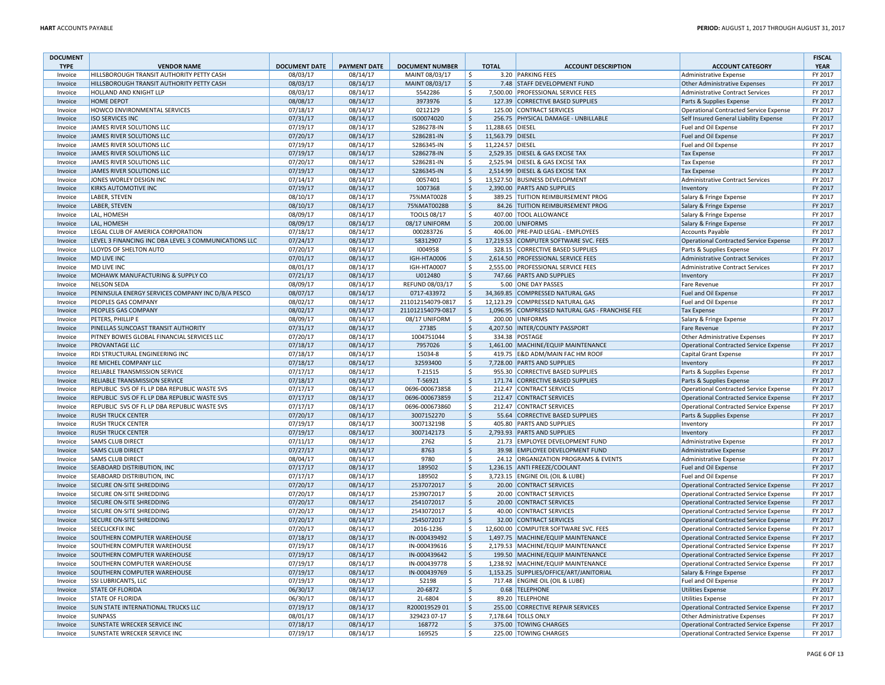| DOCUMENT TYPE | VENDOR NAME | DOCUMENT DATE | PAYMENT DATE | DOCUMENT NUMBER | TOTAL | ACCOUNT DESCRIPTION | ACCOUNT CATEGORY | FISCAL YEAR |
|---|---|---|---|---|---|---|---|---|
| Invoice | HILLSBOROUGH TRANSIT AUTHORITY PETTY CASH | 08/03/17 | 08/14/17 | MAINT 08/03/17 | $ 3.20 | PARKING FEES | Administrative Expense | FY 2017 |
| Invoice | HILLSBOROUGH TRANSIT AUTHORITY PETTY CASH | 08/03/17 | 08/14/17 | MAINT 08/03/17 | $ 7.48 | STAFF DEVELOPMENT FUND | Other Administrative Expenses | FY 2017 |
| Invoice | HOLLAND AND KNIGHT LLP | 08/03/17 | 08/14/17 | 5542286 | $ 7,500.00 | PROFESSIONAL SERVICE FEES | Administrative Contract Services | FY 2017 |
| Invoice | HOME DEPOT | 08/08/17 | 08/14/17 | 3973976 | $ 127.39 | CORRECTIVE BASED SUPPLIES | Parts & Supplies Expense | FY 2017 |
| Invoice | HOWCO ENVIRONMENTAL SERVICES | 07/18/17 | 08/14/17 | 0212129 | $ 125.00 | CONTRACT SERVICES | Operational Contracted Service Expense | FY 2017 |
| Invoice | ISO SERVICES INC | 07/31/17 | 08/14/17 | IS00074020 | $ 256.75 | PHYSICAL DAMAGE - UNBILLABLE | Self Insured General Liability Expense | FY 2017 |
| Invoice | JAMES RIVER SOLUTIONS LLC | 07/19/17 | 08/14/17 | S286278-IN | $ 11,288.65 | DIESEL | Fuel and Oil Expense | FY 2017 |
| Invoice | JAMES RIVER SOLUTIONS LLC | 07/20/17 | 08/14/17 | S286281-IN | $ 11,563.79 | DIESEL | Fuel and Oil Expense | FY 2017 |
| Invoice | JAMES RIVER SOLUTIONS LLC | 07/19/17 | 08/14/17 | S286345-IN | $ 11,224.57 | DIESEL | Fuel and Oil Expense | FY 2017 |
| Invoice | JAMES RIVER SOLUTIONS LLC | 07/19/17 | 08/14/17 | S286278-IN | $ 2,529.35 | DIESEL & GAS EXCISE TAX | Tax Expense | FY 2017 |
| Invoice | JAMES RIVER SOLUTIONS LLC | 07/20/17 | 08/14/17 | S286281-IN | $ 2,525.94 | DIESEL & GAS EXCISE TAX | Tax Expense | FY 2017 |
| Invoice | JAMES RIVER SOLUTIONS LLC | 07/19/17 | 08/14/17 | S286345-IN | $ 2,514.99 | DIESEL & GAS EXCISE TAX | Tax Expense | FY 2017 |
| Invoice | JONES WORLEY DESIGN INC | 07/14/17 | 08/14/17 | 0057401 | $ 13,527.50 | BUSINESS DEVELOPMENT | Administrative Contract Services | FY 2017 |
| Invoice | KIRKS AUTOMOTIVE INC | 07/19/17 | 08/14/17 | 1007368 | $ 2,390.00 | PARTS AND SUPPLIES | Inventory | FY 2017 |
| Invoice | LABER, STEVEN | 08/10/17 | 08/14/17 | 75%MAT0028 | $ 389.25 | TUITION REIMBURSEMENT PROG | Salary & Fringe Expense | FY 2017 |
| Invoice | LABER, STEVEN | 08/10/17 | 08/14/17 | 75%MAT0028B | $ 84.26 | TUITION REIMBURSEMENT PROG | Salary & Fringe Expense | FY 2017 |
| Invoice | LAL, HOMESH | 08/09/17 | 08/14/17 | TOOLS 08/17 | $ 407.00 | TOOL ALLOWANCE | Salary & Fringe Expense | FY 2017 |
| Invoice | LAL, HOMESH | 08/09/17 | 08/14/17 | 08/17 UNIFORM | $ 200.00 | UNIFORMS | Salary & Fringe Expense | FY 2017 |
| Invoice | LEGAL CLUB OF AMERICA CORPORATION | 07/18/17 | 08/14/17 | 000283726 | $ 406.00 | PRE-PAID LEGAL - EMPLOYEES | Accounts Payable | FY 2017 |
| Invoice | LEVEL 3 FINANCING INC DBA LEVEL 3 COMMUNICATIONS LLC | 07/24/17 | 08/14/17 | 58312907 | $ 17,219.53 | COMPUTER SOFTWARE SVC. FEES | Operational Contracted Service Expense | FY 2017 |
| Invoice | LLOYDS OF SHELTON AUTO | 07/20/17 | 08/14/17 | I004958 | $ 328.15 | CORRECTIVE BASED SUPPLIES | Parts & Supplies Expense | FY 2017 |
| Invoice | MD LIVE INC | 07/01/17 | 08/14/17 | IGH-HTA0006 | $ 2,614.50 | PROFESSIONAL SERVICE FEES | Administrative Contract Services | FY 2017 |
| Invoice | MD LIVE INC | 08/01/17 | 08/14/17 | IGH-HTA0007 | $ 2,555.00 | PROFESSIONAL SERVICE FEES | Administrative Contract Services | FY 2017 |
| Invoice | MOHAWK MANUFACTURING & SUPPLY CO | 07/21/17 | 08/14/17 | U012480 | $ 747.66 | PARTS AND SUPPLIES | Inventory | FY 2017 |
| Invoice | NELSON SEDA | 08/09/17 | 08/14/17 | REFUND 08/03/17 | $ 5.00 | ONE DAY PASSES | Fare Revenue | FY 2017 |
| Invoice | PENINSULA ENERGY SERVICES COMPANY INC D/B/A PESCO | 08/07/17 | 08/14/17 | 0717-433972 | $ 34,369.85 | COMPRESSED NATURAL GAS | Fuel and Oil Expense | FY 2017 |
| Invoice | PEOPLES GAS COMPANY | 08/02/17 | 08/14/17 | 211012154079-0817 | $ 12,123.29 | COMPRESSED NATURAL GAS | Fuel and Oil Expense | FY 2017 |
| Invoice | PEOPLES GAS COMPANY | 08/02/17 | 08/14/17 | 211012154079-0817 | $ 1,096.95 | COMPRESSED NATURAL GAS - FRANCHISE FEE | Tax Expense | FY 2017 |
| Invoice | PETERS, PHILLIP E | 08/09/17 | 08/14/17 | 08/17 UNIFORM | $ 200.00 | UNIFORMS | Salary & Fringe Expense | FY 2017 |
| Invoice | PINELLAS SUNCOAST TRANSIT AUTHORITY | 07/31/17 | 08/14/17 | 27385 | $ 4,207.50 | INTER/COUNTY PASSPORT | Fare Revenue | FY 2017 |
| Invoice | PITNEY BOWES GLOBAL FINANCIAL SERVICES LLC | 07/20/17 | 08/14/17 | 1004751044 | $ 334.38 | POSTAGE | Other Administrative Expenses | FY 2017 |
| Invoice | PROVANTAGE LLC | 07/18/17 | 08/14/17 | 7957026 | $ 1,461.00 | MACHINE/EQUIP MAINTENANCE | Operational Contracted Service Expense | FY 2017 |
| Invoice | RDI STRUCTURAL ENGINEERING INC | 07/18/17 | 08/14/17 | 15034-8 | $ 419.75 | E&D ADM/MAIN FAC HM ROOF | Capital Grant Expense | FY 2017 |
| Invoice | RE MICHEL COMPANY LLC | 07/18/17 | 08/14/17 | 32593400 | $ 7,728.00 | PARTS AND SUPPLIES | Inventory | FY 2017 |
| Invoice | RELIABLE TRANSMISSION SERVICE | 07/17/17 | 08/14/17 | T-21515 | $ 955.30 | CORRECTIVE BASED SUPPLIES | Parts & Supplies Expense | FY 2017 |
| Invoice | RELIABLE TRANSMISSION SERVICE | 07/18/17 | 08/14/17 | T-56921 | $ 171.74 | CORRECTIVE BASED SUPPLIES | Parts & Supplies Expense | FY 2017 |
| Invoice | REPUBLIC SVS OF FL LP DBA REPUBLIC WASTE SVS | 07/17/17 | 08/14/17 | 0696-000673858 | $ 212.47 | CONTRACT SERVICES | Operational Contracted Service Expense | FY 2017 |
| Invoice | REPUBLIC SVS OF FL LP DBA REPUBLIC WASTE SVS | 07/17/17 | 08/14/17 | 0696-000673859 | $ 212.47 | CONTRACT SERVICES | Operational Contracted Service Expense | FY 2017 |
| Invoice | REPUBLIC SVS OF FL LP DBA REPUBLIC WASTE SVS | 07/17/17 | 08/14/17 | 0696-000673860 | $ 212.47 | CONTRACT SERVICES | Operational Contracted Service Expense | FY 2017 |
| Invoice | RUSH TRUCK CENTER | 07/20/17 | 08/14/17 | 3007152270 | $ 55.64 | CORRECTIVE BASED SUPPLIES | Parts & Supplies Expense | FY 2017 |
| Invoice | RUSH TRUCK CENTER | 07/19/17 | 08/14/17 | 3007132198 | $ 405.80 | PARTS AND SUPPLIES | Inventory | FY 2017 |
| Invoice | RUSH TRUCK CENTER | 07/19/17 | 08/14/17 | 3007142173 | $ 2,793.93 | PARTS AND SUPPLIES | Inventory | FY 2017 |
| Invoice | SAMS CLUB DIRECT | 07/11/17 | 08/14/17 | 2762 | $ 21.73 | EMPLOYEE DEVELOPMENT FUND | Administrative Expense | FY 2017 |
| Invoice | SAMS CLUB DIRECT | 07/27/17 | 08/14/17 | 8763 | $ 39.98 | EMPLOYEE DEVELOPMENT FUND | Administrative Expense | FY 2017 |
| Invoice | SAMS CLUB DIRECT | 08/04/17 | 08/14/17 | 9780 | $ 24.12 | ORGANIZATION PROGRAMS & EVENTS | Administrative Expense | FY 2017 |
| Invoice | SEABOARD DISTRIBUTION, INC | 07/17/17 | 08/14/17 | 189502 | $ 1,236.15 | ANTI FREEZE/COOLANT | Fuel and Oil Expense | FY 2017 |
| Invoice | SEABOARD DISTRIBUTION, INC | 07/17/17 | 08/14/17 | 189502 | $ 3,723.15 | ENGINE OIL (OIL & LUBE) | Fuel and Oil Expense | FY 2017 |
| Invoice | SECURE ON-SITE SHREDDING | 07/20/17 | 08/14/17 | 2537072017 | $ 20.00 | CONTRACT SERVICES | Operational Contracted Service Expense | FY 2017 |
| Invoice | SECURE ON-SITE SHREDDING | 07/20/17 | 08/14/17 | 2539072017 | $ 20.00 | CONTRACT SERVICES | Operational Contracted Service Expense | FY 2017 |
| Invoice | SECURE ON-SITE SHREDDING | 07/20/17 | 08/14/17 | 2541072017 | $ 20.00 | CONTRACT SERVICES | Operational Contracted Service Expense | FY 2017 |
| Invoice | SECURE ON-SITE SHREDDING | 07/20/17 | 08/14/17 | 2543072017 | $ 40.00 | CONTRACT SERVICES | Operational Contracted Service Expense | FY 2017 |
| Invoice | SECURE ON-SITE SHREDDING | 07/20/17 | 08/14/17 | 2545072017 | $ 32.00 | CONTRACT SERVICES | Operational Contracted Service Expense | FY 2017 |
| Invoice | SEECLICKFIX INC | 07/20/17 | 08/14/17 | 2016-1236 | $ 12,600.00 | COMPUTER SOFTWARE SVC. FEES | Operational Contracted Service Expense | FY 2017 |
| Invoice | SOUTHERN COMPUTER WAREHOUSE | 07/18/17 | 08/14/17 | IN-000439492 | $ 1,497.75 | MACHINE/EQUIP MAINTENANCE | Operational Contracted Service Expense | FY 2017 |
| Invoice | SOUTHERN COMPUTER WAREHOUSE | 07/19/17 | 08/14/17 | IN-000439616 | $ 2,179.53 | MACHINE/EQUIP MAINTENANCE | Operational Contracted Service Expense | FY 2017 |
| Invoice | SOUTHERN COMPUTER WAREHOUSE | 07/19/17 | 08/14/17 | IN-000439642 | $ 199.50 | MACHINE/EQUIP MAINTENANCE | Operational Contracted Service Expense | FY 2017 |
| Invoice | SOUTHERN COMPUTER WAREHOUSE | 07/19/17 | 08/14/17 | IN-000439778 | $ 1,238.92 | MACHINE/EQUIP MAINTENANCE | Operational Contracted Service Expense | FY 2017 |
| Invoice | SOUTHERN COMPUTER WAREHOUSE | 07/19/17 | 08/14/17 | IN-000439769 | $ 1,153.25 | SUPPLIES/OFFICE/ART/JANITORIAL | Salary & Fringe Expense | FY 2017 |
| Invoice | SSI LUBRICANTS, LLC | 07/19/17 | 08/14/17 | 52198 | $ 717.48 | ENGINE OIL (OIL & LUBE) | Fuel and Oil Expense | FY 2017 |
| Invoice | STATE OF FLORIDA | 06/30/17 | 08/14/17 | 20-6872 | $ 0.68 | TELEPHONE | Utilities Expense | FY 2017 |
| Invoice | STATE OF FLORIDA | 06/30/17 | 08/14/17 | 2L-6804 | $ 89.20 | TELEPHONE | Utilities Expense | FY 2017 |
| Invoice | SUN STATE INTERNATIONAL TRUCKS LLC | 07/19/17 | 08/14/17 | R200019529 01 | $ 255.00 | CORRECTIVE REPAIR SERVICES | Operational Contracted Service Expense | FY 2017 |
| Invoice | SUNPASS | 08/01/17 | 08/14/17 | 329423 07-17 | $ 7,178.64 | TOLLS ONLY | Other Administrative Expenses | FY 2017 |
| Invoice | SUNSTATE WRECKER SERVICE INC | 07/18/17 | 08/14/17 | 168772 | $ 375.00 | TOWING CHARGES | Operational Contracted Service Expense | FY 2017 |
| Invoice | SUNSTATE WRECKER SERVICE INC | 07/19/17 | 08/14/17 | 169525 | $ 225.00 | TOWING CHARGES | Operational Contracted Service Expense | FY 2017 |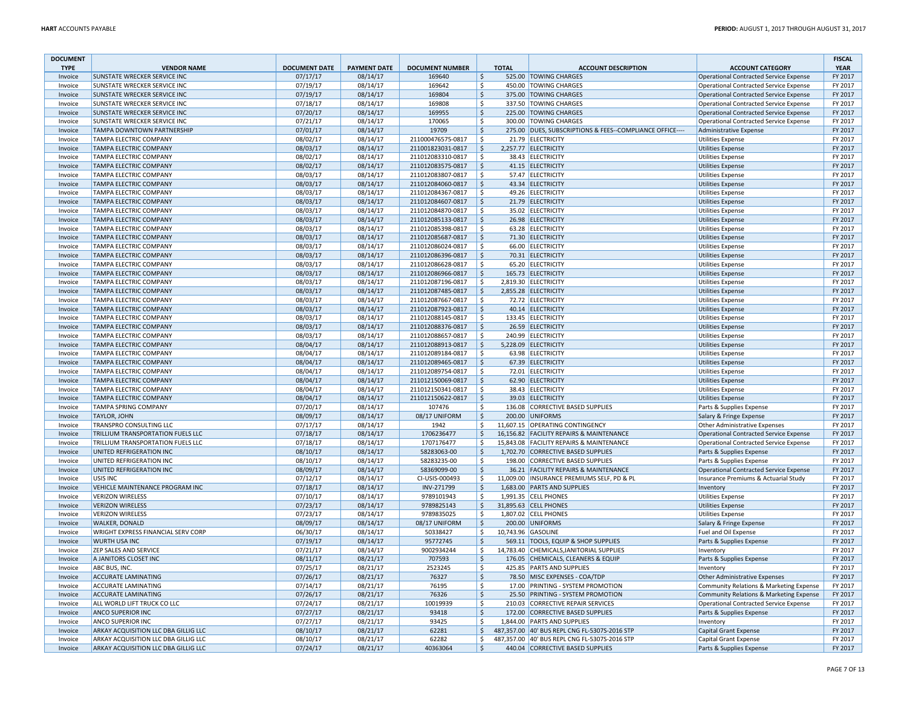| DOCUMENT TYPE | VENDOR NAME | DOCUMENT DATE | PAYMENT DATE | DOCUMENT NUMBER | TOTAL | ACCOUNT DESCRIPTION | ACCOUNT CATEGORY | FISCAL YEAR |
|---|---|---|---|---|---|---|---|---|
| Invoice | SUNSTATE WRECKER SERVICE INC | 07/17/17 | 08/14/17 | 169640 | $ 525.00 | TOWING CHARGES | Operational Contracted Service Expense | FY 2017 |
| Invoice | SUNSTATE WRECKER SERVICE INC | 07/19/17 | 08/14/17 | 169642 | $ 450.00 | TOWING CHARGES | Operational Contracted Service Expense | FY 2017 |
| Invoice | SUNSTATE WRECKER SERVICE INC | 07/19/17 | 08/14/17 | 169804 | $ 375.00 | TOWING CHARGES | Operational Contracted Service Expense | FY 2017 |
| Invoice | SUNSTATE WRECKER SERVICE INC | 07/18/17 | 08/14/17 | 169808 | $ 337.50 | TOWING CHARGES | Operational Contracted Service Expense | FY 2017 |
| Invoice | SUNSTATE WRECKER SERVICE INC | 07/20/17 | 08/14/17 | 169955 | $ 225.00 | TOWING CHARGES | Operational Contracted Service Expense | FY 2017 |
| Invoice | SUNSTATE WRECKER SERVICE INC | 07/21/17 | 08/14/17 | 170065 | $ 300.00 | TOWING CHARGES | Operational Contracted Service Expense | FY 2017 |
| Invoice | TAMPA DOWNTOWN PARTNERSHIP | 07/01/17 | 08/14/17 | 19709 | $ 275.00 | DUES, SUBSCRIPTIONS & FEES--COMPLIANCE OFFICE---- | Administrative Expense | FY 2017 |
| Invoice | TAMPA ELECTRIC COMPANY | 08/02/17 | 08/14/17 | 211000476575-0817 | $ 21.79 | ELECTRICITY | Utilities Expense | FY 2017 |
| Invoice | TAMPA ELECTRIC COMPANY | 08/03/17 | 08/14/17 | 211001823031-0817 | $ 2,257.77 | ELECTRICITY | Utilities Expense | FY 2017 |
| Invoice | TAMPA ELECTRIC COMPANY | 08/02/17 | 08/14/17 | 211012083310-0817 | $ 38.43 | ELECTRICITY | Utilities Expense | FY 2017 |
| Invoice | TAMPA ELECTRIC COMPANY | 08/02/17 | 08/14/17 | 211012083575-0817 | $ 41.15 | ELECTRICITY | Utilities Expense | FY 2017 |
| Invoice | TAMPA ELECTRIC COMPANY | 08/03/17 | 08/14/17 | 211012083807-0817 | $ 57.47 | ELECTRICITY | Utilities Expense | FY 2017 |
| Invoice | TAMPA ELECTRIC COMPANY | 08/03/17 | 08/14/17 | 211012084060-0817 | $ 43.34 | ELECTRICITY | Utilities Expense | FY 2017 |
| Invoice | TAMPA ELECTRIC COMPANY | 08/03/17 | 08/14/17 | 211012084367-0817 | $ 49.26 | ELECTRICITY | Utilities Expense | FY 2017 |
| Invoice | TAMPA ELECTRIC COMPANY | 08/03/17 | 08/14/17 | 211012084607-0817 | $ 21.79 | ELECTRICITY | Utilities Expense | FY 2017 |
| Invoice | TAMPA ELECTRIC COMPANY | 08/03/17 | 08/14/17 | 211012084870-0817 | $ 35.02 | ELECTRICITY | Utilities Expense | FY 2017 |
| Invoice | TAMPA ELECTRIC COMPANY | 08/03/17 | 08/14/17 | 211012085133-0817 | $ 26.98 | ELECTRICITY | Utilities Expense | FY 2017 |
| Invoice | TAMPA ELECTRIC COMPANY | 08/03/17 | 08/14/17 | 211012085398-0817 | $ 63.28 | ELECTRICITY | Utilities Expense | FY 2017 |
| Invoice | TAMPA ELECTRIC COMPANY | 08/03/17 | 08/14/17 | 211012085687-0817 | $ 71.30 | ELECTRICITY | Utilities Expense | FY 2017 |
| Invoice | TAMPA ELECTRIC COMPANY | 08/03/17 | 08/14/17 | 211012086024-0817 | $ 66.00 | ELECTRICITY | Utilities Expense | FY 2017 |
| Invoice | TAMPA ELECTRIC COMPANY | 08/03/17 | 08/14/17 | 211012086396-0817 | $ 70.31 | ELECTRICITY | Utilities Expense | FY 2017 |
| Invoice | TAMPA ELECTRIC COMPANY | 08/03/17 | 08/14/17 | 211012086628-0817 | $ 65.20 | ELECTRICITY | Utilities Expense | FY 2017 |
| Invoice | TAMPA ELECTRIC COMPANY | 08/03/17 | 08/14/17 | 211012086966-0817 | $ 165.73 | ELECTRICITY | Utilities Expense | FY 2017 |
| Invoice | TAMPA ELECTRIC COMPANY | 08/03/17 | 08/14/17 | 211012087196-0817 | $ 2,819.30 | ELECTRICITY | Utilities Expense | FY 2017 |
| Invoice | TAMPA ELECTRIC COMPANY | 08/03/17 | 08/14/17 | 211012087485-0817 | $ 2,855.28 | ELECTRICITY | Utilities Expense | FY 2017 |
| Invoice | TAMPA ELECTRIC COMPANY | 08/03/17 | 08/14/17 | 211012087667-0817 | $ 72.72 | ELECTRICITY | Utilities Expense | FY 2017 |
| Invoice | TAMPA ELECTRIC COMPANY | 08/03/17 | 08/14/17 | 211012087923-0817 | $ 40.14 | ELECTRICITY | Utilities Expense | FY 2017 |
| Invoice | TAMPA ELECTRIC COMPANY | 08/03/17 | 08/14/17 | 211012088145-0817 | $ 133.45 | ELECTRICITY | Utilities Expense | FY 2017 |
| Invoice | TAMPA ELECTRIC COMPANY | 08/03/17 | 08/14/17 | 211012088376-0817 | $ 26.59 | ELECTRICITY | Utilities Expense | FY 2017 |
| Invoice | TAMPA ELECTRIC COMPANY | 08/03/17 | 08/14/17 | 211012088657-0817 | $ 240.99 | ELECTRICITY | Utilities Expense | FY 2017 |
| Invoice | TAMPA ELECTRIC COMPANY | 08/04/17 | 08/14/17 | 211012088913-0817 | $ 5,228.09 | ELECTRICITY | Utilities Expense | FY 2017 |
| Invoice | TAMPA ELECTRIC COMPANY | 08/04/17 | 08/14/17 | 211012089184-0817 | $ 63.98 | ELECTRICITY | Utilities Expense | FY 2017 |
| Invoice | TAMPA ELECTRIC COMPANY | 08/04/17 | 08/14/17 | 211012089465-0817 | $ 67.39 | ELECTRICITY | Utilities Expense | FY 2017 |
| Invoice | TAMPA ELECTRIC COMPANY | 08/04/17 | 08/14/17 | 211012089754-0817 | $ 72.01 | ELECTRICITY | Utilities Expense | FY 2017 |
| Invoice | TAMPA ELECTRIC COMPANY | 08/04/17 | 08/14/17 | 211012150069-0817 | $ 62.90 | ELECTRICITY | Utilities Expense | FY 2017 |
| Invoice | TAMPA ELECTRIC COMPANY | 08/04/17 | 08/14/17 | 211012150341-0817 | $ 38.43 | ELECTRICITY | Utilities Expense | FY 2017 |
| Invoice | TAMPA ELECTRIC COMPANY | 08/04/17 | 08/14/17 | 211012150622-0817 | $ 39.03 | ELECTRICITY | Utilities Expense | FY 2017 |
| Invoice | TAMPA SPRING COMPANY | 07/20/17 | 08/14/17 | 107476 | $ 136.08 | CORRECTIVE BASED SUPPLIES | Parts & Supplies Expense | FY 2017 |
| Invoice | TAYLOR, JOHN | 08/09/17 | 08/14/17 | 08/17 UNIFORM | $ 200.00 | UNIFORMS | Salary & Fringe Expense | FY 2017 |
| Invoice | TRANSPRO CONSULTING LLC | 07/17/17 | 08/14/17 | 1942 | $ 11,607.15 | OPERATING CONTINGENCY | Other Administrative Expenses | FY 2017 |
| Invoice | TRILLIUM TRANSPORTATION FUELS LLC | 07/18/17 | 08/14/17 | 1706236477 | $ 16,156.82 | FACILITY REPAIRS & MAINTENANCE | Operational Contracted Service Expense | FY 2017 |
| Invoice | TRILLIUM TRANSPORTATION FUELS LLC | 07/18/17 | 08/14/17 | 1707176477 | $ 15,843.08 | FACILITY REPAIRS & MAINTENANCE | Operational Contracted Service Expense | FY 2017 |
| Invoice | UNITED REFRIGERATION INC | 08/10/17 | 08/14/17 | 58283063-00 | $ 1,702.70 | CORRECTIVE BASED SUPPLIES | Parts & Supplies Expense | FY 2017 |
| Invoice | UNITED REFRIGERATION INC | 08/10/17 | 08/14/17 | 58283235-00 | $ 198.00 | CORRECTIVE BASED SUPPLIES | Parts & Supplies Expense | FY 2017 |
| Invoice | UNITED REFRIGERATION INC | 08/09/17 | 08/14/17 | 58369099-00 | $ 36.21 | FACILITY REPAIRS & MAINTENANCE | Operational Contracted Service Expense | FY 2017 |
| Invoice | USIS INC | 07/12/17 | 08/14/17 | CI-USIS-000493 | $ 11,009.00 | INSURANCE PREMIUMS SELF, PD & PL | Insurance Premiums & Actuarial Study | FY 2017 |
| Invoice | VEHICLE MAINTENANCE PROGRAM INC | 07/18/17 | 08/14/17 | INV-271799 | $ 1,683.00 | PARTS AND SUPPLIES | Inventory | FY 2017 |
| Invoice | VERIZON WIRELESS | 07/10/17 | 08/14/17 | 9789101943 | $ 1,991.35 | CELL PHONES | Utilities Expense | FY 2017 |
| Invoice | VERIZON WIRELESS | 07/23/17 | 08/14/17 | 9789825143 | $ 31,895.63 | CELL PHONES | Utilities Expense | FY 2017 |
| Invoice | VERIZON WIRELESS | 07/23/17 | 08/14/17 | 9789835025 | $ 1,807.02 | CELL PHONES | Utilities Expense | FY 2017 |
| Invoice | WALKER, DONALD | 08/09/17 | 08/14/17 | 08/17 UNIFORM | $ 200.00 | UNIFORMS | Salary & Fringe Expense | FY 2017 |
| Invoice | WRIGHT EXPRESS FINANCIAL SERV CORP | 06/30/17 | 08/14/17 | 50338427 | $ 10,743.96 | GASOLINE | Fuel and Oil Expense | FY 2017 |
| Invoice | WURTH USA INC | 07/19/17 | 08/14/17 | 95772745 | $ 569.11 | TOOLS, EQUIP & SHOP SUPPLIES | Parts & Supplies Expense | FY 2017 |
| Invoice | ZEP SALES AND SERVICE | 07/21/17 | 08/14/17 | 9002934244 | $ 14,783.40 | CHEMICALS,JANITORIAL SUPPLIES | Inventory | FY 2017 |
| Invoice | A JANITORS CLOSET INC | 08/11/17 | 08/21/17 | 707593 | $ 176.05 | CHEMICALS, CLEANERS & EQUIP | Parts & Supplies Expense | FY 2017 |
| Invoice | ABC BUS, INC. | 07/25/17 | 08/21/17 | 2523245 | $ 425.85 | PARTS AND SUPPLIES | Inventory | FY 2017 |
| Invoice | ACCURATE LAMINATING | 07/26/17 | 08/21/17 | 76327 | $ 78.50 | MISC EXPENSES - COA/TDP | Other Administrative Expenses | FY 2017 |
| Invoice | ACCURATE LAMINATING | 07/14/17 | 08/21/17 | 76195 | $ 17.00 | PRINTING - SYSTEM PROMOTION | Community Relations & Marketing Expense | FY 2017 |
| Invoice | ACCURATE LAMINATING | 07/26/17 | 08/21/17 | 76326 | $ 25.50 | PRINTING - SYSTEM PROMOTION | Community Relations & Marketing Expense | FY 2017 |
| Invoice | ALL WORLD LIFT TRUCK CO LLC | 07/24/17 | 08/21/17 | 10019939 | $ 210.03 | CORRECTIVE REPAIR SERVICES | Operational Contracted Service Expense | FY 2017 |
| Invoice | ANCO SUPERIOR INC | 07/27/17 | 08/21/17 | 93418 | $ 172.00 | CORRECTIVE BASED SUPPLIES | Parts & Supplies Expense | FY 2017 |
| Invoice | ANCO SUPERIOR INC | 07/27/17 | 08/21/17 | 93425 | $ 1,844.00 | PARTS AND SUPPLIES | Inventory | FY 2017 |
| Invoice | ARKAY ACQUISITION LLC DBA GILLIG LLC | 08/10/17 | 08/21/17 | 62281 | $ 487,357.00 | 40' BUS REPL CNG FL-5307S-2016 STP | Capital Grant Expense | FY 2017 |
| Invoice | ARKAY ACQUISITION LLC DBA GILLIG LLC | 08/10/17 | 08/21/17 | 62282 | $ 487,357.00 | 40' BUS REPL CNG FL-5307S-2016 STP | Capital Grant Expense | FY 2017 |
| Invoice | ARKAY ACQUISITION LLC DBA GILLIG LLC | 07/24/17 | 08/21/17 | 40363064 | $ 440.04 | CORRECTIVE BASED SUPPLIES | Parts & Supplies Expense | FY 2017 |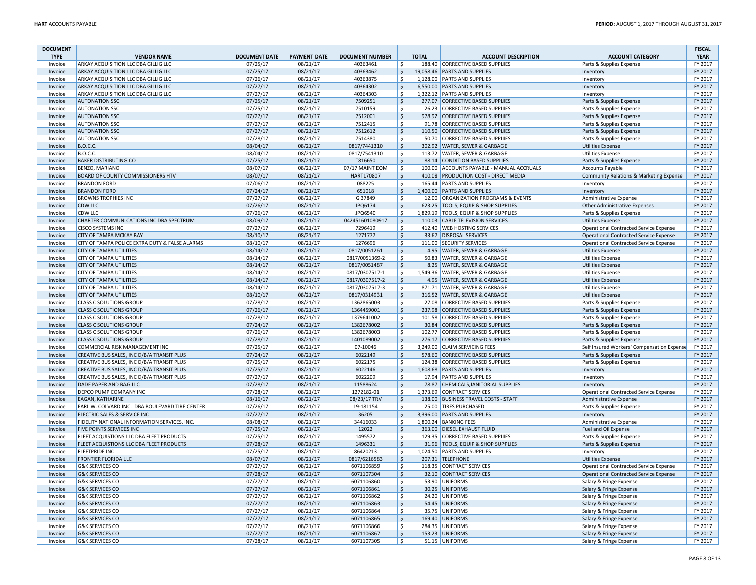| DOCUMENT TYPE | VENDOR NAME | DOCUMENT DATE | PAYMENT DATE | DOCUMENT NUMBER | TOTAL | ACCOUNT DESCRIPTION | ACCOUNT CATEGORY | FISCAL YEAR |
|---|---|---|---|---|---|---|---|---|
| Invoice | ARKAY ACQUISITION LLC DBA GILLIG LLC | 07/25/17 | 08/21/17 | 40363461 | $ 188.40 | CORRECTIVE BASED SUPPLIES | Parts & Supplies Expense | FY 2017 |
| Invoice | ARKAY ACQUISITION LLC DBA GILLIG LLC | 07/25/17 | 08/21/17 | 40363462 | $ 19,058.46 | PARTS AND SUPPLIES | Inventory | FY 2017 |
| Invoice | ARKAY ACQUISITION LLC DBA GILLIG LLC | 07/26/17 | 08/21/17 | 40363875 | $ 1,128.00 | PARTS AND SUPPLIES | Inventory | FY 2017 |
| Invoice | ARKAY ACQUISITION LLC DBA GILLIG LLC | 07/27/17 | 08/21/17 | 40364302 | $ 6,550.00 | PARTS AND SUPPLIES | Inventory | FY 2017 |
| Invoice | ARKAY ACQUISITION LLC DBA GILLIG LLC | 07/27/17 | 08/21/17 | 40364303 | $ 1,322.12 | PARTS AND SUPPLIES | Inventory | FY 2017 |
| Invoice | AUTONATION SSC | 07/25/17 | 08/21/17 | 7509251 | $ 277.07 | CORRECTIVE BASED SUPPLIES | Parts & Supplies Expense | FY 2017 |
| Invoice | AUTONATION SSC | 07/25/17 | 08/21/17 | 7510159 | $ 26.23 | CORRECTIVE BASED SUPPLIES | Parts & Supplies Expense | FY 2017 |
| Invoice | AUTONATION SSC | 07/27/17 | 08/21/17 | 7512001 | $ 978.92 | CORRECTIVE BASED SUPPLIES | Parts & Supplies Expense | FY 2017 |
| Invoice | AUTONATION SSC | 07/27/17 | 08/21/17 | 7512415 | $ 91.78 | CORRECTIVE BASED SUPPLIES | Parts & Supplies Expense | FY 2017 |
| Invoice | AUTONATION SSC | 07/27/17 | 08/21/17 | 7512612 | $ 110.50 | CORRECTIVE BASED SUPPLIES | Parts & Supplies Expense | FY 2017 |
| Invoice | AUTONATION SSC | 07/28/17 | 08/21/17 | 7514380 | $ 50.70 | CORRECTIVE BASED SUPPLIES | Parts & Supplies Expense | FY 2017 |
| Invoice | B.O.C.C. | 08/04/17 | 08/21/17 | 0817/7441310 | $ 302.92 | WATER, SEWER & GARBAGE | Utilities Expense | FY 2017 |
| Invoice | B.O.C.C. | 08/04/17 | 08/21/17 | 0817/7541310 | $ 113.72 | WATER, SEWER & GARBAGE | Utilities Expense | FY 2017 |
| Invoice | BAKER DISTRIBUTING CO | 07/25/17 | 08/21/17 | T816650 | $ 88.14 | CONDITION BASED SUPPLIES | Parts & Supplies Expense | FY 2017 |
| Invoice | BENZO, MARIANO | 08/07/17 | 08/21/17 | 07/17 MAINT EOM | $ 100.00 | ACCOUNTS PAYABLE - MANUAL ACCRUALS | Accounts Payable | FY 2017 |
| Invoice | BOARD OF COUNTY COMMISSIONERS HTV | 08/07/17 | 08/21/17 | HART170807 | $ 410.08 | PRODUCTION COST - DIRECT MEDIA | Community Relations & Marketing Expense | FY 2017 |
| Invoice | BRANDON FORD | 07/06/17 | 08/21/17 | 088225 | $ 165.44 | PARTS AND SUPPLIES | Inventory | FY 2017 |
| Invoice | BRANDON FORD | 07/24/17 | 08/21/17 | 651018 | $ 1,400.00 | PARTS AND SUPPLIES | Inventory | FY 2017 |
| Invoice | BROWNS TROPHIES INC | 07/27/17 | 08/21/17 | G 37849 | $ 12.00 | ORGANIZATION PROGRAMS & EVENTS | Administrative Expense | FY 2017 |
| Invoice | CDW LLC | 07/26/17 | 08/21/17 | JPQ6174 | $ 623.25 | TOOLS, EQUIP & SHOP SUPPLIES | Other Administrative Expenses | FY 2017 |
| Invoice | CDW LLC | 07/26/17 | 08/21/17 | JPQ6540 | $ 1,829.19 | TOOLS, EQUIP & SHOP SUPPLIES | Parts & Supplies Expense | FY 2017 |
| Invoice | CHARTER COMMUNICATIONS INC DBA SPECTRUM | 08/09/17 | 08/21/17 | 042451601080917 | $ 110.03 | CABLE TELEVISION SERVICES | Utilities Expense | FY 2017 |
| Invoice | CISCO SYSTEMS INC | 07/27/17 | 08/21/17 | 7296419 | $ 412.40 | WEB HOSTING SERVICES | Operational Contracted Service Expense | FY 2017 |
| Invoice | CITY OF TAMPA MCKAY BAY | 08/10/17 | 08/21/17 | 1271777 | $ 33.67 | DISPOSAL SERVICES | Operational Contracted Service Expense | FY 2017 |
| Invoice | CITY OF TAMPA POLICE EXTRA DUTY & FALSE ALARMS | 08/10/17 | 08/21/17 | 1276696 | $ 111.00 | SECURITY SERVICES | Operational Contracted Service Expense | FY 2017 |
| Invoice | CITY OF TAMPA UTILITIES | 08/14/17 | 08/21/17 | 0817/0051261 | $ 4.95 | WATER, SEWER & GARBAGE | Utilities Expense | FY 2017 |
| Invoice | CITY OF TAMPA UTILITIES | 08/14/17 | 08/21/17 | 0817/0051369-2 | $ 50.83 | WATER, SEWER & GARBAGE | Utilities Expense | FY 2017 |
| Invoice | CITY OF TAMPA UTILITIES | 08/14/17 | 08/21/17 | 0817/0051487 | $ 8.25 | WATER, SEWER & GARBAGE | Utilities Expense | FY 2017 |
| Invoice | CITY OF TAMPA UTILITIES | 08/14/17 | 08/21/17 | 0817/0307517-1 | $ 1,549.36 | WATER, SEWER & GARBAGE | Utilities Expense | FY 2017 |
| Invoice | CITY OF TAMPA UTILITIES | 08/14/17 | 08/21/17 | 0817/0307517-2 | $ 4.95 | WATER, SEWER & GARBAGE | Utilities Expense | FY 2017 |
| Invoice | CITY OF TAMPA UTILITIES | 08/14/17 | 08/21/17 | 0817/0307517-3 | $ 871.71 | WATER, SEWER & GARBAGE | Utilities Expense | FY 2017 |
| Invoice | CITY OF TAMPA UTILITIES | 08/10/17 | 08/21/17 | 0817/0314931 | $ 316.52 | WATER, SEWER & GARBAGE | Utilities Expense | FY 2017 |
| Invoice | CLASS C SOLUTIONS GROUP | 07/28/17 | 08/21/17 | 1362865003 | $ 27.08 | CORRECTIVE BASED SUPPLIES | Parts & Supplies Expense | FY 2017 |
| Invoice | CLASS C SOLUTIONS GROUP | 07/26/17 | 08/21/17 | 1364459001 | $ 237.98 | CORRECTIVE BASED SUPPLIES | Parts & Supplies Expense | FY 2017 |
| Invoice | CLASS C SOLUTIONS GROUP | 07/28/17 | 08/21/17 | 1379641002 | $ 101.58 | CORRECTIVE BASED SUPPLIES | Parts & Supplies Expense | FY 2017 |
| Invoice | CLASS C SOLUTIONS GROUP | 07/24/17 | 08/21/17 | 1382678002 | $ 30.84 | CORRECTIVE BASED SUPPLIES | Parts & Supplies Expense | FY 2017 |
| Invoice | CLASS C SOLUTIONS GROUP | 07/26/17 | 08/21/17 | 1382678003 | $ 102.77 | CORRECTIVE BASED SUPPLIES | Parts & Supplies Expense | FY 2017 |
| Invoice | CLASS C SOLUTIONS GROUP | 07/28/17 | 08/21/17 | 1401089002 | $ 276.17 | CORRECTIVE BASED SUPPLIES | Parts & Supplies Expense | FY 2017 |
| Invoice | COMMERCIAL RISK MANAGEMENT INC | 07/25/17 | 08/21/17 | 07-10046 | $ 3,249.00 | CLAIM SERVICING FEES | Self Insured Workers' Compensation Expense | FY 2017 |
| Invoice | CREATIVE BUS SALES, INC D/B/A TRANSIT PLUS | 07/24/17 | 08/21/17 | 6022149 | $ 578.60 | CORRECTIVE BASED SUPPLIES | Parts & Supplies Expense | FY 2017 |
| Invoice | CREATIVE BUS SALES, INC D/B/A TRANSIT PLUS | 07/25/17 | 08/21/17 | 6022175 | $ 124.38 | CORRECTIVE BASED SUPPLIES | Parts & Supplies Expense | FY 2017 |
| Invoice | CREATIVE BUS SALES, INC D/B/A TRANSIT PLUS | 07/25/17 | 08/21/17 | 6022146 | $ 1,608.68 | PARTS AND SUPPLIES | Inventory | FY 2017 |
| Invoice | CREATIVE BUS SALES, INC D/B/A TRANSIT PLUS | 07/27/17 | 08/21/17 | 6022209 | $ 17.94 | PARTS AND SUPPLIES | Inventory | FY 2017 |
| Invoice | DADE PAPER AND BAG LLC | 07/28/17 | 08/21/17 | 11588624 | $ 78.87 | CHEMICALS,JANITORIAL SUPPLIES | Inventory | FY 2017 |
| Invoice | DEPCO PUMP COMPANY INC | 07/28/17 | 08/21/17 | 1272182-01 | $ 1,373.69 | CONTRACT SERVICES | Operational Contracted Service Expense | FY 2017 |
| Invoice | EAGAN, KATHARINE | 08/16/17 | 08/21/17 | 08/23/17 TRV | $ 138.00 | BUSINESS TRAVEL COSTS - STAFF | Administrative Expense | FY 2017 |
| Invoice | EARL W. COLVARD INC. DBA BOULEVARD TIRE CENTER | 07/26/17 | 08/21/17 | 19-181154 | $ 25.00 | TIRES PURCHASED | Parts & Supplies Expense | FY 2017 |
| Invoice | ELECTRIC SALES & SERVICE INC | 07/27/17 | 08/21/17 | 36205 | $ 3,396.00 | PARTS AND SUPPLIES | Inventory | FY 2017 |
| Invoice | FIDELITY NATIONAL INFORMATION SERVICES, INC. | 08/08/17 | 08/21/17 | 34416033 | $ 1,800.24 | BANKING FEES | Administrative Expense | FY 2017 |
| Invoice | FIVE POINTS SERVICES INC | 07/25/17 | 08/21/17 | 12022 | $ 363.00 | DIESEL EXHAUST FLUID | Fuel and Oil Expense | FY 2017 |
| Invoice | FLEET ACQUSITIONS LLC DBA FLEET PRODUCTS | 07/25/17 | 08/21/17 | 1495572 | $ 129.35 | CORRECTIVE BASED SUPPLIES | Parts & Supplies Expense | FY 2017 |
| Invoice | FLEET ACQUSITIONS LLC DBA FLEET PRODUCTS | 07/28/17 | 08/21/17 | 1496331 | $ 31.96 | TOOLS, EQUIP & SHOP SUPPLIES | Parts & Supplies Expense | FY 2017 |
| Invoice | FLEETPRIDE INC | 07/25/17 | 08/21/17 | 86420213 | $ 1,024.50 | PARTS AND SUPPLIES | Inventory | FY 2017 |
| Invoice | FRONTIER FLORIDA LLC | 08/07/17 | 08/21/17 | 0817/6216583 | $ 207.31 | TELEPHONE | Utilities Expense | FY 2017 |
| Invoice | G&K SERVICES CO | 07/27/17 | 08/21/17 | 6071106859 | $ 118.35 | CONTRACT SERVICES | Operational Contracted Service Expense | FY 2017 |
| Invoice | G&K SERVICES CO | 07/28/17 | 08/21/17 | 6071107304 | $ 32.10 | CONTRACT SERVICES | Operational Contracted Service Expense | FY 2017 |
| Invoice | G&K SERVICES CO | 07/27/17 | 08/21/17 | 6071106860 | $ 53.90 | UNIFORMS | Salary & Fringe Expense | FY 2017 |
| Invoice | G&K SERVICES CO | 07/27/17 | 08/21/17 | 6071106861 | $ 30.25 | UNIFORMS | Salary & Fringe Expense | FY 2017 |
| Invoice | G&K SERVICES CO | 07/27/17 | 08/21/17 | 6071106862 | $ 24.20 | UNIFORMS | Salary & Fringe Expense | FY 2017 |
| Invoice | G&K SERVICES CO | 07/27/17 | 08/21/17 | 6071106863 | $ 54.45 | UNIFORMS | Salary & Fringe Expense | FY 2017 |
| Invoice | G&K SERVICES CO | 07/27/17 | 08/21/17 | 6071106864 | $ 35.75 | UNIFORMS | Salary & Fringe Expense | FY 2017 |
| Invoice | G&K SERVICES CO | 07/27/17 | 08/21/17 | 6071106865 | $ 169.40 | UNIFORMS | Salary & Fringe Expense | FY 2017 |
| Invoice | G&K SERVICES CO | 07/27/17 | 08/21/17 | 6071106866 | $ 284.35 | UNIFORMS | Salary & Fringe Expense | FY 2017 |
| Invoice | G&K SERVICES CO | 07/27/17 | 08/21/17 | 6071106867 | $ 153.23 | UNIFORMS | Salary & Fringe Expense | FY 2017 |
| Invoice | G&K SERVICES CO | 07/28/17 | 08/21/17 | 6071107305 | $ 51.15 | UNIFORMS | Salary & Fringe Expense | FY 2017 |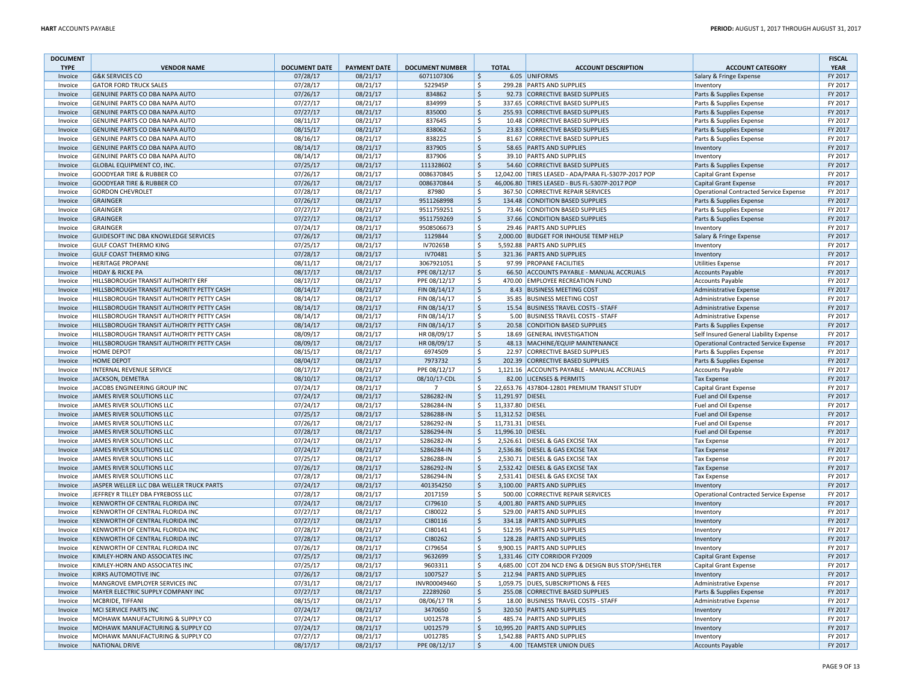| DOCUMENT TYPE | VENDOR NAME | DOCUMENT DATE | PAYMENT DATE | DOCUMENT NUMBER | TOTAL | ACCOUNT DESCRIPTION | ACCOUNT CATEGORY | FISCAL YEAR |
|---|---|---|---|---|---|---|---|---|
| Invoice | G&K SERVICES CO | 07/28/17 | 08/21/17 | 6071107306 | $ 6.05 | UNIFORMS | Salary & Fringe Expense | FY 2017 |
| Invoice | GATOR FORD TRUCK SALES | 07/28/17 | 08/21/17 | 522945P | $ 299.28 | PARTS AND SUPPLIES | Inventory | FY 2017 |
| Invoice | GENUINE PARTS CO DBA NAPA AUTO | 07/26/17 | 08/21/17 | 834862 | $ 92.73 | CORRECTIVE BASED SUPPLIES | Parts & Supplies Expense | FY 2017 |
| Invoice | GENUINE PARTS CO DBA NAPA AUTO | 07/27/17 | 08/21/17 | 834999 | $ 337.65 | CORRECTIVE BASED SUPPLIES | Parts & Supplies Expense | FY 2017 |
| Invoice | GENUINE PARTS CO DBA NAPA AUTO | 07/27/17 | 08/21/17 | 835000 | $ 255.93 | CORRECTIVE BASED SUPPLIES | Parts & Supplies Expense | FY 2017 |
| Invoice | GENUINE PARTS CO DBA NAPA AUTO | 08/11/17 | 08/21/17 | 837645 | $ 10.48 | CORRECTIVE BASED SUPPLIES | Parts & Supplies Expense | FY 2017 |
| Invoice | GENUINE PARTS CO DBA NAPA AUTO | 08/15/17 | 08/21/17 | 838062 | $ 23.83 | CORRECTIVE BASED SUPPLIES | Parts & Supplies Expense | FY 2017 |
| Invoice | GENUINE PARTS CO DBA NAPA AUTO | 08/16/17 | 08/21/17 | 838225 | $ 81.67 | CORRECTIVE BASED SUPPLIES | Parts & Supplies Expense | FY 2017 |
| Invoice | GENUINE PARTS CO DBA NAPA AUTO | 08/14/17 | 08/21/17 | 837905 | $ 58.65 | PARTS AND SUPPLIES | Inventory | FY 2017 |
| Invoice | GENUINE PARTS CO DBA NAPA AUTO | 08/14/17 | 08/21/17 | 837906 | $ 39.10 | PARTS AND SUPPLIES | Inventory | FY 2017 |
| Invoice | GLOBAL EQUIPMENT CO, INC. | 07/25/17 | 08/21/17 | 111328602 | $ 54.60 | CORRECTIVE BASED SUPPLIES | Parts & Supplies Expense | FY 2017 |
| Invoice | GOODYEAR TIRE & RUBBER CO | 07/26/17 | 08/21/17 | 0086370845 | $ 12,042.00 | TIRES LEASED - ADA/PARA FL-5307P-2017 POP | Capital Grant Expense | FY 2017 |
| Invoice | GOODYEAR TIRE & RUBBER CO | 07/26/17 | 08/21/17 | 0086370844 | $ 46,006.80 | TIRES LEASED - BUS FL-5307P-2017 POP | Capital Grant Expense | FY 2017 |
| Invoice | GORDON CHEVROLET | 07/28/17 | 08/21/17 | 87980 | $ 367.50 | CORRECTIVE REPAIR SERVICES | Operational Contracted Service Expense | FY 2017 |
| Invoice | GRAINGER | 07/26/17 | 08/21/17 | 9511268998 | $ 134.48 | CONDITION BASED SUPPLIES | Parts & Supplies Expense | FY 2017 |
| Invoice | GRAINGER | 07/27/17 | 08/21/17 | 9511759251 | $ 73.46 | CONDITION BASED SUPPLIES | Parts & Supplies Expense | FY 2017 |
| Invoice | GRAINGER | 07/27/17 | 08/21/17 | 9511759269 | $ 37.66 | CONDITION BASED SUPPLIES | Parts & Supplies Expense | FY 2017 |
| Invoice | GRAINGER | 07/24/17 | 08/21/17 | 9508506673 | $ 29.46 | PARTS AND SUPPLIES | Inventory | FY 2017 |
| Invoice | GUIDESOFT INC DBA KNOWLEDGE SERVICES | 07/26/17 | 08/21/17 | 1129844 | $ 2,000.00 | BUDGET FOR INHOUSE TEMP HELP | Salary & Fringe Expense | FY 2017 |
| Invoice | GULF COAST THERMO KING | 07/25/17 | 08/21/17 | IV70265B | $ 5,592.88 | PARTS AND SUPPLIES | Inventory | FY 2017 |
| Invoice | GULF COAST THERMO KING | 07/28/17 | 08/21/17 | IV70481 | $ 321.36 | PARTS AND SUPPLIES | Inventory | FY 2017 |
| Invoice | HERITAGE PROPANE | 08/11/17 | 08/21/17 | 3067921051 | $ 97.99 | PROPANE FACILITIES | Utilities Expense | FY 2017 |
| Invoice | HIDAY & RICKE PA | 08/17/17 | 08/21/17 | PPE 08/12/17 | $ 66.50 | ACCOUNTS PAYABLE - MANUAL ACCRUALS | Accounts Payable | FY 2017 |
| Invoice | HILLSBOROUGH TRANSIT AUTHORITY ERF | 08/17/17 | 08/21/17 | PPE 08/12/17 | $ 470.00 | EMPLOYEE RECREATION FUND | Accounts Payable | FY 2017 |
| Invoice | HILLSBOROUGH TRANSIT AUTHORITY PETTY CASH | 08/14/17 | 08/21/17 | FIN 08/14/17 | $ 8.43 | BUSINESS MEETING COST | Administrative Expense | FY 2017 |
| Invoice | HILLSBOROUGH TRANSIT AUTHORITY PETTY CASH | 08/14/17 | 08/21/17 | FIN 08/14/17 | $ 35.85 | BUSINESS MEETING COST | Administrative Expense | FY 2017 |
| Invoice | HILLSBOROUGH TRANSIT AUTHORITY PETTY CASH | 08/14/17 | 08/21/17 | FIN 08/14/17 | $ 15.54 | BUSINESS TRAVEL COSTS - STAFF | Administrative Expense | FY 2017 |
| Invoice | HILLSBOROUGH TRANSIT AUTHORITY PETTY CASH | 08/14/17 | 08/21/17 | FIN 08/14/17 | $ 5.00 | BUSINESS TRAVEL COSTS - STAFF | Administrative Expense | FY 2017 |
| Invoice | HILLSBOROUGH TRANSIT AUTHORITY PETTY CASH | 08/14/17 | 08/21/17 | FIN 08/14/17 | $ 20.58 | CONDITION BASED SUPPLIES | Parts & Supplies Expense | FY 2017 |
| Invoice | HILLSBOROUGH TRANSIT AUTHORITY PETTY CASH | 08/09/17 | 08/21/17 | HR 08/09/17 | $ 18.69 | GENERAL INVESTIGATION | Self Insured General Liability Expense | FY 2017 |
| Invoice | HILLSBOROUGH TRANSIT AUTHORITY PETTY CASH | 08/09/17 | 08/21/17 | HR 08/09/17 | $ 48.13 | MACHINE/EQUIP MAINTENANCE | Operational Contracted Service Expense | FY 2017 |
| Invoice | HOME DEPOT | 08/15/17 | 08/21/17 | 6974509 | $ 22.97 | CORRECTIVE BASED SUPPLIES | Parts & Supplies Expense | FY 2017 |
| Invoice | HOME DEPOT | 08/04/17 | 08/21/17 | 7973732 | $ 202.39 | CORRECTIVE BASED SUPPLIES | Parts & Supplies Expense | FY 2017 |
| Invoice | INTERNAL REVENUE SERVICE | 08/17/17 | 08/21/17 | PPE 08/12/17 | $ 1,121.16 | ACCOUNTS PAYABLE - MANUAL ACCRUALS | Accounts Payable | FY 2017 |
| Invoice | JACKSON, DEMETRA | 08/10/17 | 08/21/17 | 08/10/17-CDL | $ 82.00 | LICENSES & PERMITS | Tax Expense | FY 2017 |
| Invoice | JACOBS ENGINEERING GROUP INC | 07/24/17 | 08/21/17 | 7 | $ 22,653.76 | 437804-12801 PREMIUM TRANSIT STUDY | Capital Grant Expense | FY 2017 |
| Invoice | JAMES RIVER SOLUTIONS LLC | 07/24/17 | 08/21/17 | S286282-IN | $ 11,291.97 | DIESEL | Fuel and Oil Expense | FY 2017 |
| Invoice | JAMES RIVER SOLUTIONS LLC | 07/24/17 | 08/21/17 | S286284-IN | $ 11,337.80 | DIESEL | Fuel and Oil Expense | FY 2017 |
| Invoice | JAMES RIVER SOLUTIONS LLC | 07/25/17 | 08/21/17 | S286288-IN | $ 11,312.52 | DIESEL | Fuel and Oil Expense | FY 2017 |
| Invoice | JAMES RIVER SOLUTIONS LLC | 07/26/17 | 08/21/17 | S286292-IN | $ 11,731.31 | DIESEL | Fuel and Oil Expense | FY 2017 |
| Invoice | JAMES RIVER SOLUTIONS LLC | 07/28/17 | 08/21/17 | S286294-IN | $ 11,996.10 | DIESEL | Fuel and Oil Expense | FY 2017 |
| Invoice | JAMES RIVER SOLUTIONS LLC | 07/24/17 | 08/21/17 | S286282-IN | $ 2,526.61 | DIESEL & GAS EXCISE TAX | Tax Expense | FY 2017 |
| Invoice | JAMES RIVER SOLUTIONS LLC | 07/24/17 | 08/21/17 | S286284-IN | $ 2,536.86 | DIESEL & GAS EXCISE TAX | Tax Expense | FY 2017 |
| Invoice | JAMES RIVER SOLUTIONS LLC | 07/25/17 | 08/21/17 | S286288-IN | $ 2,530.71 | DIESEL & GAS EXCISE TAX | Tax Expense | FY 2017 |
| Invoice | JAMES RIVER SOLUTIONS LLC | 07/26/17 | 08/21/17 | S286292-IN | $ 2,532.42 | DIESEL & GAS EXCISE TAX | Tax Expense | FY 2017 |
| Invoice | JAMES RIVER SOLUTIONS LLC | 07/28/17 | 08/21/17 | S286294-IN | $ 2,531.41 | DIESEL & GAS EXCISE TAX | Tax Expense | FY 2017 |
| Invoice | JASPER WELLER LLC DBA WELLER TRUCK PARTS | 07/24/17 | 08/21/17 | 401354250 | $ 3,100.00 | PARTS AND SUPPLIES | Inventory | FY 2017 |
| Invoice | JEFFREY R TILLEY DBA FYREBOSS LLC | 07/28/17 | 08/21/17 | 2017159 | $ 500.00 | CORRECTIVE REPAIR SERVICES | Operational Contracted Service Expense | FY 2017 |
| Invoice | KENWORTH OF CENTRAL FLORIDA INC | 07/24/17 | 08/21/17 | CI79610 | $ 4,001.80 | PARTS AND SUPPLIES | Inventory | FY 2017 |
| Invoice | KENWORTH OF CENTRAL FLORIDA INC | 07/27/17 | 08/21/17 | CI80022 | $ 529.00 | PARTS AND SUPPLIES | Inventory | FY 2017 |
| Invoice | KENWORTH OF CENTRAL FLORIDA INC | 07/27/17 | 08/21/17 | CI80116 | $ 334.18 | PARTS AND SUPPLIES | Inventory | FY 2017 |
| Invoice | KENWORTH OF CENTRAL FLORIDA INC | 07/28/17 | 08/21/17 | CI80141 | $ 512.95 | PARTS AND SUPPLIES | Inventory | FY 2017 |
| Invoice | KENWORTH OF CENTRAL FLORIDA INC | 07/28/17 | 08/21/17 | CI80262 | $ 128.28 | PARTS AND SUPPLIES | Inventory | FY 2017 |
| Invoice | KENWORTH OF CENTRAL FLORIDA INC | 07/26/17 | 08/21/17 | CI79654 | $ 9,900.15 | PARTS AND SUPPLIES | Inventory | FY 2017 |
| Invoice | KIMLEY-HORN AND ASSOCIATES INC | 07/25/17 | 08/21/17 | 9632699 | $ 1,331.46 | CITY CORRIDOR FY2009 | Capital Grant Expense | FY 2017 |
| Invoice | KIMLEY-HORN AND ASSOCIATES INC | 07/25/17 | 08/21/17 | 9603311 | $ 4,685.00 | COT Z04 NCD ENG & DESIGN BUS STOP/SHELTER | Capital Grant Expense | FY 2017 |
| Invoice | KIRKS AUTOMOTIVE INC | 07/26/17 | 08/21/17 | 1007527 | $ 212.94 | PARTS AND SUPPLIES | Inventory | FY 2017 |
| Invoice | MANGROVE EMPLOYER SERVICES INC | 07/31/17 | 08/21/17 | INVR00049460 | $ 1,059.75 | DUES, SUBSCRIPTIONS & FEES | Administrative Expense | FY 2017 |
| Invoice | MAYER ELECTRIC SUPPLY COMPANY INC | 07/27/17 | 08/21/17 | 22289260 | $ 255.08 | CORRECTIVE BASED SUPPLIES | Parts & Supplies Expense | FY 2017 |
| Invoice | MCBRIDE, TIFFANI | 08/15/17 | 08/21/17 | 08/06/17 TR | $ 18.00 | BUSINESS TRAVEL COSTS - STAFF | Administrative Expense | FY 2017 |
| Invoice | MCI SERVICE PARTS INC | 07/24/17 | 08/21/17 | 3470650 | $ 320.50 | PARTS AND SUPPLIES | Inventory | FY 2017 |
| Invoice | MOHAWK MANUFACTURING & SUPPLY CO | 07/24/17 | 08/21/17 | U012578 | $ 485.74 | PARTS AND SUPPLIES | Inventory | FY 2017 |
| Invoice | MOHAWK MANUFACTURING & SUPPLY CO | 07/24/17 | 08/21/17 | U012579 | $ 10,995.20 | PARTS AND SUPPLIES | Inventory | FY 2017 |
| Invoice | MOHAWK MANUFACTURING & SUPPLY CO | 07/27/17 | 08/21/17 | U012785 | $ 1,542.88 | PARTS AND SUPPLIES | Inventory | FY 2017 |
| Invoice | NATIONAL DRIVE | 08/17/17 | 08/21/17 | PPE 08/12/17 | $ 4.00 | TEAMSTER UNION DUES | Accounts Payable | FY 2017 |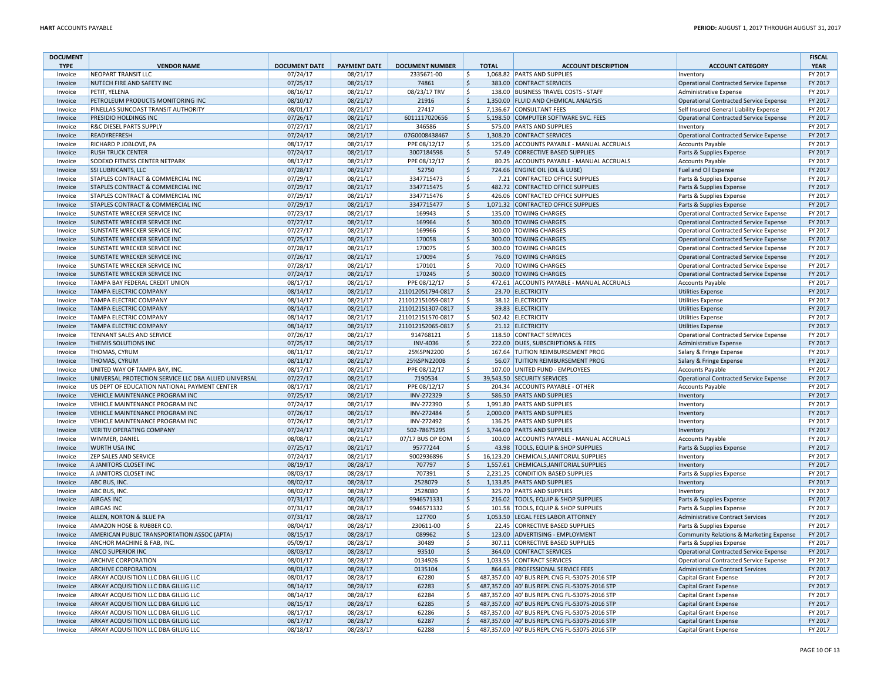| DOCUMENT TYPE | VENDOR NAME | DOCUMENT DATE | PAYMENT DATE | DOCUMENT NUMBER | TOTAL | ACCOUNT DESCRIPTION | ACCOUNT CATEGORY | FISCAL YEAR |
|---|---|---|---|---|---|---|---|---|
| Invoice | NEOPART TRANSIT LLC | 07/24/17 | 08/21/17 | 2335671-00 | $ 1,068.82 | PARTS AND SUPPLIES | Inventory | FY 2017 |
| Invoice | NUTECH FIRE AND SAFETY INC | 07/25/17 | 08/21/17 | 74861 | $ 383.00 | CONTRACT SERVICES | Operational Contracted Service Expense | FY 2017 |
| Invoice | PETIT, YELENA | 08/16/17 | 08/21/17 | 08/23/17 TRV | $ 138.00 | BUSINESS TRAVEL COSTS - STAFF | Administrative Expense | FY 2017 |
| Invoice | PETROLEUM PRODUCTS MONITORING INC | 08/10/17 | 08/21/17 | 21916 | $ 1,350.00 | FLUID AND CHEMICAL ANALYSIS | Operational Contracted Service Expense | FY 2017 |
| Invoice | PINELLAS SUNCOAST TRANSIT AUTHORITY | 08/01/17 | 08/21/17 | 27417 | $ 7,136.67 | CONSULTANT FEES | Self Insured General Liability Expense | FY 2017 |
| Invoice | PRESIDIO HOLDINGS INC | 07/26/17 | 08/21/17 | 6011117020656 | $ 5,198.50 | COMPUTER SOFTWARE SVC. FEES | Operational Contracted Service Expense | FY 2017 |
| Invoice | R&C DIESEL PARTS SUPPLY | 07/27/17 | 08/21/17 | 346586 | $ 575.00 | PARTS AND SUPPLIES | Inventory | FY 2017 |
| Invoice | READYREFRESH | 07/24/17 | 08/21/17 | 07G0008438467 | $ 1,308.20 | CONTRACT SERVICES | Operational Contracted Service Expense | FY 2017 |
| Invoice | RICHARD P JOBLOVE, PA | 08/17/17 | 08/21/17 | PPE 08/12/17 | $ 125.00 | ACCOUNTS PAYABLE - MANUAL ACCRUALS | Accounts Payable | FY 2017 |
| Invoice | RUSH TRUCK CENTER | 07/24/17 | 08/21/17 | 3007184598 | $ 57.49 | CORRECTIVE BASED SUPPLIES | Parts & Supplies Expense | FY 2017 |
| Invoice | SODEXO FITNESS CENTER NETPARK | 08/17/17 | 08/21/17 | PPE 08/12/17 | $ 80.25 | ACCOUNTS PAYABLE - MANUAL ACCRUALS | Accounts Payable | FY 2017 |
| Invoice | SSI LUBRICANTS, LLC | 07/28/17 | 08/21/17 | 52750 | $ 724.66 | ENGINE OIL (OIL & LUBE) | Fuel and Oil Expense | FY 2017 |
| Invoice | STAPLES CONTRACT & COMMERCIAL INC | 07/29/17 | 08/21/17 | 3347715473 | $ 7.21 | CONTRACTED OFFICE SUPPLIES | Parts & Supplies Expense | FY 2017 |
| Invoice | STAPLES CONTRACT & COMMERCIAL INC | 07/29/17 | 08/21/17 | 3347715475 | $ 482.72 | CONTRACTED OFFICE SUPPLIES | Parts & Supplies Expense | FY 2017 |
| Invoice | STAPLES CONTRACT & COMMERCIAL INC | 07/29/17 | 08/21/17 | 3347715476 | $ 426.06 | CONTRACTED OFFICE SUPPLIES | Parts & Supplies Expense | FY 2017 |
| Invoice | STAPLES CONTRACT & COMMERCIAL INC | 07/29/17 | 08/21/17 | 3347715477 | $ 1,071.32 | CONTRACTED OFFICE SUPPLIES | Parts & Supplies Expense | FY 2017 |
| Invoice | SUNSTATE WRECKER SERVICE INC | 07/23/17 | 08/21/17 | 169943 | $ 135.00 | TOWING CHARGES | Operational Contracted Service Expense | FY 2017 |
| Invoice | SUNSTATE WRECKER SERVICE INC | 07/27/17 | 08/21/17 | 169964 | $ 300.00 | TOWING CHARGES | Operational Contracted Service Expense | FY 2017 |
| Invoice | SUNSTATE WRECKER SERVICE INC | 07/27/17 | 08/21/17 | 169966 | $ 300.00 | TOWING CHARGES | Operational Contracted Service Expense | FY 2017 |
| Invoice | SUNSTATE WRECKER SERVICE INC | 07/25/17 | 08/21/17 | 170058 | $ 300.00 | TOWING CHARGES | Operational Contracted Service Expense | FY 2017 |
| Invoice | SUNSTATE WRECKER SERVICE INC | 07/28/17 | 08/21/17 | 170075 | $ 300.00 | TOWING CHARGES | Operational Contracted Service Expense | FY 2017 |
| Invoice | SUNSTATE WRECKER SERVICE INC | 07/26/17 | 08/21/17 | 170094 | $ 76.00 | TOWING CHARGES | Operational Contracted Service Expense | FY 2017 |
| Invoice | SUNSTATE WRECKER SERVICE INC | 07/28/17 | 08/21/17 | 170101 | $ 70.00 | TOWING CHARGES | Operational Contracted Service Expense | FY 2017 |
| Invoice | SUNSTATE WRECKER SERVICE INC | 07/24/17 | 08/21/17 | 170245 | $ 300.00 | TOWING CHARGES | Operational Contracted Service Expense | FY 2017 |
| Invoice | TAMPA BAY FEDERAL CREDIT UNION | 08/17/17 | 08/21/17 | PPE 08/12/17 | $ 472.61 | ACCOUNTS PAYABLE - MANUAL ACCRUALS | Accounts Payable | FY 2017 |
| Invoice | TAMPA ELECTRIC COMPANY | 08/14/17 | 08/21/17 | 211012051794-0817 | $ 23.70 | ELECTRICITY | Utilities Expense | FY 2017 |
| Invoice | TAMPA ELECTRIC COMPANY | 08/14/17 | 08/21/17 | 211012151059-0817 | $ 38.12 | ELECTRICITY | Utilities Expense | FY 2017 |
| Invoice | TAMPA ELECTRIC COMPANY | 08/14/17 | 08/21/17 | 211012151307-0817 | $ 39.83 | ELECTRICITY | Utilities Expense | FY 2017 |
| Invoice | TAMPA ELECTRIC COMPANY | 08/14/17 | 08/21/17 | 211012151570-0817 | $ 502.42 | ELECTRICITY | Utilities Expense | FY 2017 |
| Invoice | TAMPA ELECTRIC COMPANY | 08/14/17 | 08/21/17 | 211012152065-0817 | $ 21.12 | ELECTRICITY | Utilities Expense | FY 2017 |
| Invoice | TENNANT SALES AND SERVICE | 07/26/17 | 08/21/17 | 914768121 | $ 118.50 | CONTRACT SERVICES | Operational Contracted Service Expense | FY 2017 |
| Invoice | THEMIS SOLUTIONS INC | 07/25/17 | 08/21/17 | INV-4036 | $ 222.00 | DUES, SUBSCRIPTIONS & FEES | Administrative Expense | FY 2017 |
| Invoice | THOMAS, CYRUM | 08/11/17 | 08/21/17 | 25%SPN2200 | $ 167.64 | TUITION REIMBURSEMENT PROG | Salary & Fringe Expense | FY 2017 |
| Invoice | THOMAS, CYRUM | 08/11/17 | 08/21/17 | 25%SPN2200B | $ 56.07 | TUITION REIMBURSEMENT PROG | Salary & Fringe Expense | FY 2017 |
| Invoice | UNITED WAY OF TAMPA BAY, INC. | 08/17/17 | 08/21/17 | PPE 08/12/17 | $ 107.00 | UNITED FUND - EMPLOYEES | Accounts Payable | FY 2017 |
| Invoice | UNIVERSAL PROTECTION SERVICE LLC DBA ALLIED UNIVERSAL | 07/27/17 | 08/21/17 | 7190534 | $ 39,543.50 | SECURITY SERVICES | Operational Contracted Service Expense | FY 2017 |
| Invoice | US DEPT OF EDUCATION NATIONAL PAYMENT CENTER | 08/17/17 | 08/21/17 | PPE 08/12/17 | $ 204.34 | ACCOUNTS PAYABLE - OTHER | Accounts Payable | FY 2017 |
| Invoice | VEHICLE MAINTENANCE PROGRAM INC | 07/25/17 | 08/21/17 | INV-272329 | $ 586.50 | PARTS AND SUPPLIES | Inventory | FY 2017 |
| Invoice | VEHICLE MAINTENANCE PROGRAM INC | 07/24/17 | 08/21/17 | INV-272390 | $ 1,991.80 | PARTS AND SUPPLIES | Inventory | FY 2017 |
| Invoice | VEHICLE MAINTENANCE PROGRAM INC | 07/26/17 | 08/21/17 | INV-272484 | $ 2,000.00 | PARTS AND SUPPLIES | Inventory | FY 2017 |
| Invoice | VEHICLE MAINTENANCE PROGRAM INC | 07/26/17 | 08/21/17 | INV-272492 | $ 136.25 | PARTS AND SUPPLIES | Inventory | FY 2017 |
| Invoice | VERITIV OPERATING COMPANY | 07/24/17 | 08/21/17 | 502-78675295 | $ 3,744.00 | PARTS AND SUPPLIES | Inventory | FY 2017 |
| Invoice | WIMMER, DANIEL | 08/08/17 | 08/21/17 | 07/17 BUS OP EOM | $ 100.00 | ACCOUNTS PAYABLE - MANUAL ACCRUALS | Accounts Payable | FY 2017 |
| Invoice | WURTH USA INC | 07/25/17 | 08/21/17 | 95777244 | $ 43.98 | TOOLS, EQUIP & SHOP SUPPLIES | Parts & Supplies Expense | FY 2017 |
| Invoice | ZEP SALES AND SERVICE | 07/24/17 | 08/21/17 | 9002936896 | $ 16,123.20 | CHEMICALS,JANITORIAL SUPPLIES | Inventory | FY 2017 |
| Invoice | A JANITORS CLOSET INC | 08/19/17 | 08/28/17 | 707797 | $ 1,557.61 | CHEMICALS,JANITORIAL SUPPLIES | Inventory | FY 2017 |
| Invoice | A JANITORS CLOSET INC | 08/03/17 | 08/28/17 | 707391 | $ 2,231.25 | CONDITION BASED SUPPLIES | Parts & Supplies Expense | FY 2017 |
| Invoice | ABC BUS, INC. | 08/02/17 | 08/28/17 | 2528079 | $ 1,133.85 | PARTS AND SUPPLIES | Inventory | FY 2017 |
| Invoice | ABC BUS, INC. | 08/02/17 | 08/28/17 | 2528080 | $ 325.70 | PARTS AND SUPPLIES | Inventory | FY 2017 |
| Invoice | AIRGAS INC | 07/31/17 | 08/28/17 | 9946571331 | $ 216.02 | TOOLS, EQUIP & SHOP SUPPLIES | Parts & Supplies Expense | FY 2017 |
| Invoice | AIRGAS INC | 07/31/17 | 08/28/17 | 9946571332 | $ 101.58 | TOOLS, EQUIP & SHOP SUPPLIES | Parts & Supplies Expense | FY 2017 |
| Invoice | ALLEN, NORTON & BLUE PA | 07/31/17 | 08/28/17 | 127700 | $ 1,053.50 | LEGAL FEES LABOR ATTORNEY | Administrative Contract Services | FY 2017 |
| Invoice | AMAZON HOSE & RUBBER CO. | 08/04/17 | 08/28/17 | 230611-00 | $ 22.45 | CORRECTIVE BASED SUPPLIES | Parts & Supplies Expense | FY 2017 |
| Invoice | AMERICAN PUBLIC TRANSPORTATION ASSOC (APTA) | 08/15/17 | 08/28/17 | 089962 | $ 123.00 | ADVERTISING - EMPLOYMENT | Community Relations & Marketing Expense | FY 2017 |
| Invoice | ANCHOR MACHINE & FAB, INC. | 05/09/17 | 08/28/17 | 30489 | $ 307.11 | CORRECTIVE BASED SUPPLIES | Parts & Supplies Expense | FY 2017 |
| Invoice | ANCO SUPERIOR INC | 08/03/17 | 08/28/17 | 93510 | $ 364.00 | CONTRACT SERVICES | Operational Contracted Service Expense | FY 2017 |
| Invoice | ARCHIVE CORPORATION | 08/01/17 | 08/28/17 | 0134926 | $ 1,033.55 | CONTRACT SERVICES | Operational Contracted Service Expense | FY 2017 |
| Invoice | ARCHIVE CORPORATION | 08/01/17 | 08/28/17 | 0135104 | $ 864.63 | PROFESSIONAL SERVICE FEES | Administrative Contract Services | FY 2017 |
| Invoice | ARKAY ACQUISITION LLC DBA GILLIG LLC | 08/01/17 | 08/28/17 | 62280 | $ 487,357.00 | 40' BUS REPL CNG FL-5307S-2016 STP | Capital Grant Expense | FY 2017 |
| Invoice | ARKAY ACQUISITION LLC DBA GILLIG LLC | 08/14/17 | 08/28/17 | 62283 | $ 487,357.00 | 40' BUS REPL CNG FL-5307S-2016 STP | Capital Grant Expense | FY 2017 |
| Invoice | ARKAY ACQUISITION LLC DBA GILLIG LLC | 08/14/17 | 08/28/17 | 62284 | $ 487,357.00 | 40' BUS REPL CNG FL-5307S-2016 STP | Capital Grant Expense | FY 2017 |
| Invoice | ARKAY ACQUISITION LLC DBA GILLIG LLC | 08/15/17 | 08/28/17 | 62285 | $ 487,357.00 | 40' BUS REPL CNG FL-5307S-2016 STP | Capital Grant Expense | FY 2017 |
| Invoice | ARKAY ACQUISITION LLC DBA GILLIG LLC | 08/17/17 | 08/28/17 | 62286 | $ 487,357.00 | 40' BUS REPL CNG FL-5307S-2016 STP | Capital Grant Expense | FY 2017 |
| Invoice | ARKAY ACQUISITION LLC DBA GILLIG LLC | 08/17/17 | 08/28/17 | 62287 | $ 487,357.00 | 40' BUS REPL CNG FL-5307S-2016 STP | Capital Grant Expense | FY 2017 |
| Invoice | ARKAY ACQUISITION LLC DBA GILLIG LLC | 08/18/17 | 08/28/17 | 62288 | $ 487,357.00 | 40' BUS REPL CNG FL-5307S-2016 STP | Capital Grant Expense | FY 2017 |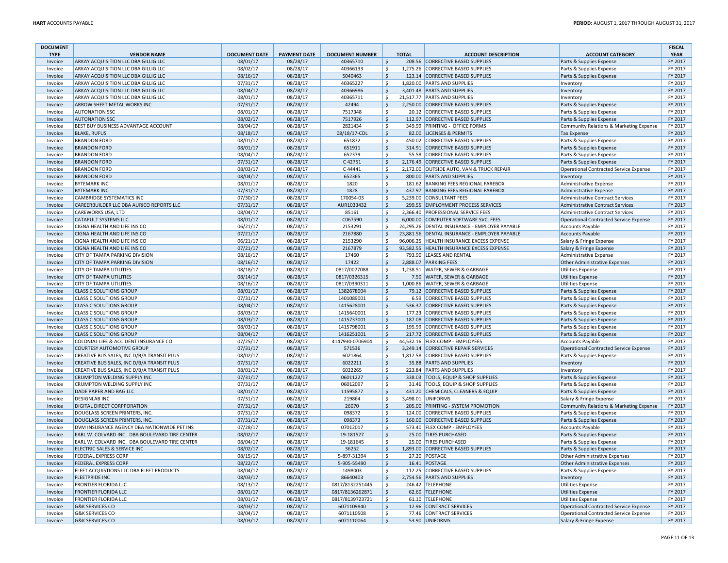| DOCUMENT TYPE | VENDOR NAME | DOCUMENT DATE | PAYMENT DATE | DOCUMENT NUMBER | TOTAL | ACCOUNT DESCRIPTION | ACCOUNT CATEGORY | FISCAL YEAR |
|---|---|---|---|---|---|---|---|---|
| Invoice | ARKAY ACQUISITION LLC DBA GILLIG LLC | 08/01/17 | 08/28/17 | 40365710 | $ 208.56 | CORRECTIVE BASED SUPPLIES | Parts & Supplies Expense | FY 2017 |
| Invoice | ARKAY ACQUISITION LLC DBA GILLIG LLC | 08/02/17 | 08/28/17 | 40366133 | $ 1,275.26 | CORRECTIVE BASED SUPPLIES | Parts & Supplies Expense | FY 2017 |
| Invoice | ARKAY ACQUISITION LLC DBA GILLIG LLC | 08/16/17 | 08/28/17 | 5040463 | $ 123.14 | CORRECTIVE BASED SUPPLIES | Parts & Supplies Expense | FY 2017 |
| Invoice | ARKAY ACQUISITION LLC DBA GILLIG LLC | 07/31/17 | 08/28/17 | 40365227 | $ 1,820.00 | PARTS AND SUPPLIES | Inventory | FY 2017 |
| Invoice | ARKAY ACQUISITION LLC DBA GILLIG LLC | 08/04/17 | 08/28/17 | 40366986 | $ 3,401.48 | PARTS AND SUPPLIES | Inventory | FY 2017 |
| Invoice | ARKAY ACQUISITION LLC DBA GILLIG LLC | 08/01/17 | 08/28/17 | 40365711 | $ 21,517.77 | PARTS AND SUPPLIES | Inventory | FY 2017 |
| Invoice | ARROW SHEET METAL WORKS INC | 07/31/17 | 08/28/17 | 42494 | $ 2,250.00 | CORRECTIVE BASED SUPPLIES | Parts & Supplies Expense | FY 2017 |
| Invoice | AUTONATION SSC | 08/01/17 | 08/28/17 | 7517348 | $ 20.12 | CORRECTIVE BASED SUPPLIES | Parts & Supplies Expense | FY 2017 |
| Invoice | AUTONATION SSC | 08/02/17 | 08/28/17 | 7517926 | $ 112.97 | CORRECTIVE BASED SUPPLIES | Parts & Supplies Expense | FY 2017 |
| Invoice | BEST BUY BUSINESS ADVANTAGE ACCOUNT | 08/04/17 | 08/28/17 | 2821434 | $ 349.99 | PRINTING - OFFICE FORMS | Community Relations & Marketing Expense | FY 2017 |
| Invoice | BLAKE, RUFUS | 08/18/17 | 08/28/17 | 08/18/17-CDL | $ 82.00 | LICENSES & PERMITS | Tax Expense | FY 2017 |
| Invoice | BRANDON FORD | 08/01/17 | 08/28/17 | 651872 | $ 450.02 | CORRECTIVE BASED SUPPLIES | Parts & Supplies Expense | FY 2017 |
| Invoice | BRANDON FORD | 08/01/17 | 08/28/17 | 651911 | $ 314.91 | CORRECTIVE BASED SUPPLIES | Parts & Supplies Expense | FY 2017 |
| Invoice | BRANDON FORD | 08/04/17 | 08/28/17 | 652379 | $ 55.58 | CORRECTIVE BASED SUPPLIES | Parts & Supplies Expense | FY 2017 |
| Invoice | BRANDON FORD | 07/31/17 | 08/28/17 | C 42751 | $ 2,176.49 | CORRECTIVE BASED SUPPLIES | Parts & Supplies Expense | FY 2017 |
| Invoice | BRANDON FORD | 08/03/17 | 08/28/17 | C 44441 | $ 2,172.00 | OUTSIDE AUTO, VAN & TRUCK REPAIR | Operational Contracted Service Expense | FY 2017 |
| Invoice | BRANDON FORD | 08/04/17 | 08/28/17 | 652365 | $ 800.00 | PARTS AND SUPPLIES | Inventory | FY 2017 |
| Invoice | BYTEMARK INC | 08/01/17 | 08/28/17 | 1820 | $ 181.62 | BANKING FEES REGIONAL FAREBOX | Administrative Expense | FY 2017 |
| Invoice | BYTEMARK INC | 07/31/17 | 08/28/17 | 1828 | $ 437.97 | BANKING FEES REGIONAL FAREBOX | Administrative Expense | FY 2017 |
| Invoice | CAMBRIDGE SYSTEMATICS INC | 07/30/17 | 08/28/17 | 170054-03 | $ 5,239.00 | CONSULTANT FEES | Administrative Contract Services | FY 2017 |
| Invoice | CAREERBUILDER LLC DBA AURICO REPORTS LLC | 07/31/17 | 08/28/17 | AUR1033432 | $ 299.55 | EMPLOYMENT PROCESS SERVICES | Administrative Contract Services | FY 2017 |
| Invoice | CAREWORKS USA, LTD | 08/04/17 | 08/28/17 | 85161 | $ 2,366.40 | PROFESSIONAL SERVICE FEES | Administrative Contract Services | FY 2017 |
| Invoice | CATAPULT SYSTEMS LLC | 08/01/17 | 08/28/17 | C067590 | $ 6,000.00 | COMPUTER SOFTWARE SVC. FEES | Operational Contracted Service Expense | FY 2017 |
| Invoice | CIGNA HEALTH AND LIFE INS CO | 06/21/17 | 08/28/17 | 2153291 | $ 24,295.26 | DENTAL INSURANCE - EMPLOYER PAYABLE | Accounts Payable | FY 2017 |
| Invoice | CIGNA HEALTH AND LIFE INS CO | 07/21/17 | 08/28/17 | 2167880 | $ 23,881.56 | DENTAL INSURANCE - EMPLOYER PAYABLE | Accounts Payable | FY 2017 |
| Invoice | CIGNA HEALTH AND LIFE INS CO | 06/21/17 | 08/28/17 | 2153290 | $ 96,006.25 | HEALTH INSURANCE EXCESS EXPENSE | Salary & Fringe Expense | FY 2017 |
| Invoice | CIGNA HEALTH AND LIFE INS CO | 07/21/17 | 08/28/17 | 2167879 | $ 93,582.55 | HEALTH INSURANCE EXCESS EXPENSE | Salary & Fringe Expense | FY 2017 |
| Invoice | CITY OF TAMPA PARKING DIVISION | 08/16/17 | 08/28/17 | 17460 | $ 793.90 | LEASES AND RENTAL | Administrative Expense | FY 2017 |
| Invoice | CITY OF TAMPA PARKING DIVISION | 08/16/17 | 08/28/17 | 17422 | $ 2,888.07 | PARKING FEES | Other Administrative Expenses | FY 2017 |
| Invoice | CITY OF TAMPA UTILITIES | 08/18/17 | 08/28/17 | 0817/0077088 | $ 1,238.51 | WATER, SEWER & GARBAGE | Utilities Expense | FY 2017 |
| Invoice | CITY OF TAMPA UTILITIES | 08/14/17 | 08/28/17 | 0817/0326315 | $ 7.50 | WATER, SEWER & GARBAGE | Utilities Expense | FY 2017 |
| Invoice | CITY OF TAMPA UTILITIES | 08/16/17 | 08/28/17 | 0817/0390311 | $ 1,000.86 | WATER, SEWER & GARBAGE | Utilities Expense | FY 2017 |
| Invoice | CLASS C SOLUTIONS GROUP | 08/01/17 | 08/28/17 | 1382678004 | $ 79.12 | CORRECTIVE BASED SUPPLIES | Parts & Supplies Expense | FY 2017 |
| Invoice | CLASS C SOLUTIONS GROUP | 07/31/17 | 08/28/17 | 1401089001 | $ 6.59 | CORRECTIVE BASED SUPPLIES | Parts & Supplies Expense | FY 2017 |
| Invoice | CLASS C SOLUTIONS GROUP | 08/04/17 | 08/28/17 | 1415628001 | $ 536.37 | CORRECTIVE BASED SUPPLIES | Parts & Supplies Expense | FY 2017 |
| Invoice | CLASS C SOLUTIONS GROUP | 08/03/17 | 08/28/17 | 1415640001 | $ 177.23 | CORRECTIVE BASED SUPPLIES | Parts & Supplies Expense | FY 2017 |
| Invoice | CLASS C SOLUTIONS GROUP | 08/03/17 | 08/28/17 | 1415737001 | $ 187.08 | CORRECTIVE BASED SUPPLIES | Parts & Supplies Expense | FY 2017 |
| Invoice | CLASS C SOLUTIONS GROUP | 08/03/17 | 08/28/17 | 1415798001 | $ 195.99 | CORRECTIVE BASED SUPPLIES | Parts & Supplies Expense | FY 2017 |
| Invoice | CLASS C SOLUTIONS GROUP | 08/04/17 | 08/28/17 | 1416251001 | $ 217.72 | CORRECTIVE BASED SUPPLIES | Parts & Supplies Expense | FY 2017 |
| Invoice | COLONIAL LIFE & ACCIDENT INSURANCE CO | 07/25/17 | 08/28/17 | 4147930-0706904 | $ 44,532.16 | FLEX COMP - EMPLOYEES | Accounts Payable | FY 2017 |
| Invoice | COURTESY AUTOMOTIVE GROUP | 07/31/17 | 08/28/17 | 571536 | $ 3,249.14 | CORRECTIVE REPAIR SERVICES | Operational Contracted Service Expense | FY 2017 |
| Invoice | CREATIVE BUS SALES, INC D/B/A TRANSIT PLUS | 08/02/17 | 08/28/17 | 6021864 | $ 1,812.58 | CORRECTIVE BASED SUPPLIES | Parts & Supplies Expense | FY 2017 |
| Invoice | CREATIVE BUS SALES, INC D/B/A TRANSIT PLUS | 07/31/17 | 08/28/17 | 6022211 | $ 35.88 | PARTS AND SUPPLIES | Inventory | FY 2017 |
| Invoice | CREATIVE BUS SALES, INC D/B/A TRANSIT PLUS | 08/01/17 | 08/28/17 | 6022265 | $ 223.84 | PARTS AND SUPPLIES | Inventory | FY 2017 |
| Invoice | CRUMPTON WELDING SUPPLY INC | 07/31/17 | 08/28/17 | 06011227 | $ 338.03 | TOOLS, EQUIP & SHOP SUPPLIES | Parts & Supplies Expense | FY 2017 |
| Invoice | CRUMPTON WELDING SUPPLY INC | 07/31/17 | 08/28/17 | 06012097 | $ 31.46 | TOOLS, EQUIP & SHOP SUPPLIES | Parts & Supplies Expense | FY 2017 |
| Invoice | DADE PAPER AND BAG LLC | 08/01/17 | 08/28/17 | 11595877 | $ 431.20 | CHEMICALS, CLEANERS & EQUIP | Parts & Supplies Expense | FY 2017 |
| Invoice | DESIGNLAB INC | 07/31/17 | 08/28/17 | 219864 | $ 3,498.01 | UNIFORMS | Salary & Fringe Expense | FY 2017 |
| Invoice | DIGITAL DIRECT CORPPORATION | 07/31/17 | 08/28/17 | 26070 | $ 205.00 | PRINTING - SYSTEM PROMOTION | Community Relations & Marketing Expense | FY 2017 |
| Invoice | DOUGLASS SCREEN PRINTERS, INC. | 07/31/17 | 08/28/17 | 098372 | $ 124.00 | CORRECTIVE BASED SUPPLIES | Parts & Supplies Expense | FY 2017 |
| Invoice | DOUGLASS SCREEN PRINTERS, INC. | 07/31/17 | 08/28/17 | 098373 | $ 160.00 | CORRECTIVE BASED SUPPLIES | Parts & Supplies Expense | FY 2017 |
| Invoice | DVM INSURANCE AGENCY DBA NATIONWIDE PET INS | 07/28/17 | 08/28/17 | 07012017 | $ 573.40 | FLEX COMP - EMPLOYEES | Accounts Payable | FY 2017 |
| Invoice | EARL W. COLVARD INC. DBA BOULEVARD TIRE CENTER | 08/02/17 | 08/28/17 | 19-181527 | $ 25.00 | TIRES PURCHASED | Parts & Supplies Expense | FY 2017 |
| Invoice | EARL W. COLVARD INC. DBA BOULEVARD TIRE CENTER | 08/04/17 | 08/28/17 | 19-181645 | $ 25.00 | TIRES PURCHASED | Parts & Supplies Expense | FY 2017 |
| Invoice | ELECTRIC SALES & SERVICE INC | 08/02/17 | 08/28/17 | 36252 | $ 1,893.00 | CORRECTIVE BASED SUPPLIES | Parts & Supplies Expense | FY 2017 |
| Invoice | FEDERAL EXPRESS CORP | 08/15/17 | 08/28/17 | 5-897-31394 | $ 27.20 | POSTAGE | Other Administrative Expenses | FY 2017 |
| Invoice | FEDERAL EXPRESS CORP | 08/22/17 | 08/28/17 | 5-905-55490 | $ 16.41 | POSTAGE | Other Administrative Expenses | FY 2017 |
| Invoice | FLEET ACQUISTIONS LLC DBA FLEET PRODUCTS | 08/04/17 | 08/28/17 | 1498003 | $ 112.25 | CORRECTIVE BASED SUPPLIES | Parts & Supplies Expense | FY 2017 |
| Invoice | FLEETPRIDE INC | 08/03/17 | 08/28/17 | 86640403 | $ 2,754.56 | PARTS AND SUPPLIES | Inventory | FY 2017 |
| Invoice | FRONTIER FLORIDA LLC | 08/13/17 | 08/28/17 | 0817/8132251445 | $ 246.42 | TELEPHONE | Utilities Expense | FY 2017 |
| Invoice | FRONTIER FLORIDA LLC | 08/01/17 | 08/28/17 | 0817/8136262871 | $ 62.60 | TELEPHONE | Utilities Expense | FY 2017 |
| Invoice | FRONTIER FLORIDA LLC | 08/01/17 | 08/28/17 | 0817/8139723721 | $ 61.10 | TELEPHONE | Utilities Expense | FY 2017 |
| Invoice | G&K SERVICES CO | 08/03/17 | 08/28/17 | 6071109840 | $ 12.96 | CONTRACT SERVICES | Operational Contracted Service Expense | FY 2017 |
| Invoice | G&K SERVICES CO | 08/04/17 | 08/28/17 | 6071110508 | $ 77.46 | CONTRACT SERVICES | Operational Contracted Service Expense | FY 2017 |
| Invoice | G&K SERVICES CO | 08/03/17 | 08/28/17 | 6071110064 | $ 53.90 | UNIFORMS | Salary & Fringe Expense | FY 2017 |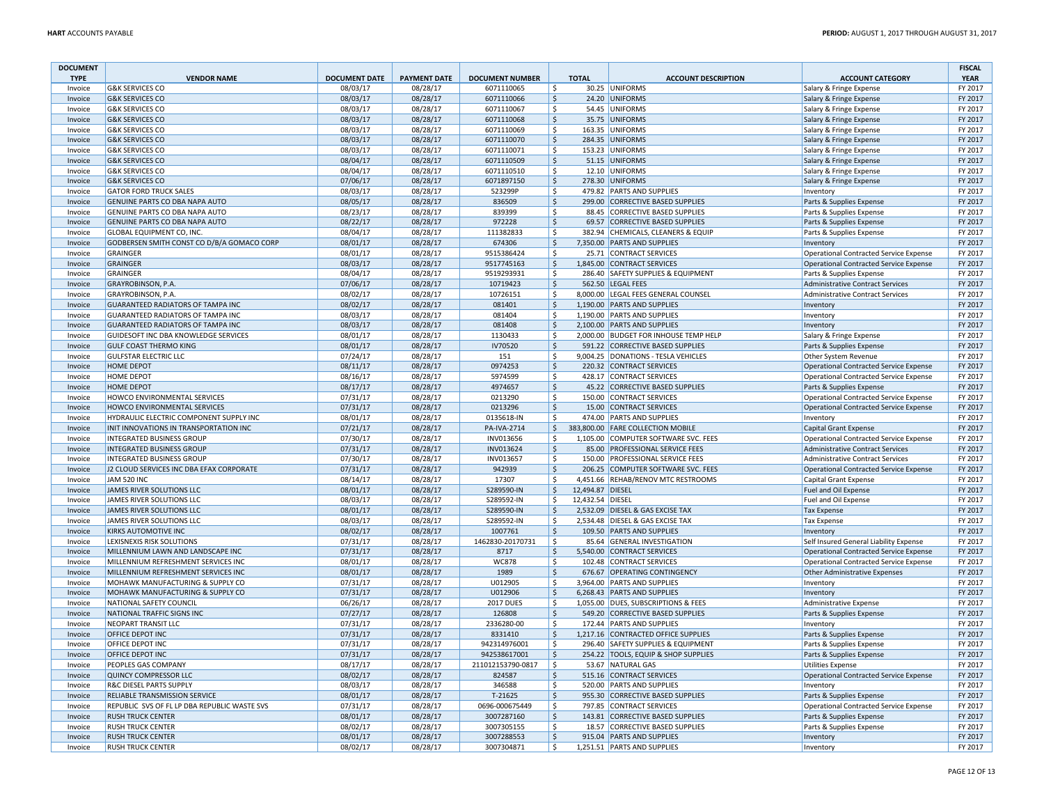| DOCUMENT TYPE | VENDOR NAME | DOCUMENT DATE | PAYMENT DATE | DOCUMENT NUMBER | TOTAL | ACCOUNT DESCRIPTION | ACCOUNT CATEGORY | FISCAL YEAR |
|---|---|---|---|---|---|---|---|---|
| Invoice | G&K SERVICES CO | 08/03/17 | 08/28/17 | 6071110065 | $ 30.25 | UNIFORMS | Salary & Fringe Expense | FY 2017 |
| Invoice | G&K SERVICES CO | 08/03/17 | 08/28/17 | 6071110066 | $ 24.20 | UNIFORMS | Salary & Fringe Expense | FY 2017 |
| Invoice | G&K SERVICES CO | 08/03/17 | 08/28/17 | 6071110067 | $ 54.45 | UNIFORMS | Salary & Fringe Expense | FY 2017 |
| Invoice | G&K SERVICES CO | 08/03/17 | 08/28/17 | 6071110068 | $ 35.75 | UNIFORMS | Salary & Fringe Expense | FY 2017 |
| Invoice | G&K SERVICES CO | 08/03/17 | 08/28/17 | 6071110069 | $ 163.35 | UNIFORMS | Salary & Fringe Expense | FY 2017 |
| Invoice | G&K SERVICES CO | 08/03/17 | 08/28/17 | 6071110070 | $ 284.35 | UNIFORMS | Salary & Fringe Expense | FY 2017 |
| Invoice | G&K SERVICES CO | 08/03/17 | 08/28/17 | 6071110071 | $ 153.23 | UNIFORMS | Salary & Fringe Expense | FY 2017 |
| Invoice | G&K SERVICES CO | 08/04/17 | 08/28/17 | 6071110509 | $ 51.15 | UNIFORMS | Salary & Fringe Expense | FY 2017 |
| Invoice | G&K SERVICES CO | 08/04/17 | 08/28/17 | 6071110510 | $ 12.10 | UNIFORMS | Salary & Fringe Expense | FY 2017 |
| Invoice | G&K SERVICES CO | 07/06/17 | 08/28/17 | 6071897150 | $ 278.30 | UNIFORMS | Salary & Fringe Expense | FY 2017 |
| Invoice | GATOR FORD TRUCK SALES | 08/03/17 | 08/28/17 | 523299P | $ 479.82 | PARTS AND SUPPLIES | Inventory | FY 2017 |
| Invoice | GENUINE PARTS CO DBA NAPA AUTO | 08/05/17 | 08/28/17 | 836509 | $ 299.00 | CORRECTIVE BASED SUPPLIES | Parts & Supplies Expense | FY 2017 |
| Invoice | GENUINE PARTS CO DBA NAPA AUTO | 08/23/17 | 08/28/17 | 839399 | $ 88.45 | CORRECTIVE BASED SUPPLIES | Parts & Supplies Expense | FY 2017 |
| Invoice | GENUINE PARTS CO DBA NAPA AUTO | 08/22/17 | 08/28/17 | 972228 | $ 69.57 | CORRECTIVE BASED SUPPLIES | Parts & Supplies Expense | FY 2017 |
| Invoice | GLOBAL EQUIPMENT CO, INC. | 08/04/17 | 08/28/17 | 111382833 | $ 382.94 | CHEMICALS, CLEANERS & EQUIP | Parts & Supplies Expense | FY 2017 |
| Invoice | GODBERSEN SMITH CONST CO D/B/A GOMACO CORP | 08/01/17 | 08/28/17 | 674306 | $ 7,350.00 | PARTS AND SUPPLIES | Inventory | FY 2017 |
| Invoice | GRAINGER | 08/01/17 | 08/28/17 | 9515386424 | $ 25.71 | CONTRACT SERVICES | Operational Contracted Service Expense | FY 2017 |
| Invoice | GRAINGER | 08/03/17 | 08/28/17 | 9517745163 | $ 1,845.00 | CONTRACT SERVICES | Operational Contracted Service Expense | FY 2017 |
| Invoice | GRAINGER | 08/04/17 | 08/28/17 | 9519293931 | $ 286.40 | SAFETY SUPPLIES & EQUIPMENT | Parts & Supplies Expense | FY 2017 |
| Invoice | GRAYROBINSON, P.A. | 07/06/17 | 08/28/17 | 10719423 | $ 562.50 | LEGAL FEES | Administrative Contract Services | FY 2017 |
| Invoice | GRAYROBINSON, P.A. | 08/02/17 | 08/28/17 | 10726151 | $ 8,000.00 | LEGAL FEES GENERAL COUNSEL | Administrative Contract Services | FY 2017 |
| Invoice | GUARANTEED RADIATORS OF TAMPA INC | 08/02/17 | 08/28/17 | 081401 | $ 1,190.00 | PARTS AND SUPPLIES | Inventory | FY 2017 |
| Invoice | GUARANTEED RADIATORS OF TAMPA INC | 08/03/17 | 08/28/17 | 081404 | $ 1,190.00 | PARTS AND SUPPLIES | Inventory | FY 2017 |
| Invoice | GUARANTEED RADIATORS OF TAMPA INC | 08/03/17 | 08/28/17 | 081408 | $ 2,100.00 | PARTS AND SUPPLIES | Inventory | FY 2017 |
| Invoice | GUIDESOFT INC DBA KNOWLEDGE SERVICES | 08/01/17 | 08/28/17 | 1130433 | $ 2,000.00 | BUDGET FOR INHOUSE TEMP HELP | Salary & Fringe Expense | FY 2017 |
| Invoice | GULF COAST THERMO KING | 08/01/17 | 08/28/17 | IV70520 | $ 591.22 | CORRECTIVE BASED SUPPLIES | Parts & Supplies Expense | FY 2017 |
| Invoice | GULFSTAR ELECTRIC LLC | 07/24/17 | 08/28/17 | 151 | $ 9,004.25 | DONATIONS - TESLA VEHICLES | Other System Revenue | FY 2017 |
| Invoice | HOME DEPOT | 08/11/17 | 08/28/17 | 0974253 | $ 220.32 | CONTRACT SERVICES | Operational Contracted Service Expense | FY 2017 |
| Invoice | HOME DEPOT | 08/16/17 | 08/28/17 | 5974599 | $ 428.17 | CONTRACT SERVICES | Operational Contracted Service Expense | FY 2017 |
| Invoice | HOME DEPOT | 08/17/17 | 08/28/17 | 4974657 | $ 45.22 | CORRECTIVE BASED SUPPLIES | Parts & Supplies Expense | FY 2017 |
| Invoice | HOWCO ENVIRONMENTAL SERVICES | 07/31/17 | 08/28/17 | 0213290 | $ 150.00 | CONTRACT SERVICES | Operational Contracted Service Expense | FY 2017 |
| Invoice | HOWCO ENVIRONMENTAL SERVICES | 07/31/17 | 08/28/17 | 0213296 | $ 15.00 | CONTRACT SERVICES | Operational Contracted Service Expense | FY 2017 |
| Invoice | HYDRAULIC ELECTRIC COMPONENT SUPPLY INC | 08/01/17 | 08/28/17 | 0135618-IN | $ 474.00 | PARTS AND SUPPLIES | Inventory | FY 2017 |
| Invoice | INIT INNOVATIONS IN TRANSPORTATION INC | 07/21/17 | 08/28/17 | PA-IVA-2714 | $ 383,800.00 | FARE COLLECTION MOBILE | Capital Grant Expense | FY 2017 |
| Invoice | INTEGRATED BUSINESS GROUP | 07/30/17 | 08/28/17 | INV013656 | $ 1,105.00 | COMPUTER SOFTWARE SVC. FEES | Operational Contracted Service Expense | FY 2017 |
| Invoice | INTEGRATED BUSINESS GROUP | 07/31/17 | 08/28/17 | INV013624 | $ 85.00 | PROFESSIONAL SERVICE FEES | Administrative Contract Services | FY 2017 |
| Invoice | INTEGRATED BUSINESS GROUP | 07/30/17 | 08/28/17 | INV013657 | $ 150.00 | PROFESSIONAL SERVICE FEES | Administrative Contract Services | FY 2017 |
| Invoice | J2 CLOUD SERVICES INC DBA EFAX CORPORATE | 07/31/17 | 08/28/17 | 942939 | $ 206.25 | COMPUTER SOFTWARE SVC. FEES | Operational Contracted Service Expense | FY 2017 |
| Invoice | JAM 520 INC | 08/14/17 | 08/28/17 | 17307 | $ 4,451.66 | REHAB/RENOV MTC RESTROOMS | Capital Grant Expense | FY 2017 |
| Invoice | JAMES RIVER SOLUTIONS LLC | 08/01/17 | 08/28/17 | S289590-IN | $ 12,494.87 | DIESEL | Fuel and Oil Expense | FY 2017 |
| Invoice | JAMES RIVER SOLUTIONS LLC | 08/03/17 | 08/28/17 | S289592-IN | $ 12,432.54 | DIESEL | Fuel and Oil Expense | FY 2017 |
| Invoice | JAMES RIVER SOLUTIONS LLC | 08/01/17 | 08/28/17 | S289590-IN | $ 2,532.09 | DIESEL & GAS EXCISE TAX | Tax Expense | FY 2017 |
| Invoice | JAMES RIVER SOLUTIONS LLC | 08/03/17 | 08/28/17 | S289592-IN | $ 2,534.48 | DIESEL & GAS EXCISE TAX | Tax Expense | FY 2017 |
| Invoice | KIRKS AUTOMOTIVE INC | 08/02/17 | 08/28/17 | 1007761 | $ 109.50 | PARTS AND SUPPLIES | Inventory | FY 2017 |
| Invoice | LEXISNEXIS RISK SOLUTIONS | 07/31/17 | 08/28/17 | 1462830-20170731 | $ 85.64 | GENERAL INVESTIGATION | Self Insured General Liability Expense | FY 2017 |
| Invoice | MILLENNIUM LAWN AND LANDSCAPE INC | 07/31/17 | 08/28/17 | 8717 | $ 5,540.00 | CONTRACT SERVICES | Operational Contracted Service Expense | FY 2017 |
| Invoice | MILLENNIUM REFRESHMENT SERVICES INC | 08/01/17 | 08/28/17 | WC878 | $ 102.48 | CONTRACT SERVICES | Operational Contracted Service Expense | FY 2017 |
| Invoice | MILLENNIUM REFRESHMENT SERVICES INC | 08/01/17 | 08/28/17 | 1989 | $ 676.67 | OPERATING CONTINGENCY | Other Administrative Expenses | FY 2017 |
| Invoice | MOHAWK MANUFACTURING & SUPPLY CO | 07/31/17 | 08/28/17 | U012905 | $ 3,964.00 | PARTS AND SUPPLIES | Inventory | FY 2017 |
| Invoice | MOHAWK MANUFACTURING & SUPPLY CO | 07/31/17 | 08/28/17 | U012906 | $ 6,268.43 | PARTS AND SUPPLIES | Inventory | FY 2017 |
| Invoice | NATIONAL SAFETY COUNCIL | 06/26/17 | 08/28/17 | 2017 DUES | $ 1,055.00 | DUES, SUBSCRIPTIONS & FEES | Administrative Expense | FY 2017 |
| Invoice | NATIONAL TRAFFIC SIGNS INC | 07/27/17 | 08/28/17 | 126808 | $ 549.20 | CORRECTIVE BASED SUPPLIES | Parts & Supplies Expense | FY 2017 |
| Invoice | NEOPART TRANSIT LLC | 07/31/17 | 08/28/17 | 2336280-00 | $ 172.44 | PARTS AND SUPPLIES | Inventory | FY 2017 |
| Invoice | OFFICE DEPOT INC | 07/31/17 | 08/28/17 | 8331410 | $ 1,217.16 | CONTRACTED OFFICE SUPPLIES | Parts & Supplies Expense | FY 2017 |
| Invoice | OFFICE DEPOT INC | 07/31/17 | 08/28/17 | 942314976001 | $ 296.40 | SAFETY SUPPLIES & EQUIPMENT | Parts & Supplies Expense | FY 2017 |
| Invoice | OFFICE DEPOT INC | 07/31/17 | 08/28/17 | 942538617001 | $ 254.22 | TOOLS, EQUIP & SHOP SUPPLIES | Parts & Supplies Expense | FY 2017 |
| Invoice | PEOPLES GAS COMPANY | 08/17/17 | 08/28/17 | 211012153790-0817 | $ 53.67 | NATURAL GAS | Utilities Expense | FY 2017 |
| Invoice | QUINCY COMPRESSOR LLC | 08/02/17 | 08/28/17 | 824587 | $ 515.16 | CONTRACT SERVICES | Operational Contracted Service Expense | FY 2017 |
| Invoice | R&C DIESEL PARTS SUPPLY | 08/03/17 | 08/28/17 | 346588 | $ 520.00 | PARTS AND SUPPLIES | Inventory | FY 2017 |
| Invoice | RELIABLE TRANSMISSION SERVICE | 08/01/17 | 08/28/17 | T-21625 | $ 955.30 | CORRECTIVE BASED SUPPLIES | Parts & Supplies Expense | FY 2017 |
| Invoice | REPUBLIC SVS OF FL LP DBA REPUBLIC WASTE SVS | 07/31/17 | 08/28/17 | 0696-000675449 | $ 797.85 | CONTRACT SERVICES | Operational Contracted Service Expense | FY 2017 |
| Invoice | RUSH TRUCK CENTER | 08/01/17 | 08/28/17 | 3007287160 | $ 143.81 | CORRECTIVE BASED SUPPLIES | Parts & Supplies Expense | FY 2017 |
| Invoice | RUSH TRUCK CENTER | 08/02/17 | 08/28/17 | 3007305155 | $ 18.57 | CORRECTIVE BASED SUPPLIES | Parts & Supplies Expense | FY 2017 |
| Invoice | RUSH TRUCK CENTER | 08/01/17 | 08/28/17 | 3007288553 | $ 915.04 | PARTS AND SUPPLIES | Inventory | FY 2017 |
| Invoice | RUSH TRUCK CENTER | 08/02/17 | 08/28/17 | 3007304871 | $ 1,251.51 | PARTS AND SUPPLIES | Inventory | FY 2017 |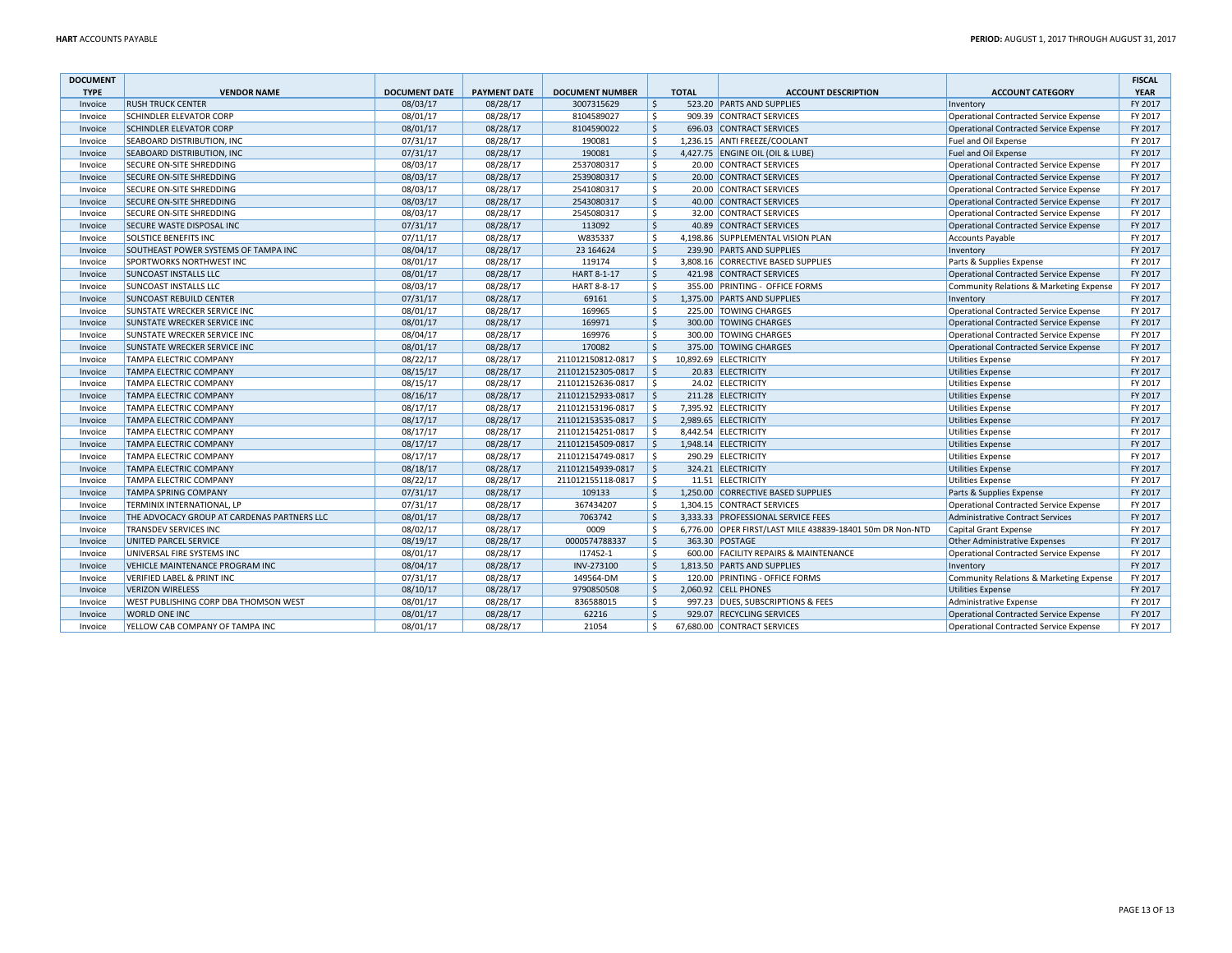| DOCUMENT TYPE | VENDOR NAME | DOCUMENT DATE | PAYMENT DATE | DOCUMENT NUMBER | TOTAL | ACCOUNT DESCRIPTION | ACCOUNT CATEGORY | FISCAL YEAR |
|---|---|---|---|---|---|---|---|---|
| Invoice | RUSH TRUCK CENTER | 08/03/17 | 08/28/17 | 3007315629 | $ 523.20 | PARTS AND SUPPLIES | Inventory | FY 2017 |
| Invoice | SCHINDLER ELEVATOR CORP | 08/01/17 | 08/28/17 | 8104589027 | $ 909.39 | CONTRACT SERVICES | Operational Contracted Service Expense | FY 2017 |
| Invoice | SCHINDLER ELEVATOR CORP | 08/01/17 | 08/28/17 | 8104590022 | $ 696.03 | CONTRACT SERVICES | Operational Contracted Service Expense | FY 2017 |
| Invoice | SEABOARD DISTRIBUTION, INC | 07/31/17 | 08/28/17 | 190081 | $ 1,236.15 | ANTI FREEZE/COOLANT | Fuel and Oil Expense | FY 2017 |
| Invoice | SEABOARD DISTRIBUTION, INC | 07/31/17 | 08/28/17 | 190081 | $ 4,427.75 | ENGINE OIL (OIL & LUBE) | Fuel and Oil Expense | FY 2017 |
| Invoice | SECURE ON-SITE SHREDDING | 08/03/17 | 08/28/17 | 2537080317 | $ 20.00 | CONTRACT SERVICES | Operational Contracted Service Expense | FY 2017 |
| Invoice | SECURE ON-SITE SHREDDING | 08/03/17 | 08/28/17 | 2539080317 | $ 20.00 | CONTRACT SERVICES | Operational Contracted Service Expense | FY 2017 |
| Invoice | SECURE ON-SITE SHREDDING | 08/03/17 | 08/28/17 | 2541080317 | $ 20.00 | CONTRACT SERVICES | Operational Contracted Service Expense | FY 2017 |
| Invoice | SECURE ON-SITE SHREDDING | 08/03/17 | 08/28/17 | 2543080317 | $ 40.00 | CONTRACT SERVICES | Operational Contracted Service Expense | FY 2017 |
| Invoice | SECURE ON-SITE SHREDDING | 08/03/17 | 08/28/17 | 2545080317 | $ 32.00 | CONTRACT SERVICES | Operational Contracted Service Expense | FY 2017 |
| Invoice | SECURE WASTE DISPOSAL INC | 07/31/17 | 08/28/17 | 113092 | $ 40.89 | CONTRACT SERVICES | Operational Contracted Service Expense | FY 2017 |
| Invoice | SOLSTICE BENEFITS INC | 07/11/17 | 08/28/17 | W835337 | $ 4,198.86 | SUPPLEMENTAL VISION PLAN | Accounts Payable | FY 2017 |
| Invoice | SOUTHEAST POWER SYSTEMS OF TAMPA INC | 08/04/17 | 08/28/17 | 23 164624 | $ 239.90 | PARTS AND SUPPLIES | Inventory | FY 2017 |
| Invoice | SPORTWORKS NORTHWEST INC | 08/01/17 | 08/28/17 | 119174 | $ 3,808.16 | CORRECTIVE BASED SUPPLIES | Parts & Supplies Expense | FY 2017 |
| Invoice | SUNCOAST INSTALLS LLC | 08/01/17 | 08/28/17 | HART 8-1-17 | $ 421.98 | CONTRACT SERVICES | Operational Contracted Service Expense | FY 2017 |
| Invoice | SUNCOAST INSTALLS LLC | 08/03/17 | 08/28/17 | HART 8-8-17 | $ 355.00 | PRINTING - OFFICE FORMS | Community Relations & Marketing Expense | FY 2017 |
| Invoice | SUNCOAST REBUILD CENTER | 07/31/17 | 08/28/17 | 69161 | $ 1,375.00 | PARTS AND SUPPLIES | Inventory | FY 2017 |
| Invoice | SUNSTATE WRECKER SERVICE INC | 08/01/17 | 08/28/17 | 169965 | $ 225.00 | TOWING CHARGES | Operational Contracted Service Expense | FY 2017 |
| Invoice | SUNSTATE WRECKER SERVICE INC | 08/01/17 | 08/28/17 | 169971 | $ 300.00 | TOWING CHARGES | Operational Contracted Service Expense | FY 2017 |
| Invoice | SUNSTATE WRECKER SERVICE INC | 08/04/17 | 08/28/17 | 169976 | $ 300.00 | TOWING CHARGES | Operational Contracted Service Expense | FY 2017 |
| Invoice | SUNSTATE WRECKER SERVICE INC | 08/01/17 | 08/28/17 | 170082 | $ 375.00 | TOWING CHARGES | Operational Contracted Service Expense | FY 2017 |
| Invoice | TAMPA ELECTRIC COMPANY | 08/22/17 | 08/28/17 | 211012150812-0817 | $ 10,892.69 | ELECTRICITY | Utilities Expense | FY 2017 |
| Invoice | TAMPA ELECTRIC COMPANY | 08/15/17 | 08/28/17 | 211012152305-0817 | $ 20.83 | ELECTRICITY | Utilities Expense | FY 2017 |
| Invoice | TAMPA ELECTRIC COMPANY | 08/15/17 | 08/28/17 | 211012152636-0817 | $ 24.02 | ELECTRICITY | Utilities Expense | FY 2017 |
| Invoice | TAMPA ELECTRIC COMPANY | 08/16/17 | 08/28/17 | 211012152933-0817 | $ 211.28 | ELECTRICITY | Utilities Expense | FY 2017 |
| Invoice | TAMPA ELECTRIC COMPANY | 08/17/17 | 08/28/17 | 211012153196-0817 | $ 7,395.92 | ELECTRICITY | Utilities Expense | FY 2017 |
| Invoice | TAMPA ELECTRIC COMPANY | 08/17/17 | 08/28/17 | 211012153535-0817 | $ 2,989.65 | ELECTRICITY | Utilities Expense | FY 2017 |
| Invoice | TAMPA ELECTRIC COMPANY | 08/17/17 | 08/28/17 | 211012154251-0817 | $ 8,442.54 | ELECTRICITY | Utilities Expense | FY 2017 |
| Invoice | TAMPA ELECTRIC COMPANY | 08/17/17 | 08/28/17 | 211012154509-0817 | $ 1,948.14 | ELECTRICITY | Utilities Expense | FY 2017 |
| Invoice | TAMPA ELECTRIC COMPANY | 08/17/17 | 08/28/17 | 211012154749-0817 | $ 290.29 | ELECTRICITY | Utilities Expense | FY 2017 |
| Invoice | TAMPA ELECTRIC COMPANY | 08/18/17 | 08/28/17 | 211012154939-0817 | $ 324.21 | ELECTRICITY | Utilities Expense | FY 2017 |
| Invoice | TAMPA ELECTRIC COMPANY | 08/22/17 | 08/28/17 | 211012155118-0817 | $ 11.51 | ELECTRICITY | Utilities Expense | FY 2017 |
| Invoice | TAMPA SPRING COMPANY | 07/31/17 | 08/28/17 | 109133 | $ 1,250.00 | CORRECTIVE BASED SUPPLIES | Parts & Supplies Expense | FY 2017 |
| Invoice | TERMINIX INTERNATIONAL, LP | 07/31/17 | 08/28/17 | 367434207 | $ 1,304.15 | CONTRACT SERVICES | Operational Contracted Service Expense | FY 2017 |
| Invoice | THE ADVOCACY GROUP AT CARDENAS PARTNERS LLC | 08/01/17 | 08/28/17 | 7063742 | $ 3,333.33 | PROFESSIONAL SERVICE FEES | Administrative Contract Services | FY 2017 |
| Invoice | TRANSDEV SERVICES INC | 08/02/17 | 08/28/17 | 0009 | $ 6,776.00 | OPER FIRST/LAST MILE 438839-18401 50m DR Non-NTD | Capital Grant Expense | FY 2017 |
| Invoice | UNITED PARCEL SERVICE | 08/19/17 | 08/28/17 | 0000574788337 | $ 363.30 | POSTAGE | Other Administrative Expenses | FY 2017 |
| Invoice | UNIVERSAL FIRE SYSTEMS INC | 08/01/17 | 08/28/17 | I17452-1 | $ 600.00 | FACILITY REPAIRS & MAINTENANCE | Operational Contracted Service Expense | FY 2017 |
| Invoice | VEHICLE MAINTENANCE PROGRAM INC | 08/04/17 | 08/28/17 | INV-273100 | $ 1,813.50 | PARTS AND SUPPLIES | Inventory | FY 2017 |
| Invoice | VERIFIED LABEL & PRINT INC | 07/31/17 | 08/28/17 | 149564-DM | $ 120.00 | PRINTING - OFFICE FORMS | Community Relations & Marketing Expense | FY 2017 |
| Invoice | VERIZON WIRELESS | 08/10/17 | 08/28/17 | 9790850508 | $ 2,060.92 | CELL PHONES | Utilities Expense | FY 2017 |
| Invoice | WEST PUBLISHING CORP DBA THOMSON WEST | 08/01/17 | 08/28/17 | 836588015 | $ 997.23 | DUES, SUBSCRIPTIONS & FEES | Administrative Expense | FY 2017 |
| Invoice | WORLD ONE INC | 08/01/17 | 08/28/17 | 62216 | $ 929.07 | RECYCLING SERVICES | Operational Contracted Service Expense | FY 2017 |
| Invoice | YELLOW CAB COMPANY OF TAMPA INC | 08/01/17 | 08/28/17 | 21054 | $ 67,680.00 | CONTRACT SERVICES | Operational Contracted Service Expense | FY 2017 |